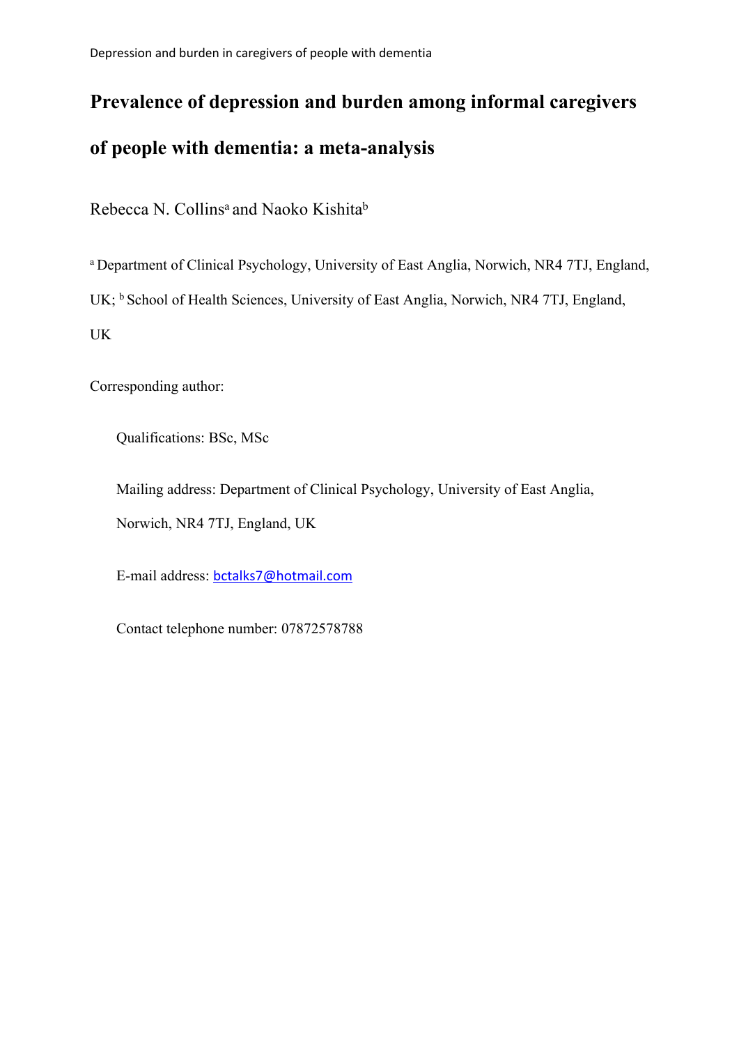# Prevalence of depression and burden among informal caregivers of people with dementia: a meta-analysis

Rebecca N. Collins[a] and Naoko Kishita[b]

[a] Department of Clinical Psychology, University of East Anglia, Norwich, NR4 7TJ, England, UK; [b] School of Health Sciences, University of East Anglia, Norwich, NR4 7TJ, England, UK

Corresponding author:

Qualifications: BSc, MSc

Mailing address: Department of Clinical Psychology, University of East Anglia, Norwich, NR4 7TJ, England, UK

E-mail address: bctalks7@hotmail.com

Contact telephone number: 07872578788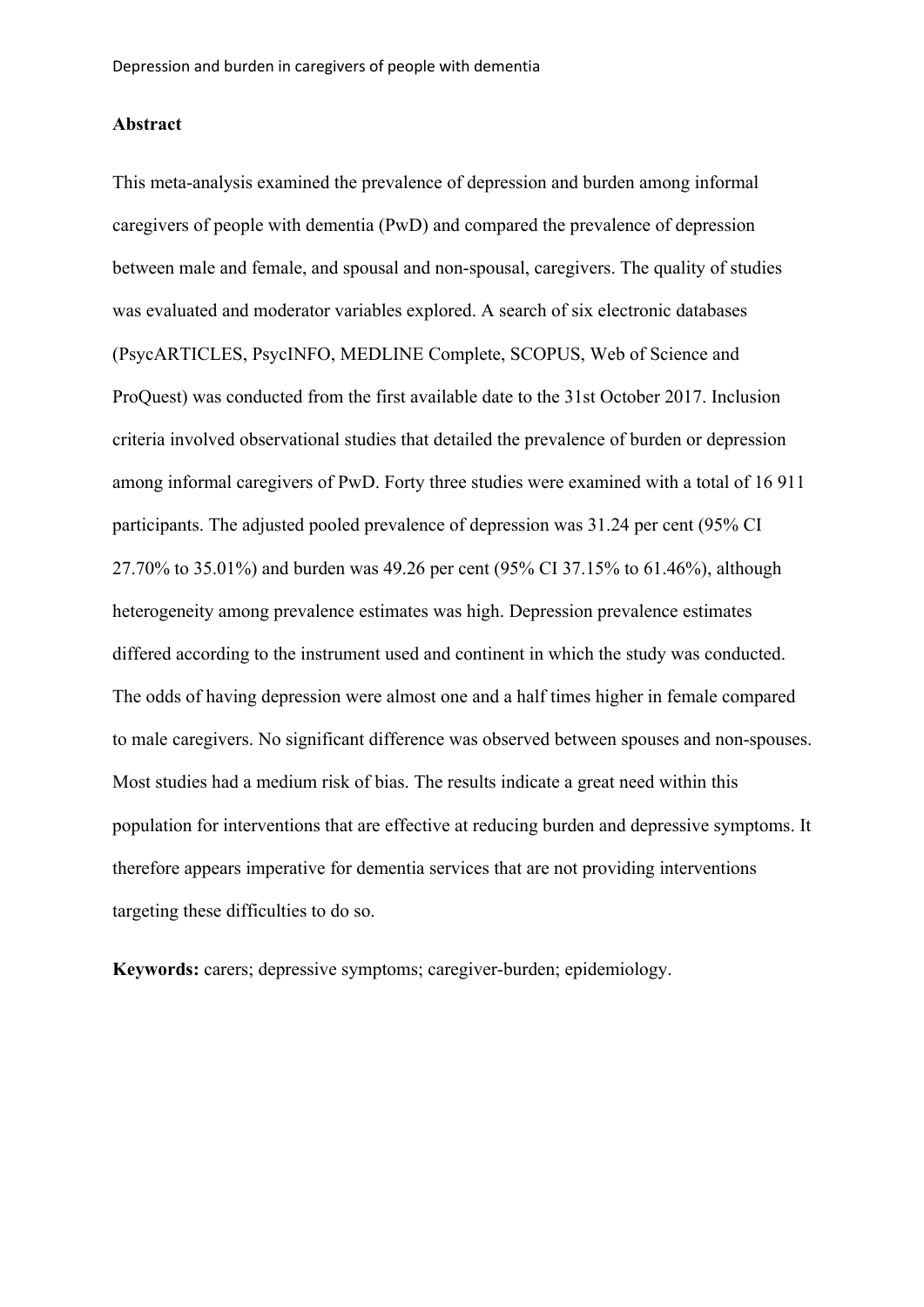**Abstract**

This meta-analysis examined the prevalence of depression and burden among informal caregivers of people with dementia (PwD) and compared the prevalence of depression between male and female, and spousal and non-spousal, caregivers. The quality of studies was evaluated and moderator variables explored. A search of six electronic databases (PsycARTICLES, PsycINFO, MEDLINE Complete, SCOPUS, Web of Science and ProQuest) was conducted from the first available date to the 31st October 2017. Inclusion criteria involved observational studies that detailed the prevalence of burden or depression among informal caregivers of PwD. Forty three studies were examined with a total of 16 911 participants. The adjusted pooled prevalence of depression was 31.24 per cent (95% CI 27.70% to 35.01%) and burden was 49.26 per cent (95% CI 37.15% to 61.46%), although heterogeneity among prevalence estimates was high. Depression prevalence estimates differed according to the instrument used and continent in which the study was conducted. The odds of having depression were almost one and a half times higher in female compared to male caregivers. No significant difference was observed between spouses and non-spouses. Most studies had a medium risk of bias. The results indicate a great need within this population for interventions that are effective at reducing burden and depressive symptoms. It therefore appears imperative for dementia services that are not providing interventions targeting these difficulties to do so.

**Keywords:** carers; depressive symptoms; caregiver-burden; epidemiology.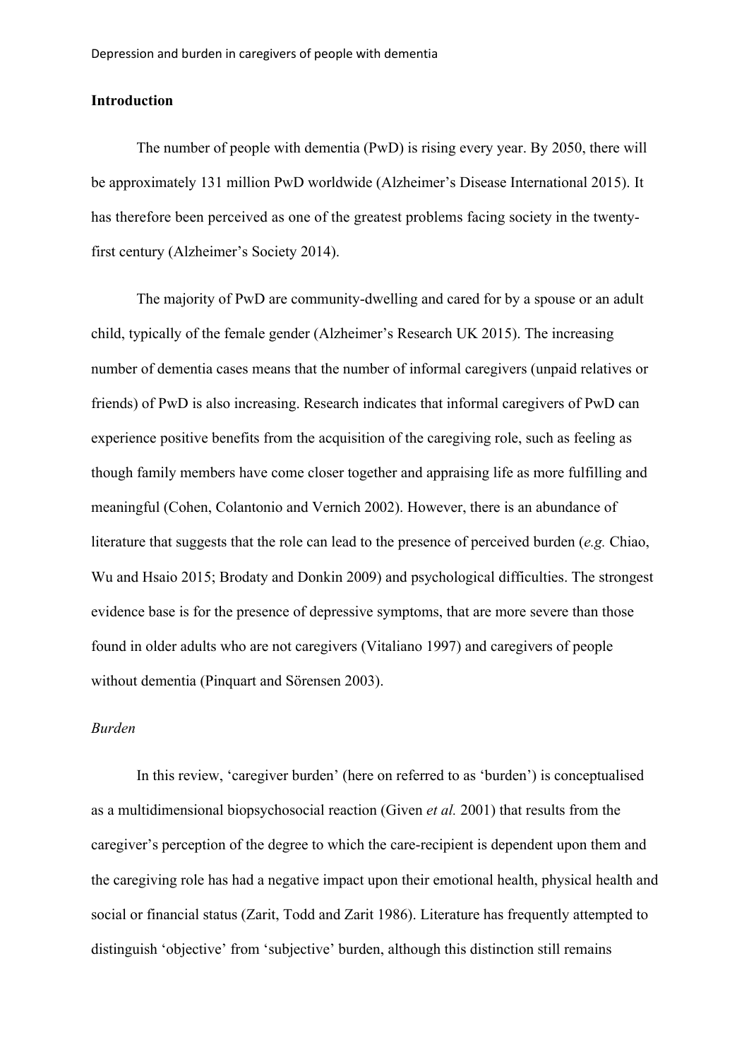## Introduction

The number of people with dementia (PwD) is rising every year. By 2050, there will be approximately 131 million PwD worldwide (Alzheimer's Disease International 2015). It has therefore been perceived as one of the greatest problems facing society in the twenty-first century (Alzheimer's Society 2014).

The majority of PwD are community-dwelling and cared for by a spouse or an adult child, typically of the female gender (Alzheimer's Research UK 2015). The increasing number of dementia cases means that the number of informal caregivers (unpaid relatives or friends) of PwD is also increasing. Research indicates that informal caregivers of PwD can experience positive benefits from the acquisition of the caregiving role, such as feeling as though family members have come closer together and appraising life as more fulfilling and meaningful (Cohen, Colantonio and Vernich 2002). However, there is an abundance of literature that suggests that the role can lead to the presence of perceived burden (*e.g.* Chiao, Wu and Hsaio 2015; Brodaty and Donkin 2009) and psychological difficulties. The strongest evidence base is for the presence of depressive symptoms, that are more severe than those found in older adults who are not caregivers (Vitaliano 1997) and caregivers of people without dementia (Pinquart and Sörensen 2003).

### *Burden*

In this review, 'caregiver burden' (here on referred to as 'burden') is conceptualised as a multidimensional biopsychosocial reaction (Given *et al.* 2001) that results from the caregiver's perception of the degree to which the care-recipient is dependent upon them and the caregiving role has had a negative impact upon their emotional health, physical health and social or financial status (Zarit, Todd and Zarit 1986). Literature has frequently attempted to distinguish 'objective' from 'subjective' burden, although this distinction still remains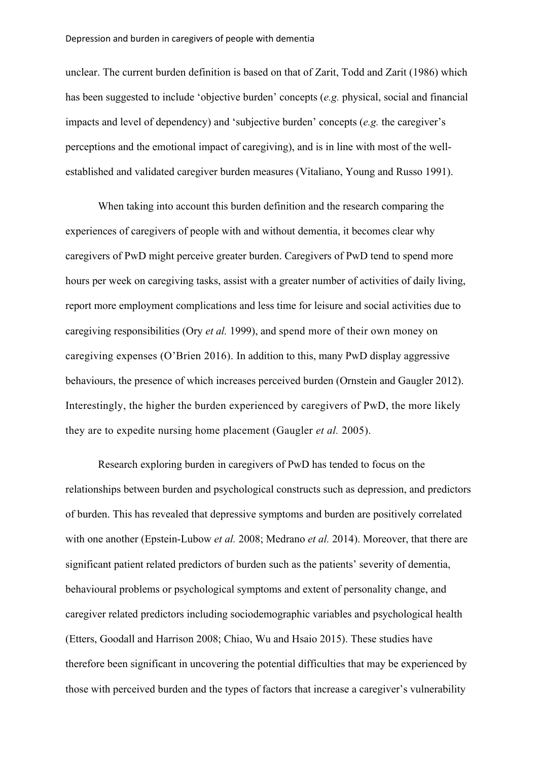unclear. The current burden definition is based on that of Zarit, Todd and Zarit (1986) which has been suggested to include 'objective burden' concepts (*e.g.* physical, social and financial impacts and level of dependency) and 'subjective burden' concepts (*e.g.* the caregiver's perceptions and the emotional impact of caregiving), and is in line with most of the well-established and validated caregiver burden measures (Vitaliano, Young and Russo 1991).

When taking into account this burden definition and the research comparing the experiences of caregivers of people with and without dementia, it becomes clear why caregivers of PwD might perceive greater burden. Caregivers of PwD tend to spend more hours per week on caregiving tasks, assist with a greater number of activities of daily living, report more employment complications and less time for leisure and social activities due to caregiving responsibilities (Ory *et al.* 1999), and spend more of their own money on caregiving expenses (O'Brien 2016). In addition to this, many PwD display aggressive behaviours, the presence of which increases perceived burden (Ornstein and Gaugler 2012). Interestingly, the higher the burden experienced by caregivers of PwD, the more likely they are to expedite nursing home placement (Gaugler *et al.* 2005).

Research exploring burden in caregivers of PwD has tended to focus on the relationships between burden and psychological constructs such as depression, and predictors of burden. This has revealed that depressive symptoms and burden are positively correlated with one another (Epstein-Lubow *et al.* 2008; Medrano *et al.* 2014). Moreover, that there are significant patient related predictors of burden such as the patients' severity of dementia, behavioural problems or psychological symptoms and extent of personality change, and caregiver related predictors including sociodemographic variables and psychological health (Etters, Goodall and Harrison 2008; Chiao, Wu and Hsaio 2015). These studies have therefore been significant in uncovering the potential difficulties that may be experienced by those with perceived burden and the types of factors that increase a caregiver's vulnerability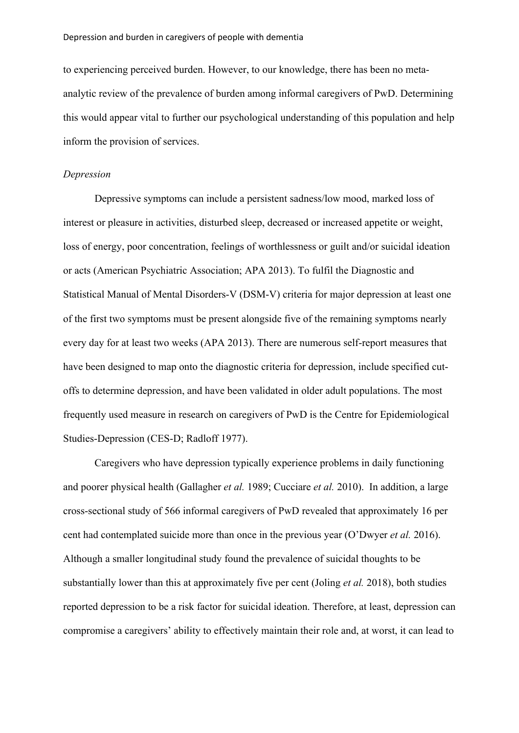to experiencing perceived burden. However, to our knowledge, there has been no meta-analytic review of the prevalence of burden among informal caregivers of PwD. Determining this would appear vital to further our psychological understanding of this population and help inform the provision of services.

*Depression*

Depressive symptoms can include a persistent sadness/low mood, marked loss of interest or pleasure in activities, disturbed sleep, decreased or increased appetite or weight, loss of energy, poor concentration, feelings of worthlessness or guilt and/or suicidal ideation or acts (American Psychiatric Association; APA 2013). To fulfil the Diagnostic and Statistical Manual of Mental Disorders-V (DSM-V) criteria for major depression at least one of the first two symptoms must be present alongside five of the remaining symptoms nearly every day for at least two weeks (APA 2013). There are numerous self-report measures that have been designed to map onto the diagnostic criteria for depression, include specified cut-offs to determine depression, and have been validated in older adult populations. The most frequently used measure in research on caregivers of PwD is the Centre for Epidemiological Studies-Depression (CES-D; Radloff 1977).

Caregivers who have depression typically experience problems in daily functioning and poorer physical health (Gallagher *et al.* 1989; Cucciare *et al.* 2010). In addition, a large cross-sectional study of 566 informal caregivers of PwD revealed that approximately 16 per cent had contemplated suicide more than once in the previous year (O'Dwyer *et al.* 2016). Although a smaller longitudinal study found the prevalence of suicidal thoughts to be substantially lower than this at approximately five per cent (Joling *et al.* 2018), both studies reported depression to be a risk factor for suicidal ideation. Therefore, at least, depression can compromise a caregivers' ability to effectively maintain their role and, at worst, it can lead to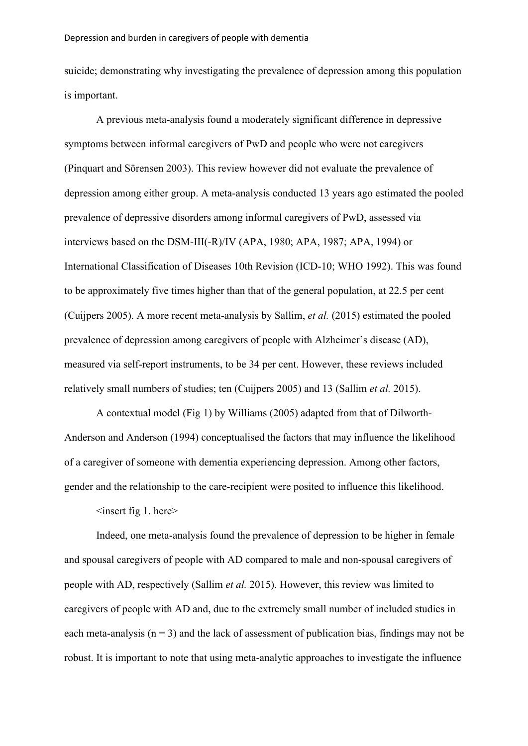suicide; demonstrating why investigating the prevalence of depression among this population is important.

A previous meta-analysis found a moderately significant difference in depressive symptoms between informal caregivers of PwD and people who were not caregivers (Pinquart and Sörensen 2003). This review however did not evaluate the prevalence of depression among either group. A meta-analysis conducted 13 years ago estimated the pooled prevalence of depressive disorders among informal caregivers of PwD, assessed via interviews based on the DSM-III(-R)/IV (APA, 1980; APA, 1987; APA, 1994) or International Classification of Diseases 10th Revision (ICD-10; WHO 1992). This was found to be approximately five times higher than that of the general population, at 22.5 per cent (Cuijpers 2005). A more recent meta-analysis by Sallim, *et al.* (2015) estimated the pooled prevalence of depression among caregivers of people with Alzheimer's disease (AD), measured via self-report instruments, to be 34 per cent. However, these reviews included relatively small numbers of studies; ten (Cuijpers 2005) and 13 (Sallim *et al.* 2015).

A contextual model (Fig 1) by Williams (2005) adapted from that of Dilworth-Anderson and Anderson (1994) conceptualised the factors that may influence the likelihood of a caregiver of someone with dementia experiencing depression. Among other factors, gender and the relationship to the care-recipient were posited to influence this likelihood.

<insert fig 1. here>

Indeed, one meta-analysis found the prevalence of depression to be higher in female and spousal caregivers of people with AD compared to male and non-spousal caregivers of people with AD, respectively (Sallim *et al.* 2015). However, this review was limited to caregivers of people with AD and, due to the extremely small number of included studies in each meta-analysis (n = 3) and the lack of assessment of publication bias, findings may not be robust. It is important to note that using meta-analytic approaches to investigate the influence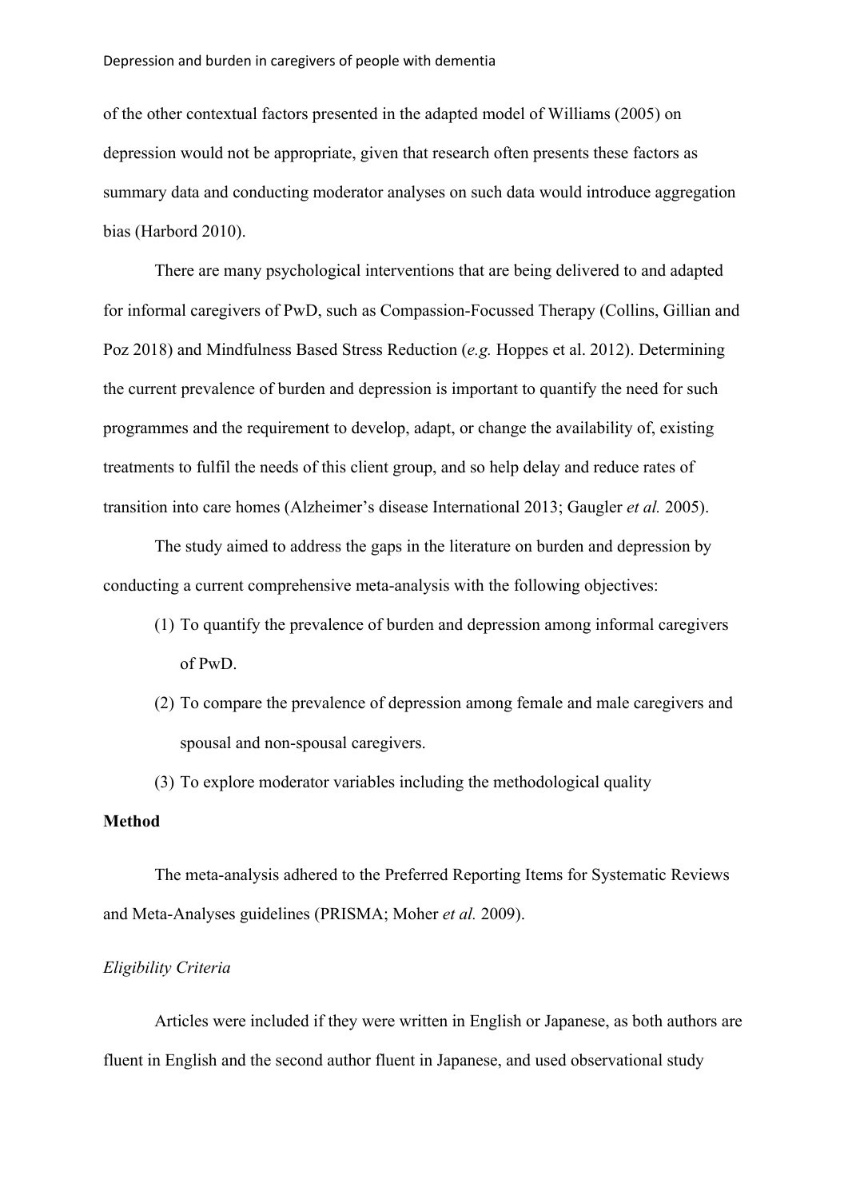of the other contextual factors presented in the adapted model of Williams (2005) on depression would not be appropriate, given that research often presents these factors as summary data and conducting moderator analyses on such data would introduce aggregation bias (Harbord 2010).

There are many psychological interventions that are being delivered to and adapted for informal caregivers of PwD, such as Compassion-Focussed Therapy (Collins, Gillian and Poz 2018) and Mindfulness Based Stress Reduction (*e.g.* Hoppes et al. 2012). Determining the current prevalence of burden and depression is important to quantify the need for such programmes and the requirement to develop, adapt, or change the availability of, existing treatments to fulfil the needs of this client group, and so help delay and reduce rates of transition into care homes (Alzheimer's disease International 2013; Gaugler *et al.* 2005).

The study aimed to address the gaps in the literature on burden and depression by conducting a current comprehensive meta-analysis with the following objectives:

(1) To quantify the prevalence of burden and depression among informal caregivers of PwD.

(2) To compare the prevalence of depression among female and male caregivers and spousal and non-spousal caregivers.

(3) To explore moderator variables including the methodological quality

**Method**

The meta-analysis adhered to the Preferred Reporting Items for Systematic Reviews and Meta-Analyses guidelines (PRISMA; Moher *et al.* 2009).

*Eligibility Criteria*

Articles were included if they were written in English or Japanese, as both authors are fluent in English and the second author fluent in Japanese, and used observational study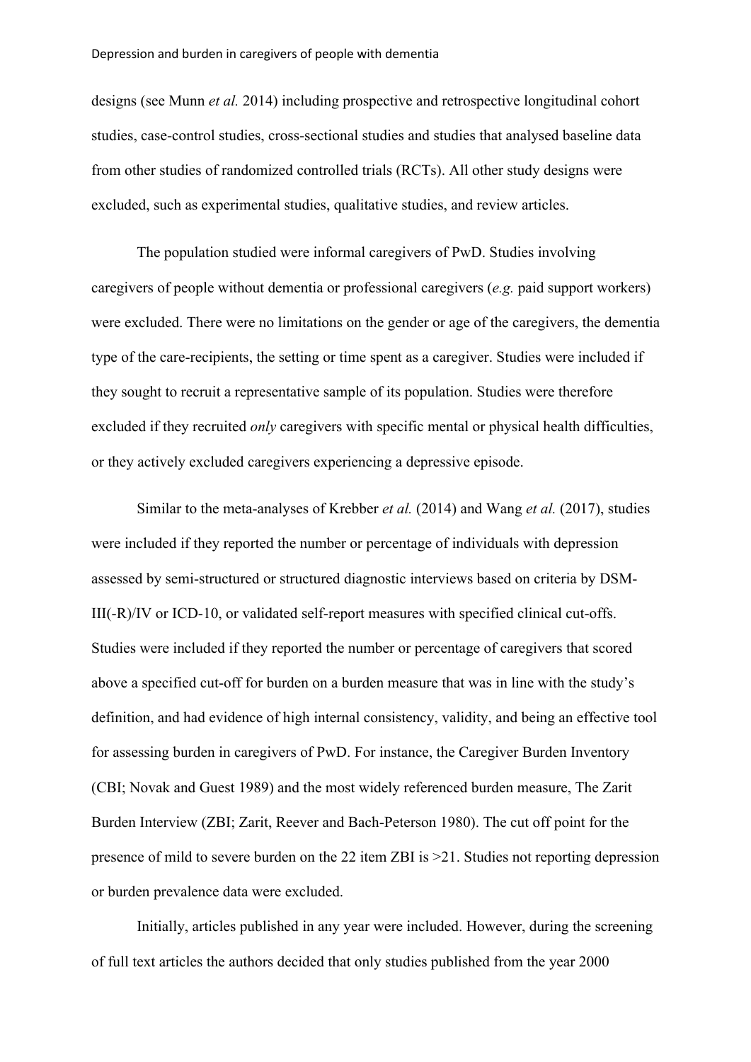designs (see Munn *et al.* 2014) including prospective and retrospective longitudinal cohort studies, case-control studies, cross-sectional studies and studies that analysed baseline data from other studies of randomized controlled trials (RCTs). All other study designs were excluded, such as experimental studies, qualitative studies, and review articles.

The population studied were informal caregivers of PwD. Studies involving caregivers of people without dementia or professional caregivers (*e.g.* paid support workers) were excluded. There were no limitations on the gender or age of the caregivers, the dementia type of the care-recipients, the setting or time spent as a caregiver. Studies were included if they sought to recruit a representative sample of its population. Studies were therefore excluded if they recruited *only* caregivers with specific mental or physical health difficulties, or they actively excluded caregivers experiencing a depressive episode.

Similar to the meta-analyses of Krebber *et al.* (2014) and Wang *et al.* (2017), studies were included if they reported the number or percentage of individuals with depression assessed by semi-structured or structured diagnostic interviews based on criteria by DSM-III(-R)/IV or ICD-10, or validated self-report measures with specified clinical cut-offs. Studies were included if they reported the number or percentage of caregivers that scored above a specified cut-off for burden on a burden measure that was in line with the study's definition, and had evidence of high internal consistency, validity, and being an effective tool for assessing burden in caregivers of PwD. For instance, the Caregiver Burden Inventory (CBI; Novak and Guest 1989) and the most widely referenced burden measure, The Zarit Burden Interview (ZBI; Zarit, Reever and Bach-Peterson 1980). The cut off point for the presence of mild to severe burden on the 22 item ZBI is >21. Studies not reporting depression or burden prevalence data were excluded.

Initially, articles published in any year were included. However, during the screening of full text articles the authors decided that only studies published from the year 2000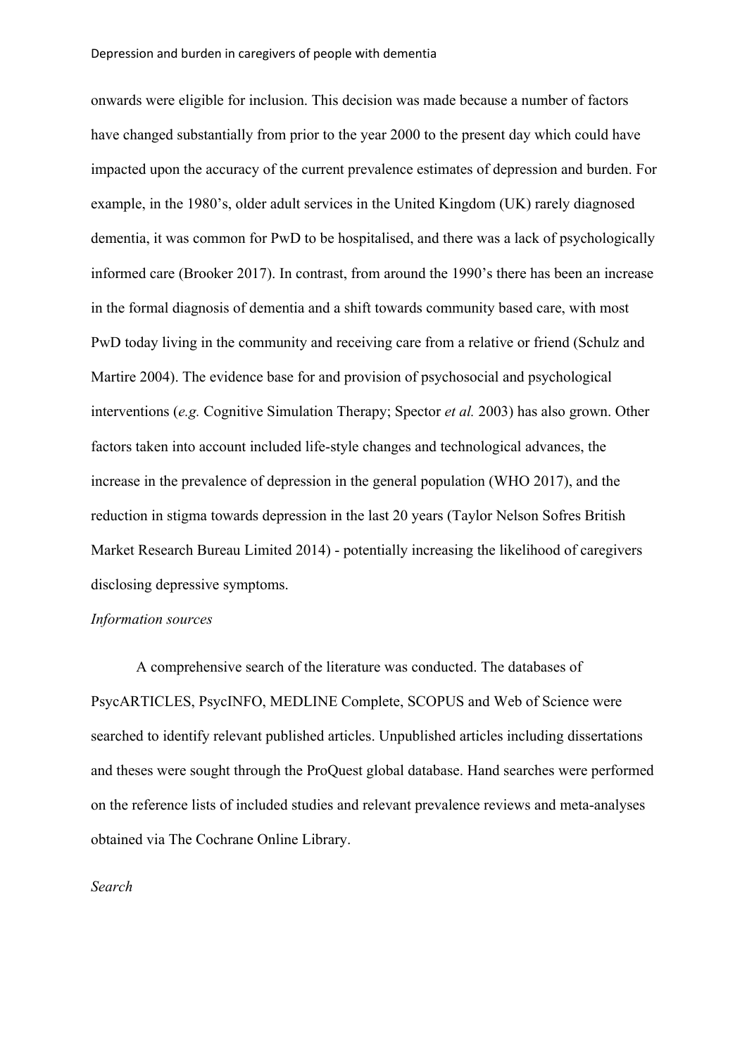onwards were eligible for inclusion. This decision was made because a number of factors have changed substantially from prior to the year 2000 to the present day which could have impacted upon the accuracy of the current prevalence estimates of depression and burden. For example, in the 1980's, older adult services in the United Kingdom (UK) rarely diagnosed dementia, it was common for PwD to be hospitalised, and there was a lack of psychologically informed care (Brooker 2017). In contrast, from around the 1990's there has been an increase in the formal diagnosis of dementia and a shift towards community based care, with most PwD today living in the community and receiving care from a relative or friend (Schulz and Martire 2004). The evidence base for and provision of psychosocial and psychological interventions (*e.g.* Cognitive Simulation Therapy; Spector *et al.* 2003) has also grown. Other factors taken into account included life-style changes and technological advances, the increase in the prevalence of depression in the general population (WHO 2017), and the reduction in stigma towards depression in the last 20 years (Taylor Nelson Sofres British Market Research Bureau Limited 2014) - potentially increasing the likelihood of caregivers disclosing depressive symptoms.

*Information sources*

A comprehensive search of the literature was conducted. The databases of PsycARTICLES, PsycINFO, MEDLINE Complete, SCOPUS and Web of Science were searched to identify relevant published articles. Unpublished articles including dissertations and theses were sought through the ProQuest global database. Hand searches were performed on the reference lists of included studies and relevant prevalence reviews and meta-analyses obtained via The Cochrane Online Library.

*Search*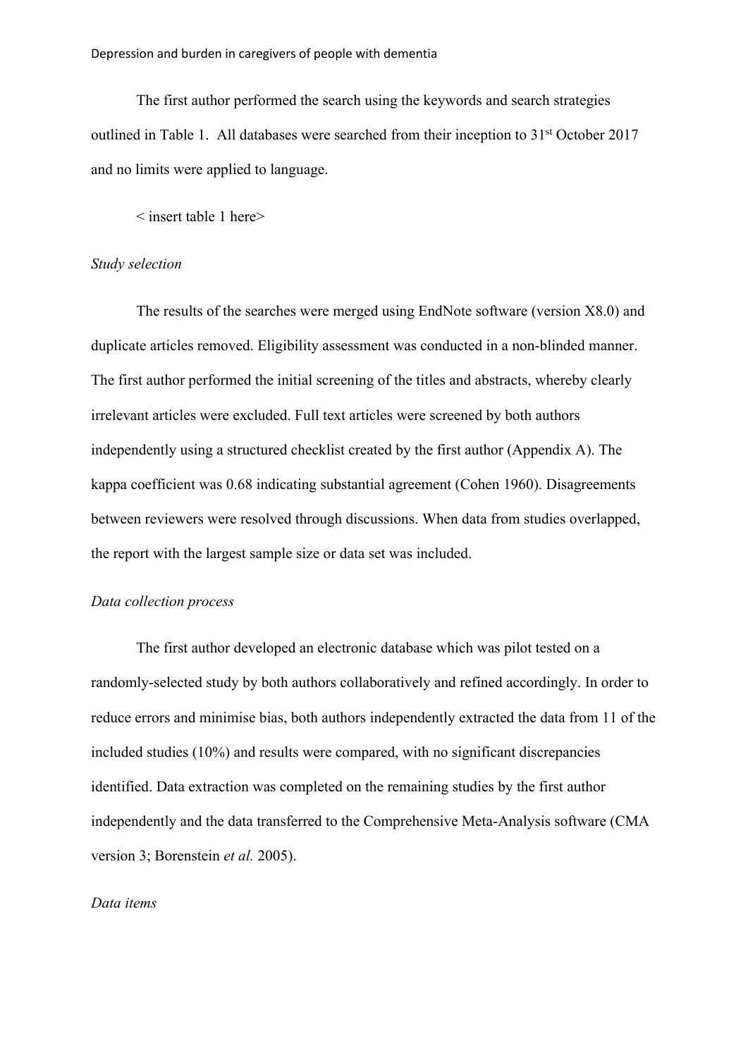The first author performed the search using the keywords and search strategies outlined in Table 1. All databases were searched from their inception to 31st October 2017 and no limits were applied to language.

< insert table 1 here>

*Study selection*

The results of the searches were merged using EndNote software (version X8.0) and duplicate articles removed. Eligibility assessment was conducted in a non-blinded manner. The first author performed the initial screening of the titles and abstracts, whereby clearly irrelevant articles were excluded. Full text articles were screened by both authors independently using a structured checklist created by the first author (Appendix A). The kappa coefficient was 0.68 indicating substantial agreement (Cohen 1960). Disagreements between reviewers were resolved through discussions. When data from studies overlapped, the report with the largest sample size or data set was included.

*Data collection process*

The first author developed an electronic database which was pilot tested on a randomly-selected study by both authors collaboratively and refined accordingly. In order to reduce errors and minimise bias, both authors independently extracted the data from 11 of the included studies (10%) and results were compared, with no significant discrepancies identified. Data extraction was completed on the remaining studies by the first author independently and the data transferred to the Comprehensive Meta-Analysis software (CMA version 3; Borenstein *et al.* 2005).

*Data items*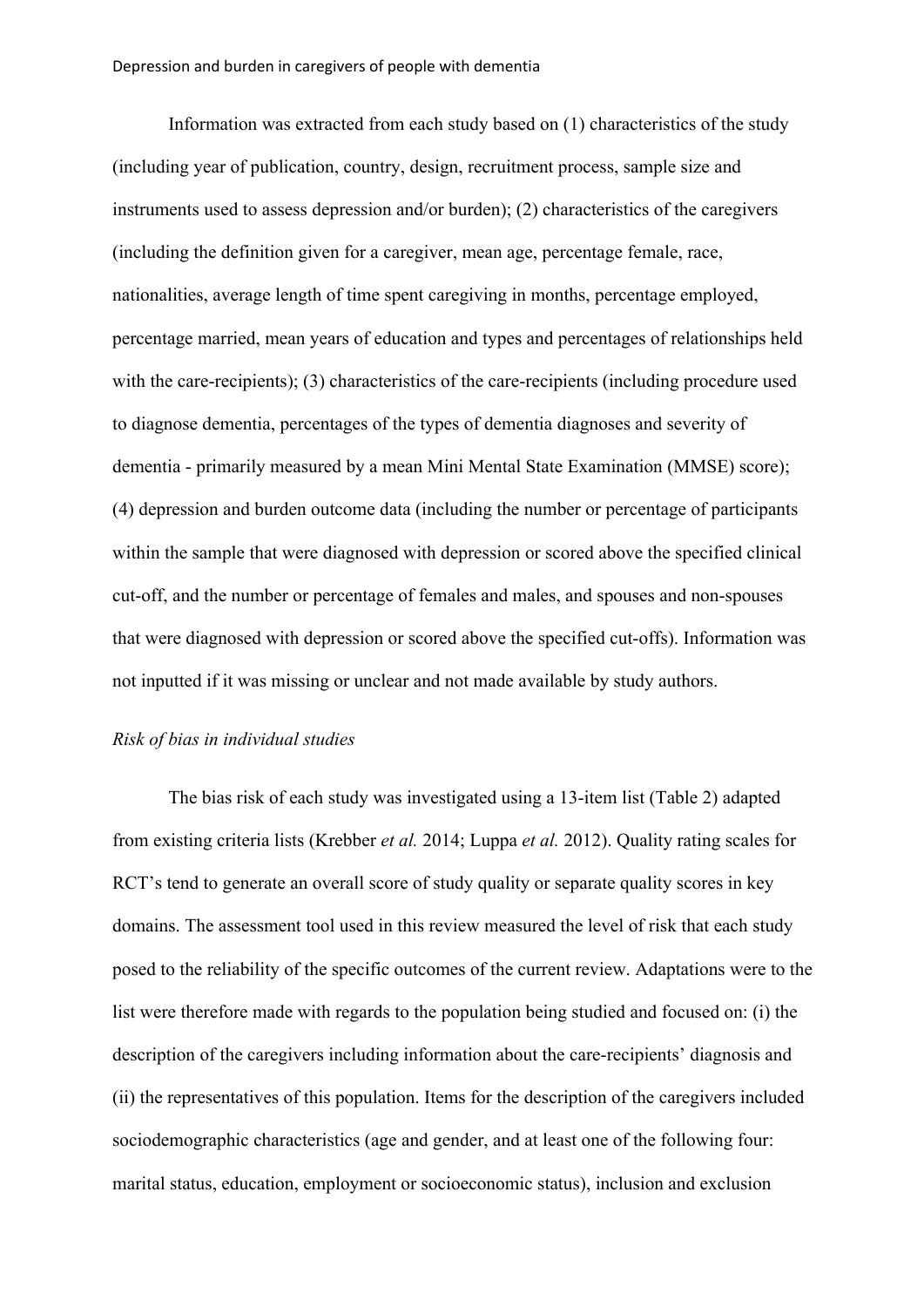Information was extracted from each study based on (1) characteristics of the study (including year of publication, country, design, recruitment process, sample size and instruments used to assess depression and/or burden); (2) characteristics of the caregivers (including the definition given for a caregiver, mean age, percentage female, race, nationalities, average length of time spent caregiving in months, percentage employed, percentage married, mean years of education and types and percentages of relationships held with the care-recipients); (3) characteristics of the care-recipients (including procedure used to diagnose dementia, percentages of the types of dementia diagnoses and severity of dementia - primarily measured by a mean Mini Mental State Examination (MMSE) score); (4) depression and burden outcome data (including the number or percentage of participants within the sample that were diagnosed with depression or scored above the specified clinical cut-off, and the number or percentage of females and males, and spouses and non-spouses that were diagnosed with depression or scored above the specified cut-offs). Information was not inputted if it was missing or unclear and not made available by study authors.

*Risk of bias in individual studies*

The bias risk of each study was investigated using a 13-item list (Table 2) adapted from existing criteria lists (Krebber *et al.* 2014; Luppa *et al.* 2012). Quality rating scales for RCT's tend to generate an overall score of study quality or separate quality scores in key domains. The assessment tool used in this review measured the level of risk that each study posed to the reliability of the specific outcomes of the current review. Adaptations were to the list were therefore made with regards to the population being studied and focused on: (i) the description of the caregivers including information about the care-recipients' diagnosis and (ii) the representatives of this population. Items for the description of the caregivers included sociodemographic characteristics (age and gender, and at least one of the following four: marital status, education, employment or socioeconomic status), inclusion and exclusion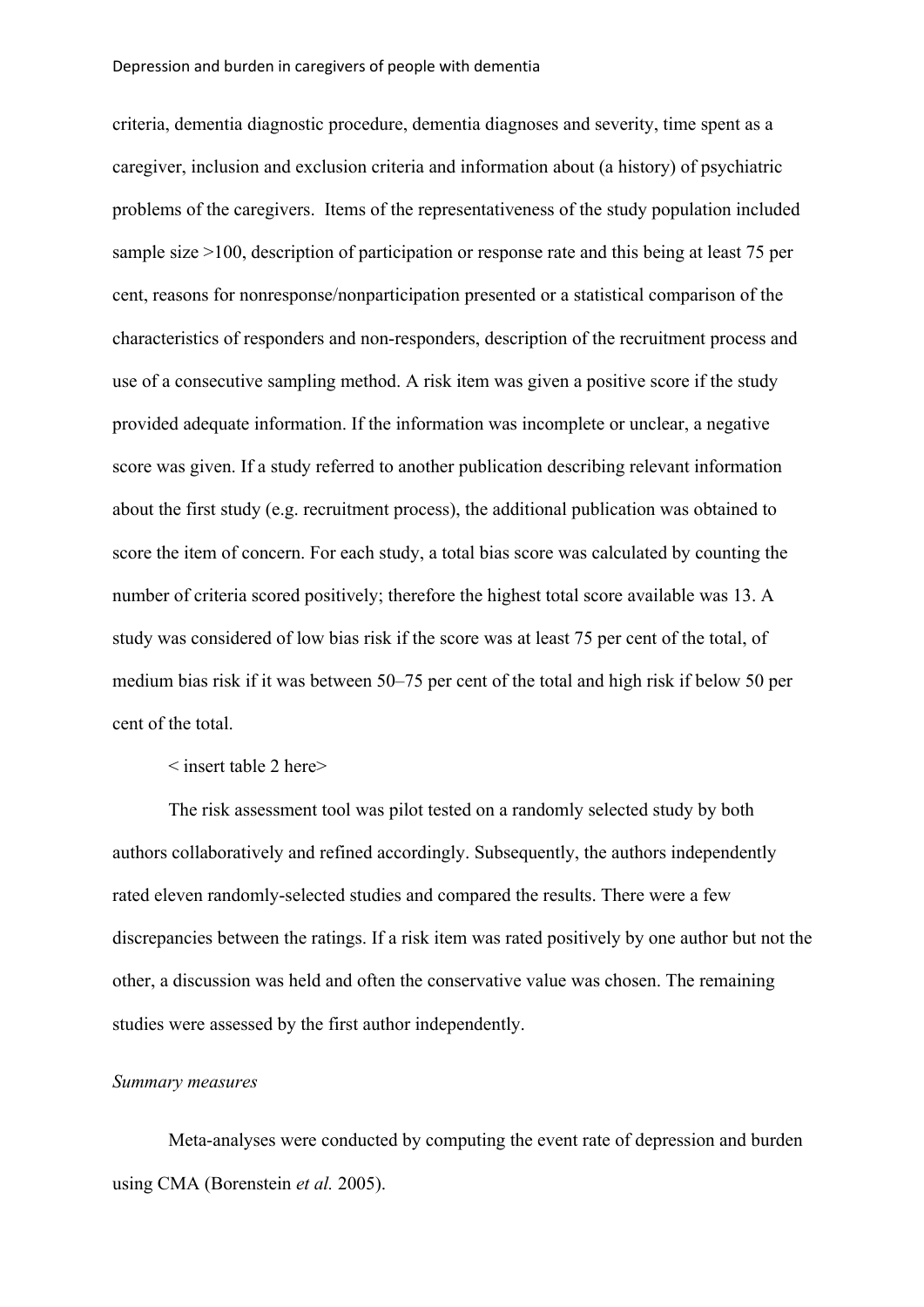criteria, dementia diagnostic procedure, dementia diagnoses and severity, time spent as a caregiver, inclusion and exclusion criteria and information about (a history) of psychiatric problems of the caregivers. Items of the representativeness of the study population included sample size >100, description of participation or response rate and this being at least 75 per cent, reasons for nonresponse/nonparticipation presented or a statistical comparison of the characteristics of responders and non-responders, description of the recruitment process and use of a consecutive sampling method. A risk item was given a positive score if the study provided adequate information. If the information was incomplete or unclear, a negative score was given. If a study referred to another publication describing relevant information about the first study (e.g. recruitment process), the additional publication was obtained to score the item of concern. For each study, a total bias score was calculated by counting the number of criteria scored positively; therefore the highest total score available was 13. A study was considered of low bias risk if the score was at least 75 per cent of the total, of medium bias risk if it was between 50–75 per cent of the total and high risk if below 50 per cent of the total.

< insert table 2 here>

The risk assessment tool was pilot tested on a randomly selected study by both authors collaboratively and refined accordingly. Subsequently, the authors independently rated eleven randomly-selected studies and compared the results. There were a few discrepancies between the ratings. If a risk item was rated positively by one author but not the other, a discussion was held and often the conservative value was chosen. The remaining studies were assessed by the first author independently.

*Summary measures*

Meta-analyses were conducted by computing the event rate of depression and burden using CMA (Borenstein *et al.* 2005).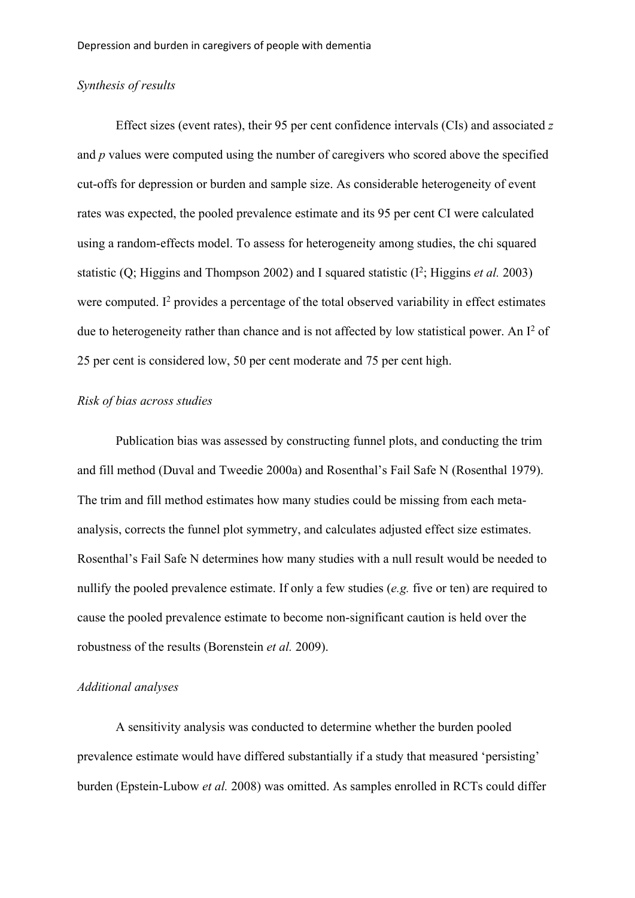*Synthesis of results*

Effect sizes (event rates), their 95 per cent confidence intervals (CIs) and associated *z* and *p* values were computed using the number of caregivers who scored above the specified cut-offs for depression or burden and sample size. As considerable heterogeneity of event rates was expected, the pooled prevalence estimate and its 95 per cent CI were calculated using a random-effects model. To assess for heterogeneity among studies, the chi squared statistic (Q; Higgins and Thompson 2002) and I squared statistic ($I^2$; Higgins *et al.* 2003) were computed. $I^2$ provides a percentage of the total observed variability in effect estimates due to heterogeneity rather than chance and is not affected by low statistical power. An $I^2$ of 25 per cent is considered low, 50 per cent moderate and 75 per cent high.

*Risk of bias across studies*

Publication bias was assessed by constructing funnel plots, and conducting the trim and fill method (Duval and Tweedie 2000a) and Rosenthal's Fail Safe N (Rosenthal 1979). The trim and fill method estimates how many studies could be missing from each meta-analysis, corrects the funnel plot symmetry, and calculates adjusted effect size estimates. Rosenthal's Fail Safe N determines how many studies with a null result would be needed to nullify the pooled prevalence estimate. If only a few studies (*e.g.* five or ten) are required to cause the pooled prevalence estimate to become non-significant caution is held over the robustness of the results (Borenstein *et al.* 2009).

*Additional analyses*

A sensitivity analysis was conducted to determine whether the burden pooled prevalence estimate would have differed substantially if a study that measured 'persisting' burden (Epstein-Lubow *et al.* 2008) was omitted. As samples enrolled in RCTs could differ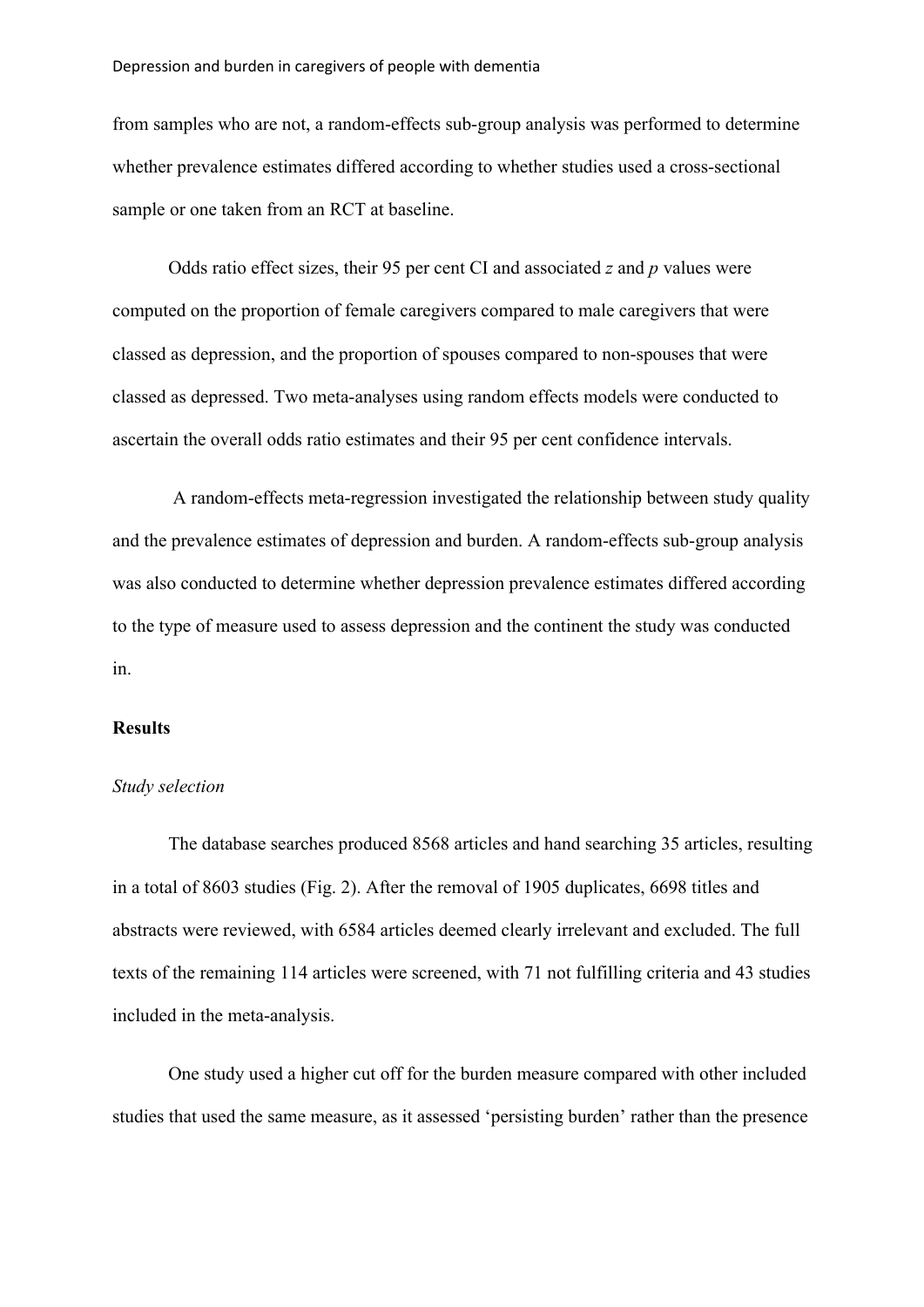from samples who are not, a random-effects sub-group analysis was performed to determine whether prevalence estimates differed according to whether studies used a cross-sectional sample or one taken from an RCT at baseline.

Odds ratio effect sizes, their 95 per cent CI and associated $z$ and $p$ values were computed on the proportion of female caregivers compared to male caregivers that were classed as depression, and the proportion of spouses compared to non-spouses that were classed as depressed. Two meta-analyses using random effects models were conducted to ascertain the overall odds ratio estimates and their 95 per cent confidence intervals.

A random-effects meta-regression investigated the relationship between study quality and the prevalence estimates of depression and burden. A random-effects sub-group analysis was also conducted to determine whether depression prevalence estimates differed according to the type of measure used to assess depression and the continent the study was conducted in.

**Results**

*Study selection*

The database searches produced 8568 articles and hand searching 35 articles, resulting in a total of 8603 studies (Fig. 2). After the removal of 1905 duplicates, 6698 titles and abstracts were reviewed, with 6584 articles deemed clearly irrelevant and excluded. The full texts of the remaining 114 articles were screened, with 71 not fulfilling criteria and 43 studies included in the meta-analysis.

One study used a higher cut off for the burden measure compared with other included studies that used the same measure, as it assessed 'persisting burden' rather than the presence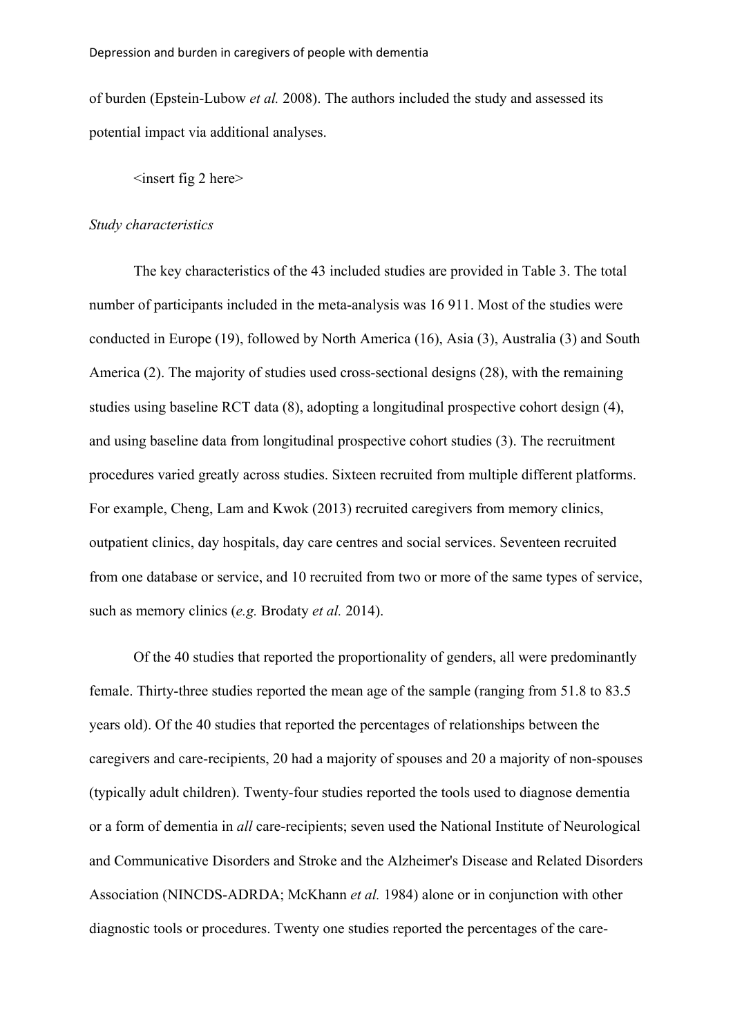of burden (Epstein-Lubow *et al.* 2008). The authors included the study and assessed its potential impact via additional analyses.

<insert fig 2 here>

*Study characteristics*

The key characteristics of the 43 included studies are provided in Table 3. The total number of participants included in the meta-analysis was 16 911. Most of the studies were conducted in Europe (19), followed by North America (16), Asia (3), Australia (3) and South America (2). The majority of studies used cross-sectional designs (28), with the remaining studies using baseline RCT data (8), adopting a longitudinal prospective cohort design (4), and using baseline data from longitudinal prospective cohort studies (3). The recruitment procedures varied greatly across studies. Sixteen recruited from multiple different platforms. For example, Cheng, Lam and Kwok (2013) recruited caregivers from memory clinics, outpatient clinics, day hospitals, day care centres and social services. Seventeen recruited from one database or service, and 10 recruited from two or more of the same types of service, such as memory clinics (*e.g.* Brodaty *et al.* 2014).

Of the 40 studies that reported the proportionality of genders, all were predominantly female. Thirty-three studies reported the mean age of the sample (ranging from 51.8 to 83.5 years old). Of the 40 studies that reported the percentages of relationships between the caregivers and care-recipients, 20 had a majority of spouses and 20 a majority of non-spouses (typically adult children). Twenty-four studies reported the tools used to diagnose dementia or a form of dementia in *all* care-recipients; seven used the National Institute of Neurological and Communicative Disorders and Stroke and the Alzheimer's Disease and Related Disorders Association (NINCDS-ADRDA; McKhann *et al.* 1984) alone or in conjunction with other diagnostic tools or procedures. Twenty one studies reported the percentages of the care-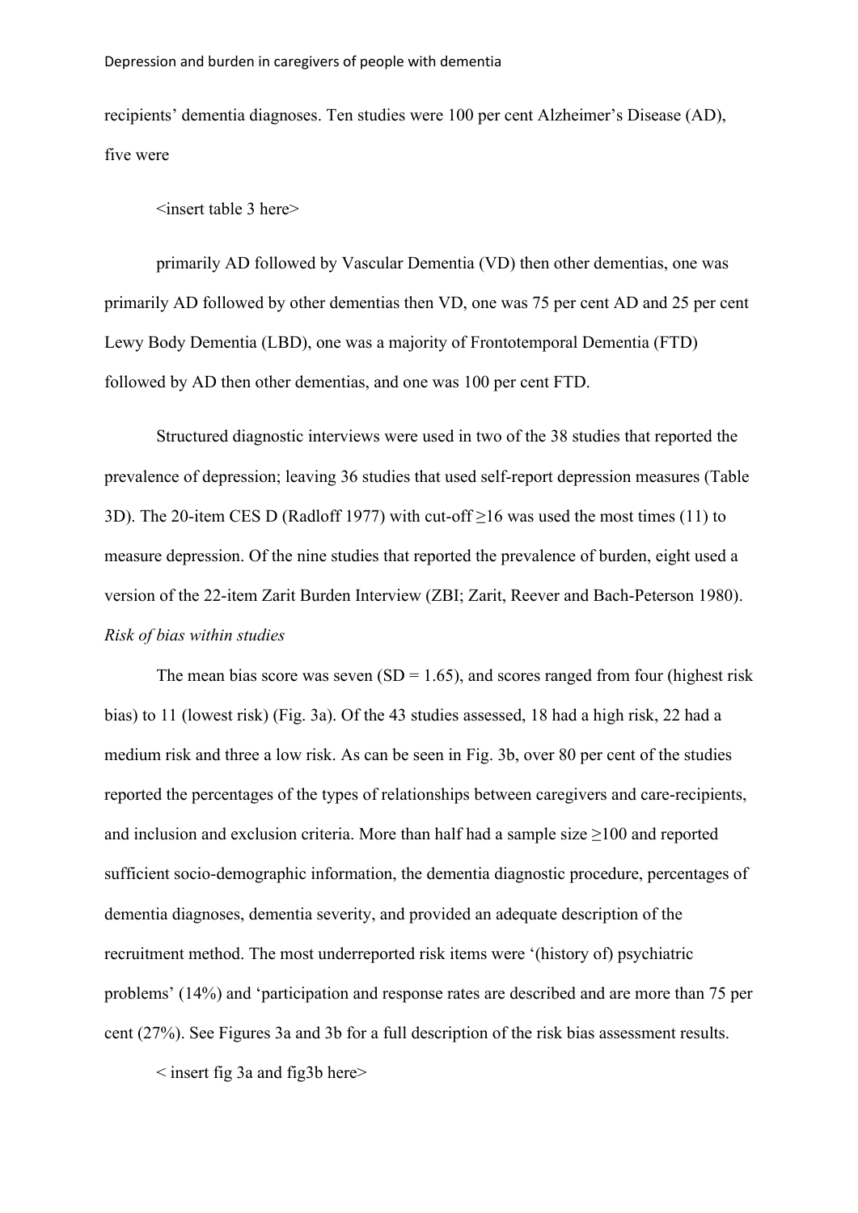recipients' dementia diagnoses. Ten studies were 100 per cent Alzheimer's Disease (AD), five were

<insert table 3 here>

primarily AD followed by Vascular Dementia (VD) then other dementias, one was primarily AD followed by other dementias then VD, one was 75 per cent AD and 25 per cent Lewy Body Dementia (LBD), one was a majority of Frontotemporal Dementia (FTD) followed by AD then other dementias, and one was 100 per cent FTD.

Structured diagnostic interviews were used in two of the 38 studies that reported the prevalence of depression; leaving 36 studies that used self-report depression measures (Table 3D). The 20-item CES D (Radloff 1977) with cut-off ≥16 was used the most times (11) to measure depression. Of the nine studies that reported the prevalence of burden, eight used a version of the 22-item Zarit Burden Interview (ZBI; Zarit, Reever and Bach-Peterson 1980).

*Risk of bias within studies*

The mean bias score was seven (SD = 1.65), and scores ranged from four (highest risk bias) to 11 (lowest risk) (Fig. 3a). Of the 43 studies assessed, 18 had a high risk, 22 had a medium risk and three a low risk. As can be seen in Fig. 3b, over 80 per cent of the studies reported the percentages of the types of relationships between caregivers and care-recipients, and inclusion and exclusion criteria. More than half had a sample size ≥100 and reported sufficient socio-demographic information, the dementia diagnostic procedure, percentages of dementia diagnoses, dementia severity, and provided an adequate description of the recruitment method. The most underreported risk items were '(history of) psychiatric problems' (14%) and 'participation and response rates are described and are more than 75 per cent (27%). See Figures 3a and 3b for a full description of the risk bias assessment results.

< insert fig 3a and fig3b here>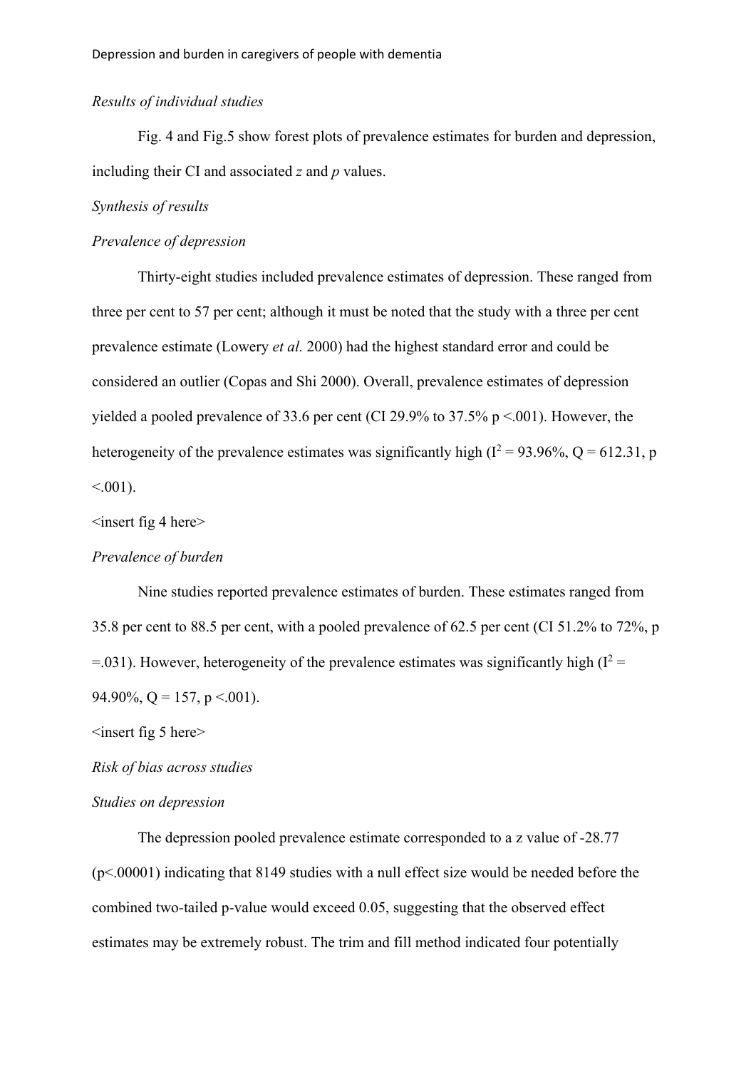*Results of individual studies*

Fig. 4 and Fig.5 show forest plots of prevalence estimates for burden and depression, including their CI and associated $z$ and $p$ values.

*Synthesis of results*

*Prevalence of depression*

Thirty-eight studies included prevalence estimates of depression. These ranged from three per cent to 57 per cent; although it must be noted that the study with a three per cent prevalence estimate (Lowery *et al.* 2000) had the highest standard error and could be considered an outlier (Copas and Shi 2000). Overall, prevalence estimates of depression yielded a pooled prevalence of 33.6 per cent (CI 29.9% to 37.5% p <.001). However, the heterogeneity of the prevalence estimates was significantly high ($I^2$ = 93.96%, Q = 612.31, p <.001).

<insert fig 4 here>

*Prevalence of burden*

Nine studies reported prevalence estimates of burden. These estimates ranged from 35.8 per cent to 88.5 per cent, with a pooled prevalence of 62.5 per cent (CI 51.2% to 72%, p =.031). However, heterogeneity of the prevalence estimates was significantly high ($I^2$ = 94.90%, Q = 157, p <.001).

<insert fig 5 here>

*Risk of bias across studies*

*Studies on depression*

The depression pooled prevalence estimate corresponded to a z value of -28.77 (p<.00001) indicating that 8149 studies with a null effect size would be needed before the combined two-tailed p-value would exceed 0.05, suggesting that the observed effect estimates may be extremely robust. The trim and fill method indicated four potentially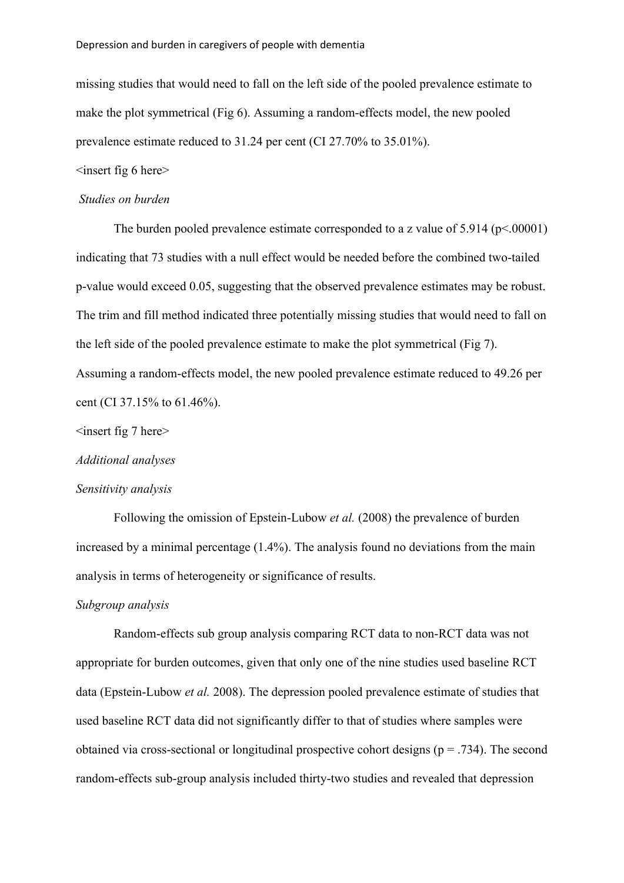missing studies that would need to fall on the left side of the pooled prevalence estimate to make the plot symmetrical (Fig 6). Assuming a random-effects model, the new pooled prevalence estimate reduced to 31.24 per cent (CI 27.70% to 35.01%).

<insert fig 6 here>

*Studies on burden*

The burden pooled prevalence estimate corresponded to a z value of 5.914 ($p<.00001$) indicating that 73 studies with a null effect would be needed before the combined two-tailed p-value would exceed 0.05, suggesting that the observed prevalence estimates may be robust. The trim and fill method indicated three potentially missing studies that would need to fall on the left side of the pooled prevalence estimate to make the plot symmetrical (Fig 7). Assuming a random-effects model, the new pooled prevalence estimate reduced to 49.26 per cent (CI 37.15% to 61.46%).

<insert fig 7 here>

*Additional analyses*

*Sensitivity analysis*

Following the omission of Epstein-Lubow *et al.* (2008) the prevalence of burden increased by a minimal percentage (1.4%). The analysis found no deviations from the main analysis in terms of heterogeneity or significance of results.

*Subgroup analysis*

Random-effects sub group analysis comparing RCT data to non-RCT data was not appropriate for burden outcomes, given that only one of the nine studies used baseline RCT data (Epstein-Lubow *et al.* 2008). The depression pooled prevalence estimate of studies that used baseline RCT data did not significantly differ to that of studies where samples were obtained via cross-sectional or longitudinal prospective cohort designs ($p = .734$). The second random-effects sub-group analysis included thirty-two studies and revealed that depression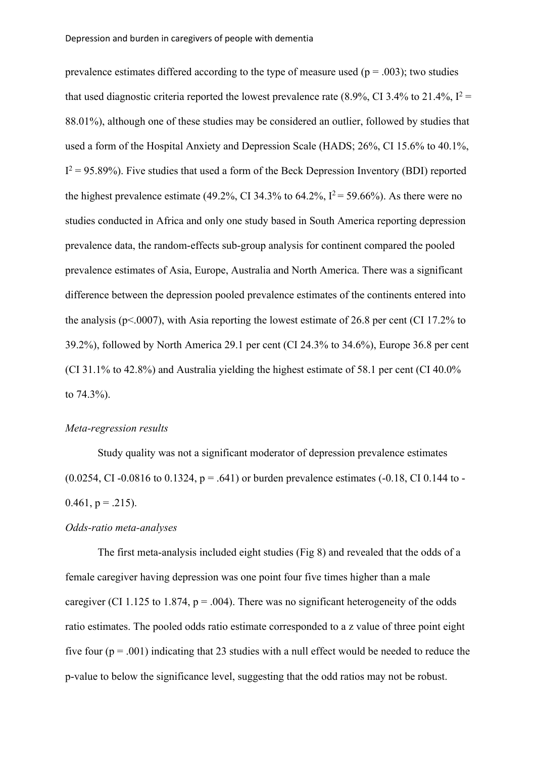prevalence estimates differed according to the type of measure used (p = .003); two studies that used diagnostic criteria reported the lowest prevalence rate (8.9%, CI 3.4% to 21.4%, $I^2$ = 88.01%), although one of these studies may be considered an outlier, followed by studies that used a form of the Hospital Anxiety and Depression Scale (HADS; 26%, CI 15.6% to 40.1%, $I^2$ = 95.89%). Five studies that used a form of the Beck Depression Inventory (BDI) reported the highest prevalence estimate (49.2%, CI 34.3% to 64.2%, $I^2$ = 59.66%). As there were no studies conducted in Africa and only one study based in South America reporting depression prevalence data, the random-effects sub-group analysis for continent compared the pooled prevalence estimates of Asia, Europe, Australia and North America. There was a significant difference between the depression pooled prevalence estimates of the continents entered into the analysis (p<.0007), with Asia reporting the lowest estimate of 26.8 per cent (CI 17.2% to 39.2%), followed by North America 29.1 per cent (CI 24.3% to 34.6%), Europe 36.8 per cent (CI 31.1% to 42.8%) and Australia yielding the highest estimate of 58.1 per cent (CI 40.0% to 74.3%).

*Meta-regression results*

Study quality was not a significant moderator of depression prevalence estimates (0.0254, CI -0.0816 to 0.1324, p = .641) or burden prevalence estimates (-0.18, CI 0.144 to -0.461, p = .215).

*Odds-ratio meta-analyses*

The first meta-analysis included eight studies (Fig 8) and revealed that the odds of a female caregiver having depression was one point four five times higher than a male caregiver (CI 1.125 to 1.874, p = .004). There was no significant heterogeneity of the odds ratio estimates. The pooled odds ratio estimate corresponded to a z value of three point eight five four (p = .001) indicating that 23 studies with a null effect would be needed to reduce the p-value to below the significance level, suggesting that the odd ratios may not be robust.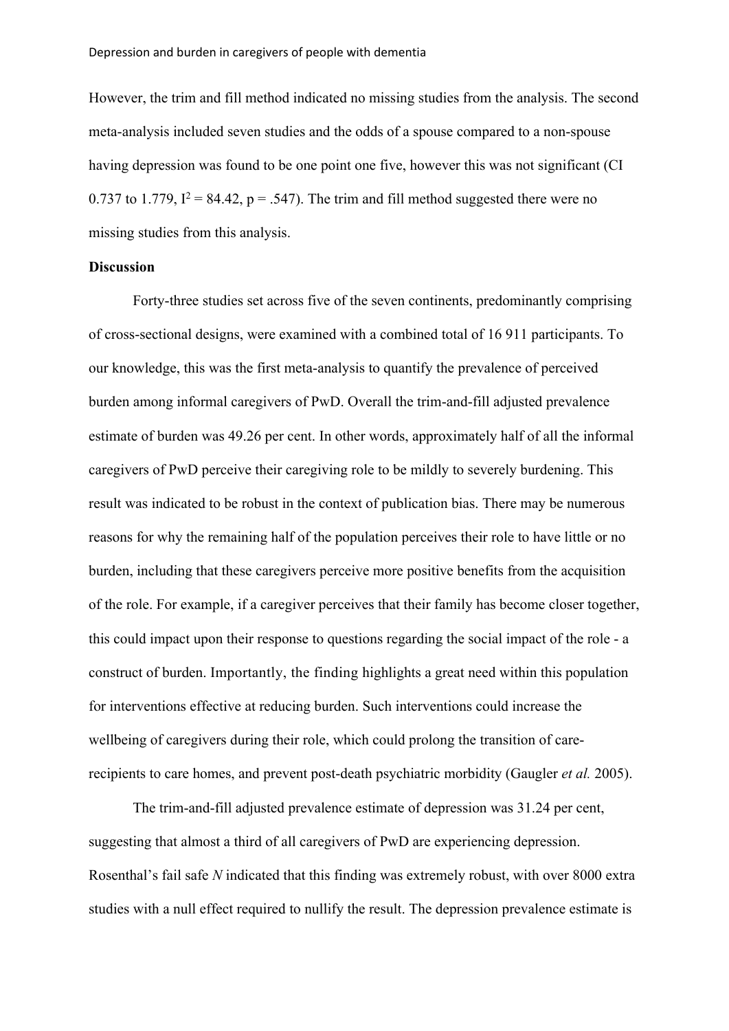However, the trim and fill method indicated no missing studies from the analysis. The second meta-analysis included seven studies and the odds of a spouse compared to a non-spouse having depression was found to be one point one five, however this was not significant (CI 0.737 to 1.779, $I^2 = 84.42$, $p = .547$). The trim and fill method suggested there were no missing studies from this analysis.

**Discussion**

Forty-three studies set across five of the seven continents, predominantly comprising of cross-sectional designs, were examined with a combined total of 16 911 participants. To our knowledge, this was the first meta-analysis to quantify the prevalence of perceived burden among informal caregivers of PwD. Overall the trim-and-fill adjusted prevalence estimate of burden was 49.26 per cent. In other words, approximately half of all the informal caregivers of PwD perceive their caregiving role to be mildly to severely burdening. This result was indicated to be robust in the context of publication bias. There may be numerous reasons for why the remaining half of the population perceives their role to have little or no burden, including that these caregivers perceive more positive benefits from the acquisition of the role. For example, if a caregiver perceives that their family has become closer together, this could impact upon their response to questions regarding the social impact of the role - a construct of burden. Importantly, the finding highlights a great need within this population for interventions effective at reducing burden. Such interventions could increase the wellbeing of caregivers during their role, which could prolong the transition of care-recipients to care homes, and prevent post-death psychiatric morbidity (Gaugler *et al.* 2005).

The trim-and-fill adjusted prevalence estimate of depression was 31.24 per cent, suggesting that almost a third of all caregivers of PwD are experiencing depression. Rosenthal's fail safe *N* indicated that this finding was extremely robust, with over 8000 extra studies with a null effect required to nullify the result. The depression prevalence estimate is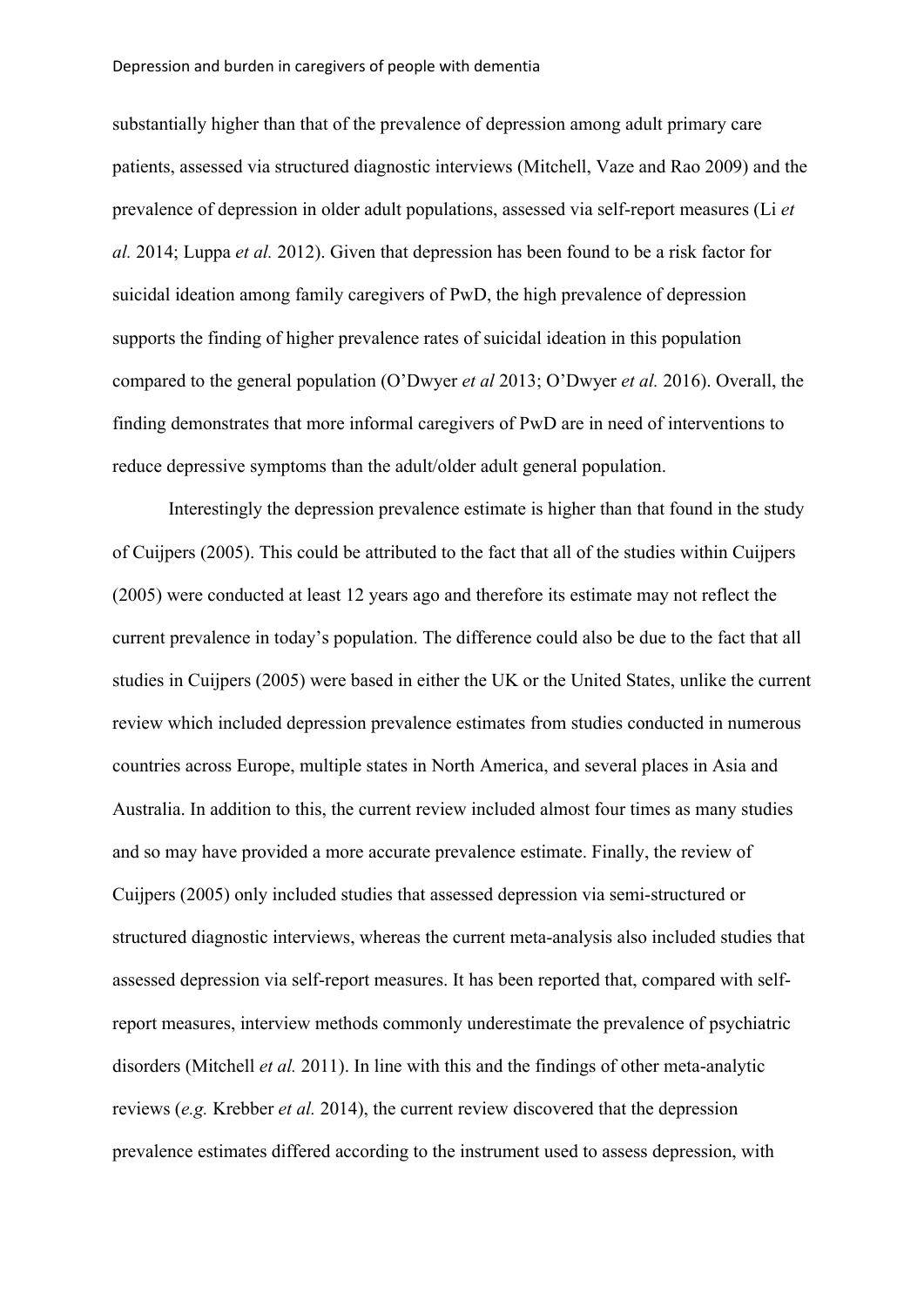substantially higher than that of the prevalence of depression among adult primary care patients, assessed via structured diagnostic interviews (Mitchell, Vaze and Rao 2009) and the prevalence of depression in older adult populations, assessed via self-report measures (Li *et al.* 2014; Luppa *et al.* 2012). Given that depression has been found to be a risk factor for suicidal ideation among family caregivers of PwD, the high prevalence of depression supports the finding of higher prevalence rates of suicidal ideation in this population compared to the general population (O'Dwyer *et al* 2013; O'Dwyer *et al.* 2016). Overall, the finding demonstrates that more informal caregivers of PwD are in need of interventions to reduce depressive symptoms than the adult/older adult general population.

Interestingly the depression prevalence estimate is higher than that found in the study of Cuijpers (2005). This could be attributed to the fact that all of the studies within Cuijpers (2005) were conducted at least 12 years ago and therefore its estimate may not reflect the current prevalence in today's population. The difference could also be due to the fact that all studies in Cuijpers (2005) were based in either the UK or the United States, unlike the current review which included depression prevalence estimates from studies conducted in numerous countries across Europe, multiple states in North America, and several places in Asia and Australia. In addition to this, the current review included almost four times as many studies and so may have provided a more accurate prevalence estimate. Finally, the review of Cuijpers (2005) only included studies that assessed depression via semi-structured or structured diagnostic interviews, whereas the current meta-analysis also included studies that assessed depression via self-report measures. It has been reported that, compared with self-report measures, interview methods commonly underestimate the prevalence of psychiatric disorders (Mitchell *et al.* 2011). In line with this and the findings of other meta-analytic reviews (*e.g.* Krebber *et al.* 2014), the current review discovered that the depression prevalence estimates differed according to the instrument used to assess depression, with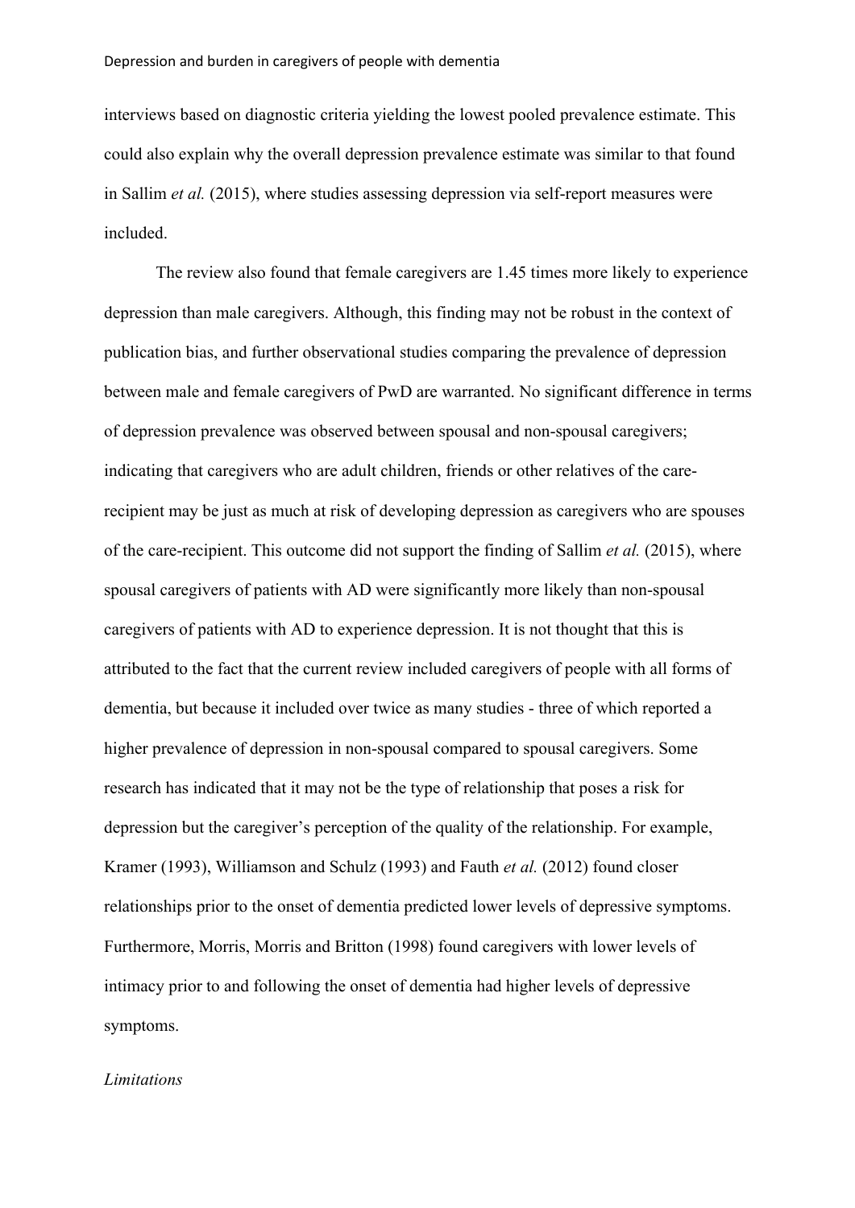interviews based on diagnostic criteria yielding the lowest pooled prevalence estimate. This could also explain why the overall depression prevalence estimate was similar to that found in Sallim *et al.* (2015), where studies assessing depression via self-report measures were included.

The review also found that female caregivers are 1.45 times more likely to experience depression than male caregivers. Although, this finding may not be robust in the context of publication bias, and further observational studies comparing the prevalence of depression between male and female caregivers of PwD are warranted. No significant difference in terms of depression prevalence was observed between spousal and non-spousal caregivers; indicating that caregivers who are adult children, friends or other relatives of the care-recipient may be just as much at risk of developing depression as caregivers who are spouses of the care-recipient. This outcome did not support the finding of Sallim *et al.* (2015), where spousal caregivers of patients with AD were significantly more likely than non-spousal caregivers of patients with AD to experience depression. It is not thought that this is attributed to the fact that the current review included caregivers of people with all forms of dementia, but because it included over twice as many studies - three of which reported a higher prevalence of depression in non-spousal compared to spousal caregivers. Some research has indicated that it may not be the type of relationship that poses a risk for depression but the caregiver's perception of the quality of the relationship. For example, Kramer (1993), Williamson and Schulz (1993) and Fauth *et al.* (2012) found closer relationships prior to the onset of dementia predicted lower levels of depressive symptoms. Furthermore, Morris, Morris and Britton (1998) found caregivers with lower levels of intimacy prior to and following the onset of dementia had higher levels of depressive symptoms.

*Limitations*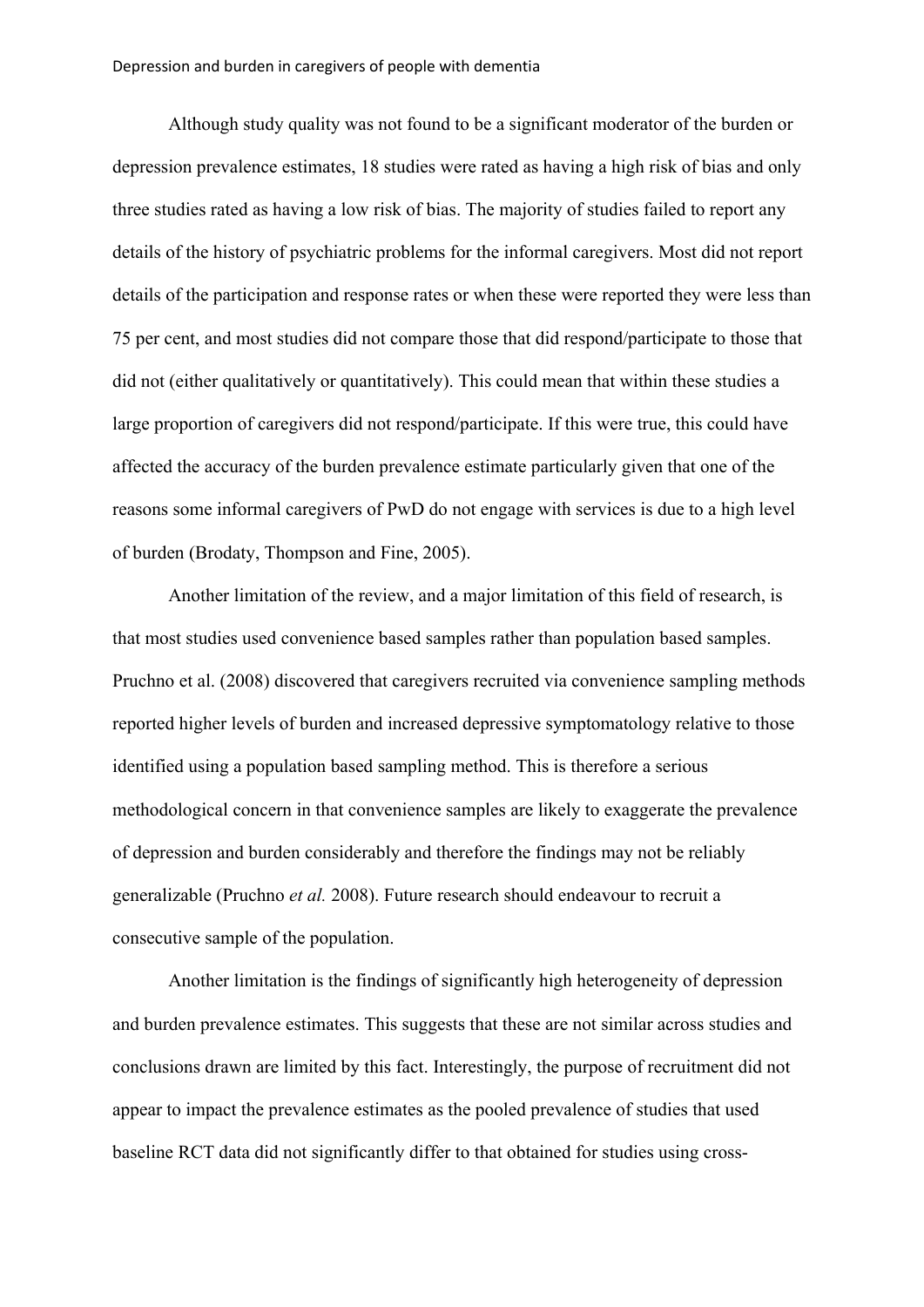Although study quality was not found to be a significant moderator of the burden or depression prevalence estimates, 18 studies were rated as having a high risk of bias and only three studies rated as having a low risk of bias. The majority of studies failed to report any details of the history of psychiatric problems for the informal caregivers. Most did not report details of the participation and response rates or when these were reported they were less than 75 per cent, and most studies did not compare those that did respond/participate to those that did not (either qualitatively or quantitatively). This could mean that within these studies a large proportion of caregivers did not respond/participate. If this were true, this could have affected the accuracy of the burden prevalence estimate particularly given that one of the reasons some informal caregivers of PwD do not engage with services is due to a high level of burden (Brodaty, Thompson and Fine, 2005).

Another limitation of the review, and a major limitation of this field of research, is that most studies used convenience based samples rather than population based samples. Pruchno et al. (2008) discovered that caregivers recruited via convenience sampling methods reported higher levels of burden and increased depressive symptomatology relative to those identified using a population based sampling method. This is therefore a serious methodological concern in that convenience samples are likely to exaggerate the prevalence of depression and burden considerably and therefore the findings may not be reliably generalizable (Pruchno *et al.* 2008). Future research should endeavour to recruit a consecutive sample of the population.

Another limitation is the findings of significantly high heterogeneity of depression and burden prevalence estimates. This suggests that these are not similar across studies and conclusions drawn are limited by this fact. Interestingly, the purpose of recruitment did not appear to impact the prevalence estimates as the pooled prevalence of studies that used baseline RCT data did not significantly differ to that obtained for studies using cross-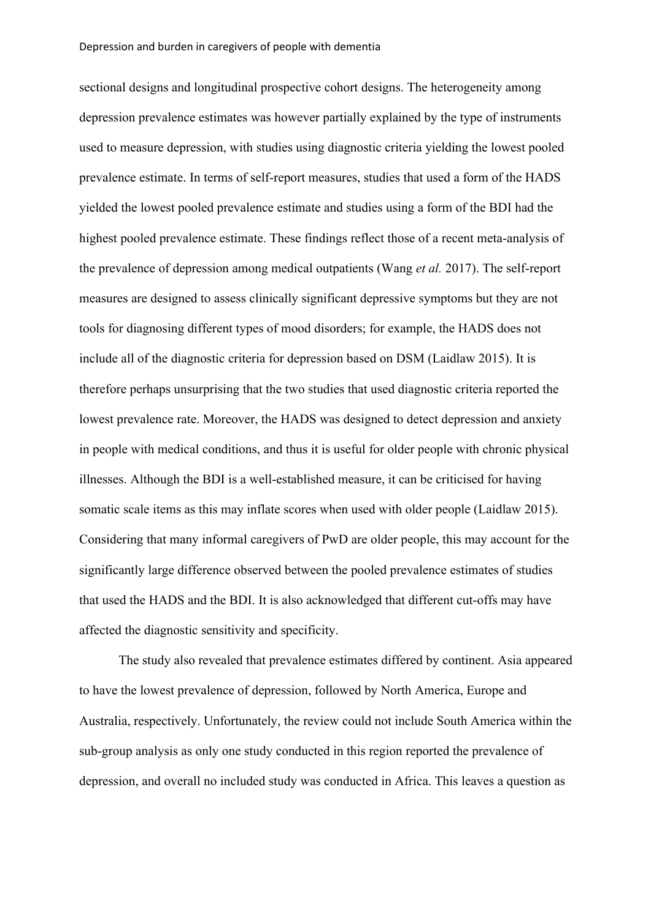sectional designs and longitudinal prospective cohort designs. The heterogeneity among depression prevalence estimates was however partially explained by the type of instruments used to measure depression, with studies using diagnostic criteria yielding the lowest pooled prevalence estimate. In terms of self-report measures, studies that used a form of the HADS yielded the lowest pooled prevalence estimate and studies using a form of the BDI had the highest pooled prevalence estimate. These findings reflect those of a recent meta-analysis of the prevalence of depression among medical outpatients (Wang *et al.* 2017). The self-report measures are designed to assess clinically significant depressive symptoms but they are not tools for diagnosing different types of mood disorders; for example, the HADS does not include all of the diagnostic criteria for depression based on DSM (Laidlaw 2015). It is therefore perhaps unsurprising that the two studies that used diagnostic criteria reported the lowest prevalence rate. Moreover, the HADS was designed to detect depression and anxiety in people with medical conditions, and thus it is useful for older people with chronic physical illnesses. Although the BDI is a well-established measure, it can be criticised for having somatic scale items as this may inflate scores when used with older people (Laidlaw 2015). Considering that many informal caregivers of PwD are older people, this may account for the significantly large difference observed between the pooled prevalence estimates of studies that used the HADS and the BDI. It is also acknowledged that different cut-offs may have affected the diagnostic sensitivity and specificity.

The study also revealed that prevalence estimates differed by continent. Asia appeared to have the lowest prevalence of depression, followed by North America, Europe and Australia, respectively. Unfortunately, the review could not include South America within the sub-group analysis as only one study conducted in this region reported the prevalence of depression, and overall no included study was conducted in Africa. This leaves a question as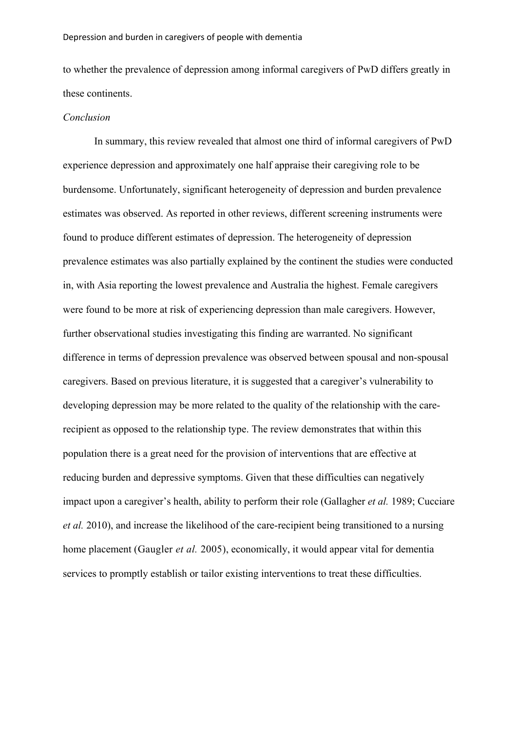to whether the prevalence of depression among informal caregivers of PwD differs greatly in these continents.

*Conclusion*

In summary, this review revealed that almost one third of informal caregivers of PwD experience depression and approximately one half appraise their caregiving role to be burdensome. Unfortunately, significant heterogeneity of depression and burden prevalence estimates was observed. As reported in other reviews, different screening instruments were found to produce different estimates of depression. The heterogeneity of depression prevalence estimates was also partially explained by the continent the studies were conducted in, with Asia reporting the lowest prevalence and Australia the highest. Female caregivers were found to be more at risk of experiencing depression than male caregivers. However, further observational studies investigating this finding are warranted. No significant difference in terms of depression prevalence was observed between spousal and non-spousal caregivers. Based on previous literature, it is suggested that a caregiver's vulnerability to developing depression may be more related to the quality of the relationship with the care-recipient as opposed to the relationship type. The review demonstrates that within this population there is a great need for the provision of interventions that are effective at reducing burden and depressive symptoms. Given that these difficulties can negatively impact upon a caregiver's health, ability to perform their role (Gallagher *et al.* 1989; Cucciare *et al.* 2010), and increase the likelihood of the care-recipient being transitioned to a nursing home placement (Gaugler *et al.* 2005), economically, it would appear vital for dementia services to promptly establish or tailor existing interventions to treat these difficulties.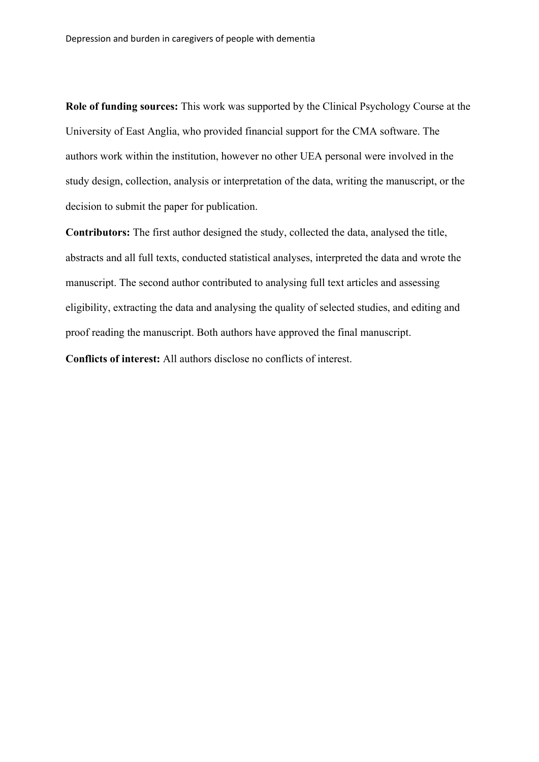**Role of funding sources:** This work was supported by the Clinical Psychology Course at the University of East Anglia, who provided financial support for the CMA software. The authors work within the institution, however no other UEA personal were involved in the study design, collection, analysis or interpretation of the data, writing the manuscript, or the decision to submit the paper for publication.

**Contributors:** The first author designed the study, collected the data, analysed the title, abstracts and all full texts, conducted statistical analyses, interpreted the data and wrote the manuscript. The second author contributed to analysing full text articles and assessing eligibility, extracting the data and analysing the quality of selected studies, and editing and proof reading the manuscript. Both authors have approved the final manuscript.

**Conflicts of interest:** All authors disclose no conflicts of interest.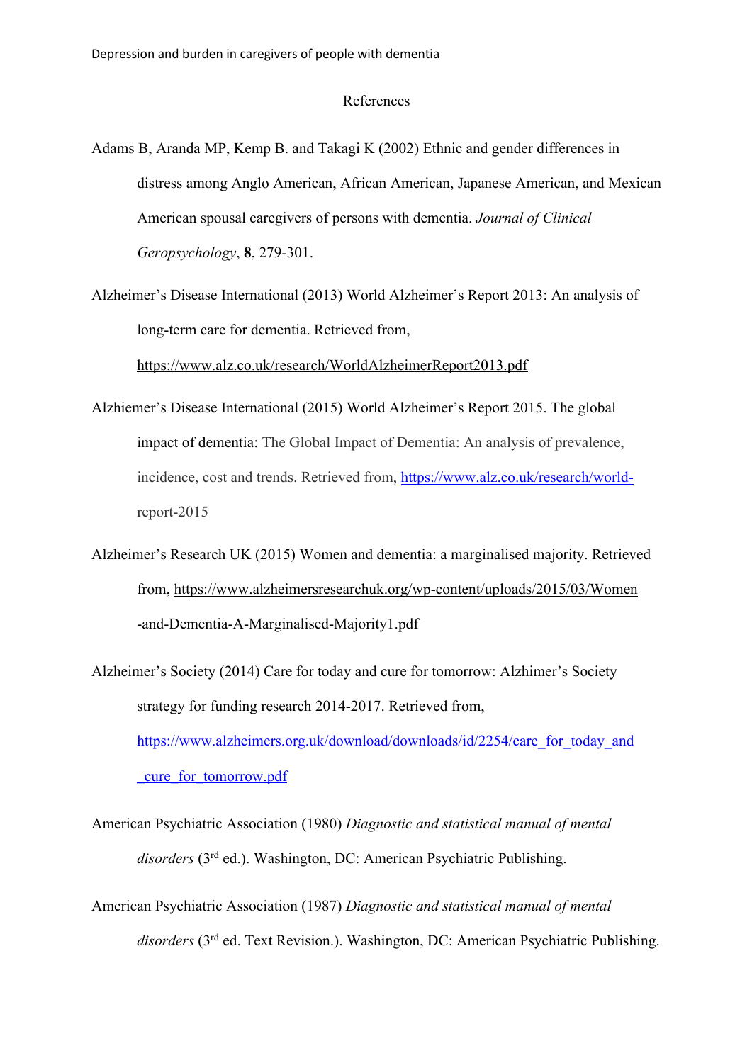# References

Adams B, Aranda MP, Kemp B. and Takagi K (2002) Ethnic and gender differences in distress among Anglo American, African American, Japanese American, and Mexican American spousal caregivers of persons with dementia. *Journal of Clinical Geropsychology*, **8**, 279-301.

Alzheimer's Disease International (2013) World Alzheimer's Report 2013: An analysis of long-term care for dementia. Retrieved from, https://www.alz.co.uk/research/WorldAlzheimerReport2013.pdf

Alzhiemer's Disease International (2015) World Alzheimer's Report 2015. The global impact of dementia: The Global Impact of Dementia: An analysis of prevalence, incidence, cost and trends. Retrieved from, https://www.alz.co.uk/research/world-report-2015

Alzheimer's Research UK (2015) Women and dementia: a marginalised majority. Retrieved from, https://www.alzheimersresearchuk.org/wp-content/uploads/2015/03/Women-and-Dementia-A-Marginalised-Majority1.pdf

Alzheimer's Society (2014) Care for today and cure for tomorrow: Alzhimer's Society strategy for funding research 2014-2017. Retrieved from, https://www.alzheimers.org.uk/download/downloads/id/2254/care_for_today_and_cure_for_tomorrow.pdf

American Psychiatric Association (1980) *Diagnostic and statistical manual of mental disorders* (3rd ed.). Washington, DC: American Psychiatric Publishing.

American Psychiatric Association (1987) *Diagnostic and statistical manual of mental disorders* (3rd ed. Text Revision.). Washington, DC: American Psychiatric Publishing.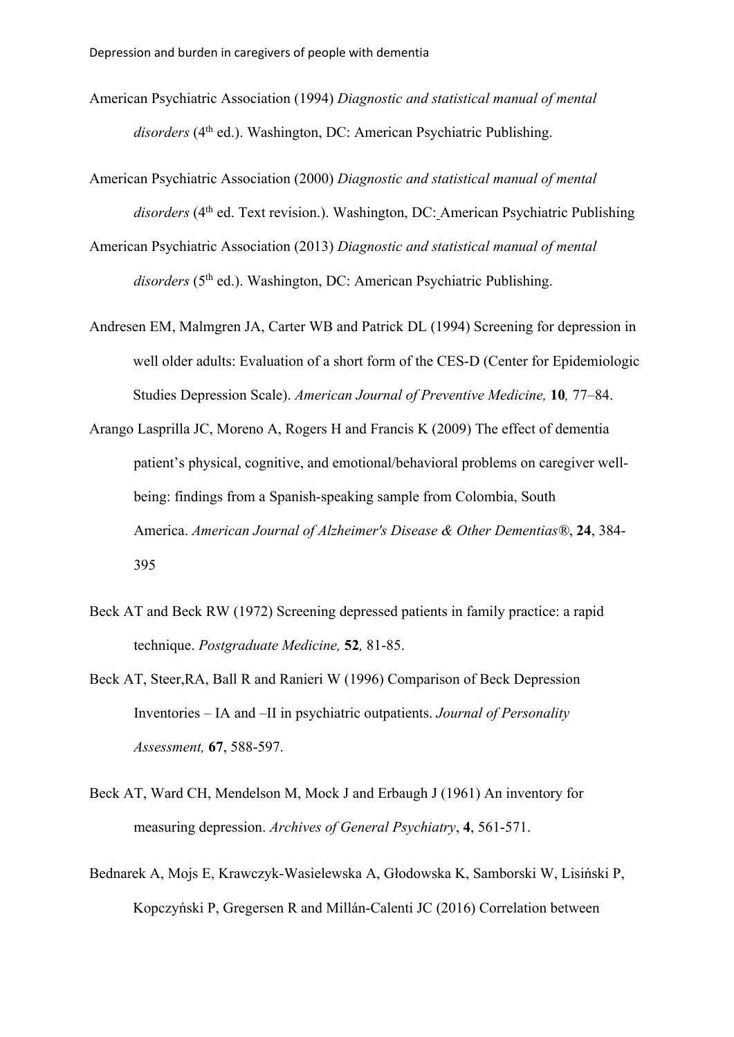American Psychiatric Association (1994) *Diagnostic and statistical manual of mental disorders* (4th ed.). Washington, DC: American Psychiatric Publishing.

American Psychiatric Association (2000) *Diagnostic and statistical manual of mental disorders* (4th ed. Text revision.). Washington, DC: American Psychiatric Publishing

American Psychiatric Association (2013) *Diagnostic and statistical manual of mental disorders* (5th ed.). Washington, DC: American Psychiatric Publishing.

Andresen EM, Malmgren JA, Carter WB and Patrick DL (1994) Screening for depression in well older adults: Evaluation of a short form of the CES-D (Center for Epidemiologic Studies Depression Scale). *American Journal of Preventive Medicine,* **10***,* 77–84.

Arango Lasprilla JC, Moreno A, Rogers H and Francis K (2009) The effect of dementia patient's physical, cognitive, and emotional/behavioral problems on caregiver well-being: findings from a Spanish-speaking sample from Colombia, South America. *American Journal of Alzheimer's Disease & Other Dementias®*, **24**, 384-395

Beck AT and Beck RW (1972) Screening depressed patients in family practice: a rapid technique. *Postgraduate Medicine,* **52***,* 81-85.

Beck AT, Steer,RA, Ball R and Ranieri W (1996) Comparison of Beck Depression Inventories – IA and –II in psychiatric outpatients. *Journal of Personality Assessment,* **67**, 588-597.

Beck AT, Ward CH, Mendelson M, Mock J and Erbaugh J (1961) An inventory for measuring depression. *Archives of General Psychiatry*, **4**, 561-571.

Bednarek A, Mojs E, Krawczyk-Wasielewska A, Głodowska K, Samborski W, Lisiński P, Kopczyński P, Gregersen R and Millán-Calenti JC (2016) Correlation between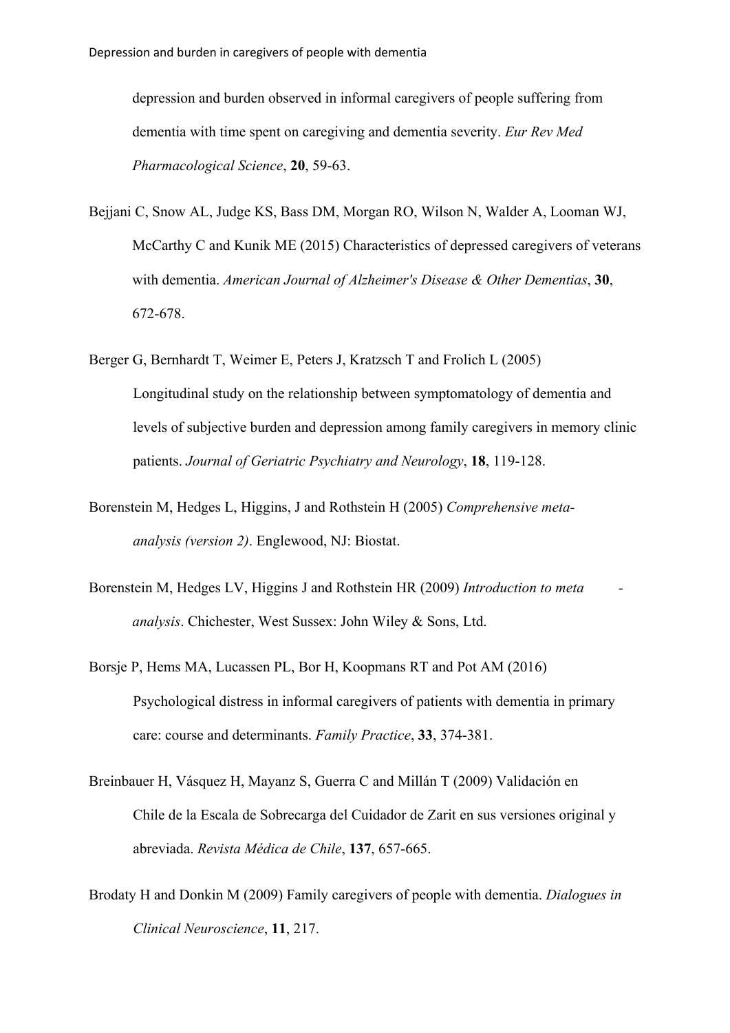depression and burden observed in informal caregivers of people suffering from dementia with time spent on caregiving and dementia severity. *Eur Rev Med Pharmacological Science*, **20**, 59-63.

Bejjani C, Snow AL, Judge KS, Bass DM, Morgan RO, Wilson N, Walder A, Looman WJ, McCarthy C and Kunik ME (2015) Characteristics of depressed caregivers of veterans with dementia. *American Journal of Alzheimer's Disease & Other Dementias*, **30**, 672-678.

Berger G, Bernhardt T, Weimer E, Peters J, Kratzsch T and Frolich L (2005) Longitudinal study on the relationship between symptomatology of dementia and levels of subjective burden and depression among family caregivers in memory clinic patients. *Journal of Geriatric Psychiatry and Neurology*, **18**, 119-128.

Borenstein M, Hedges L, Higgins, J and Rothstein H (2005) *Comprehensive meta-analysis (version 2)*. Englewood, NJ: Biostat.

Borenstein M, Hedges LV, Higgins J and Rothstein HR (2009) *Introduction to meta - analysis*. Chichester, West Sussex: John Wiley & Sons, Ltd.

Borsje P, Hems MA, Lucassen PL, Bor H, Koopmans RT and Pot AM (2016) Psychological distress in informal caregivers of patients with dementia in primary care: course and determinants. *Family Practice*, **33**, 374-381.

Breinbauer H, Vásquez H, Mayanz S, Guerra C and Millán T (2009) Validación en Chile de la Escala de Sobrecarga del Cuidador de Zarit en sus versiones original y abreviada. *Revista Médica de Chile*, **137**, 657-665.

Brodaty H and Donkin M (2009) Family caregivers of people with dementia. *Dialogues in Clinical Neuroscience*, **11**, 217.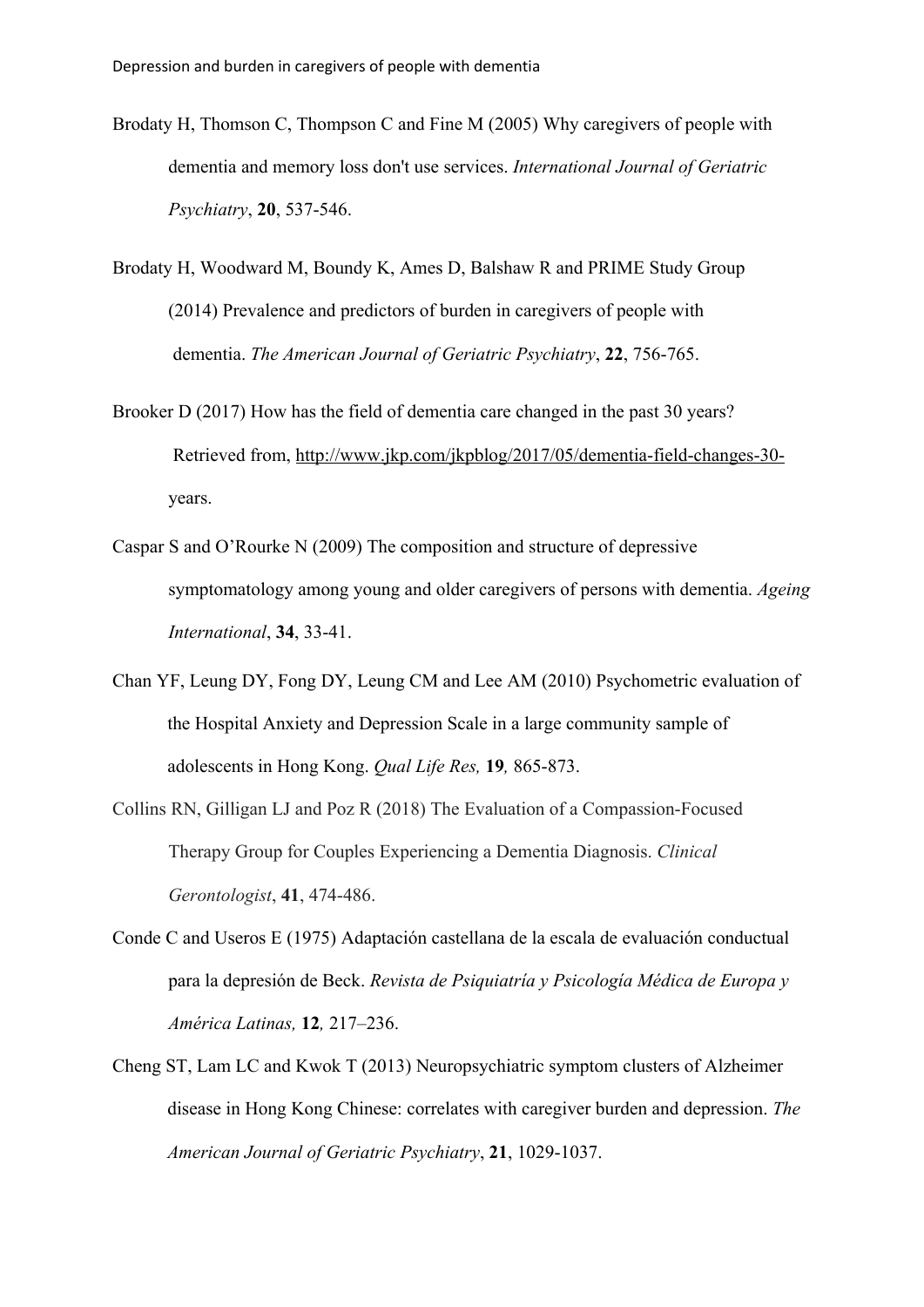Brodaty H, Thomson C, Thompson C and Fine M (2005) Why caregivers of people with dementia and memory loss don't use services. *International Journal of Geriatric Psychiatry*, **20**, 537-546.

Brodaty H, Woodward M, Boundy K, Ames D, Balshaw R and PRIME Study Group (2014) Prevalence and predictors of burden in caregivers of people with dementia. *The American Journal of Geriatric Psychiatry*, **22**, 756-765.

Brooker D (2017) How has the field of dementia care changed in the past 30 years? Retrieved from, http://www.jkp.com/jkpblog/2017/05/dementia-field-changes-30-years.

Caspar S and O'Rourke N (2009) The composition and structure of depressive symptomatology among young and older caregivers of persons with dementia. *Ageing International*, **34**, 33-41.

Chan YF, Leung DY, Fong DY, Leung CM and Lee AM (2010) Psychometric evaluation of the Hospital Anxiety and Depression Scale in a large community sample of adolescents in Hong Kong. *Qual Life Res,* **19***,* 865-873.

Collins RN, Gilligan LJ and Poz R (2018) The Evaluation of a Compassion-Focused Therapy Group for Couples Experiencing a Dementia Diagnosis. *Clinical Gerontologist*, **41**, 474-486.

Conde C and Useros E (1975) Adaptación castellana de la escala de evaluación conductual para la depresión de Beck. *Revista de Psiquiatría y Psicología Médica de Europa y América Latinas,* **12***,* 217–236.

Cheng ST, Lam LC and Kwok T (2013) Neuropsychiatric symptom clusters of Alzheimer disease in Hong Kong Chinese: correlates with caregiver burden and depression. *The American Journal of Geriatric Psychiatry*, **21**, 1029-1037.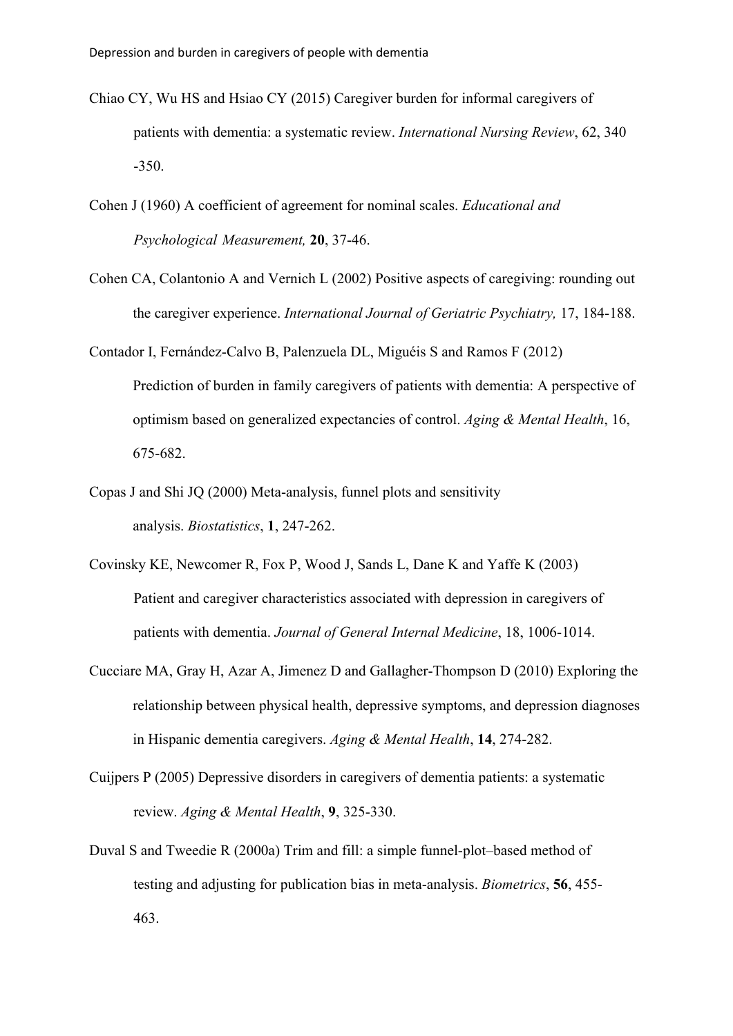Chiao CY, Wu HS and Hsiao CY (2015) Caregiver burden for informal caregivers of patients with dementia: a systematic review. *International Nursing Review*, 62, 340 -350.

Cohen J (1960) A coefficient of agreement for nominal scales. *Educational and Psychological Measurement,* **20**, 37-46.

Cohen CA, Colantonio A and Vernich L (2002) Positive aspects of caregiving: rounding out the caregiver experience. *International Journal of Geriatric Psychiatry,* 17, 184-188.

Contador I, Fernández-Calvo B, Palenzuela DL, Miguéis S and Ramos F (2012) Prediction of burden in family caregivers of patients with dementia: A perspective of optimism based on generalized expectancies of control. *Aging & Mental Health*, 16, 675-682.

Copas J and Shi JQ (2000) Meta-analysis, funnel plots and sensitivity analysis. *Biostatistics*, **1**, 247-262.

Covinsky KE, Newcomer R, Fox P, Wood J, Sands L, Dane K and Yaffe K (2003) Patient and caregiver characteristics associated with depression in caregivers of patients with dementia. *Journal of General Internal Medicine*, 18, 1006-1014.

Cucciare MA, Gray H, Azar A, Jimenez D and Gallagher-Thompson D (2010) Exploring the relationship between physical health, depressive symptoms, and depression diagnoses in Hispanic dementia caregivers. *Aging & Mental Health*, **14**, 274-282.

Cuijpers P (2005) Depressive disorders in caregivers of dementia patients: a systematic review. *Aging & Mental Health*, **9**, 325-330.

Duval S and Tweedie R (2000a) Trim and fill: a simple funnel-plot–based method of testing and adjusting for publication bias in meta-analysis. *Biometrics*, **56**, 455-463.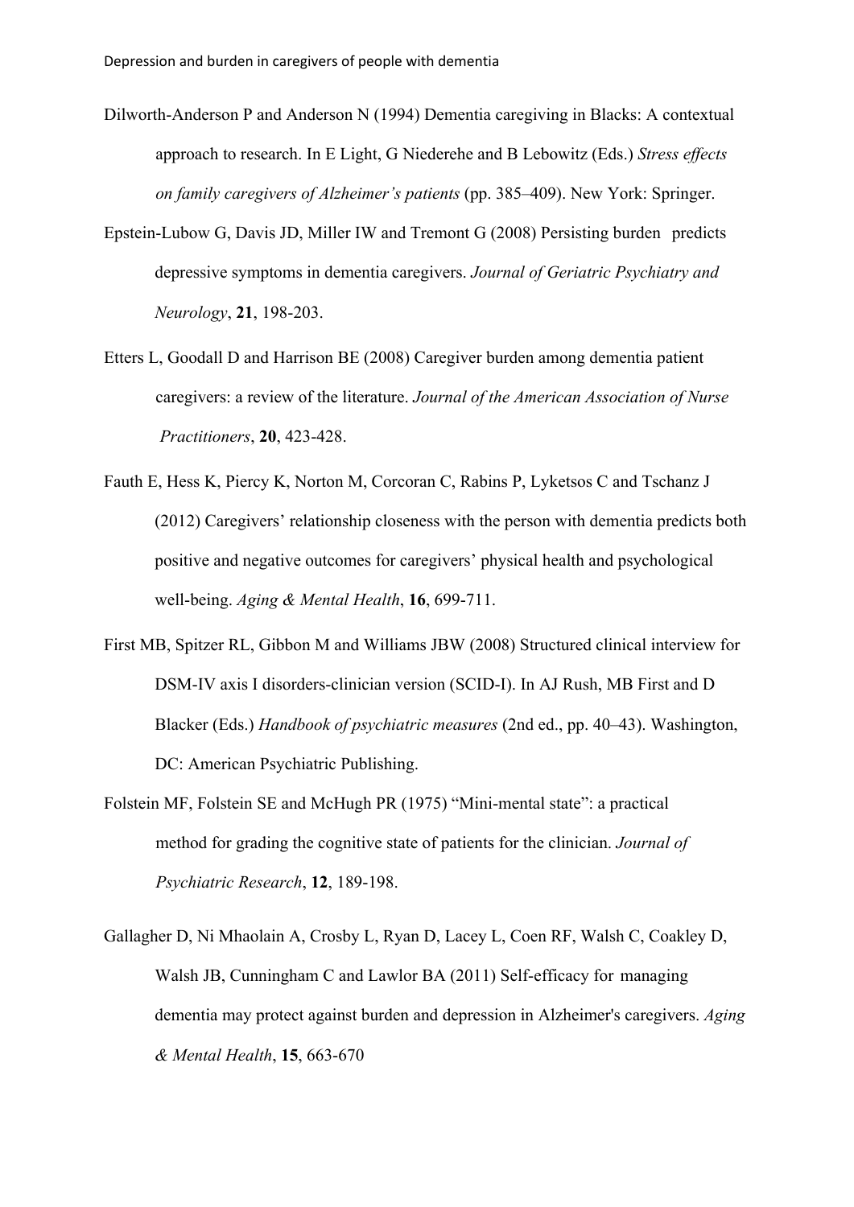Dilworth-Anderson P and Anderson N (1994) Dementia caregiving in Blacks: A contextual approach to research. In E Light, G Niederehe and B Lebowitz (Eds.) *Stress effects on family caregivers of Alzheimer's patients* (pp. 385–409). New York: Springer.

Epstein-Lubow G, Davis JD, Miller IW and Tremont G (2008) Persisting burden predicts depressive symptoms in dementia caregivers. *Journal of Geriatric Psychiatry and Neurology*, **21**, 198-203.

Etters L, Goodall D and Harrison BE (2008) Caregiver burden among dementia patient caregivers: a review of the literature. *Journal of the American Association of Nurse Practitioners*, **20**, 423-428.

Fauth E, Hess K, Piercy K, Norton M, Corcoran C, Rabins P, Lyketsos C and Tschanz J (2012) Caregivers' relationship closeness with the person with dementia predicts both positive and negative outcomes for caregivers' physical health and psychological well-being. *Aging & Mental Health*, **16**, 699-711.

First MB, Spitzer RL, Gibbon M and Williams JBW (2008) Structured clinical interview for DSM-IV axis I disorders-clinician version (SCID-I). In AJ Rush, MB First and D Blacker (Eds.) *Handbook of psychiatric measures* (2nd ed., pp. 40–43). Washington, DC: American Psychiatric Publishing.

Folstein MF, Folstein SE and McHugh PR (1975) "Mini-mental state": a practical method for grading the cognitive state of patients for the clinician. *Journal of Psychiatric Research*, **12**, 189-198.

Gallagher D, Ni Mhaolain A, Crosby L, Ryan D, Lacey L, Coen RF, Walsh C, Coakley D, Walsh JB, Cunningham C and Lawlor BA (2011) Self-efficacy for managing dementia may protect against burden and depression in Alzheimer's caregivers. *Aging & Mental Health*, **15**, 663-670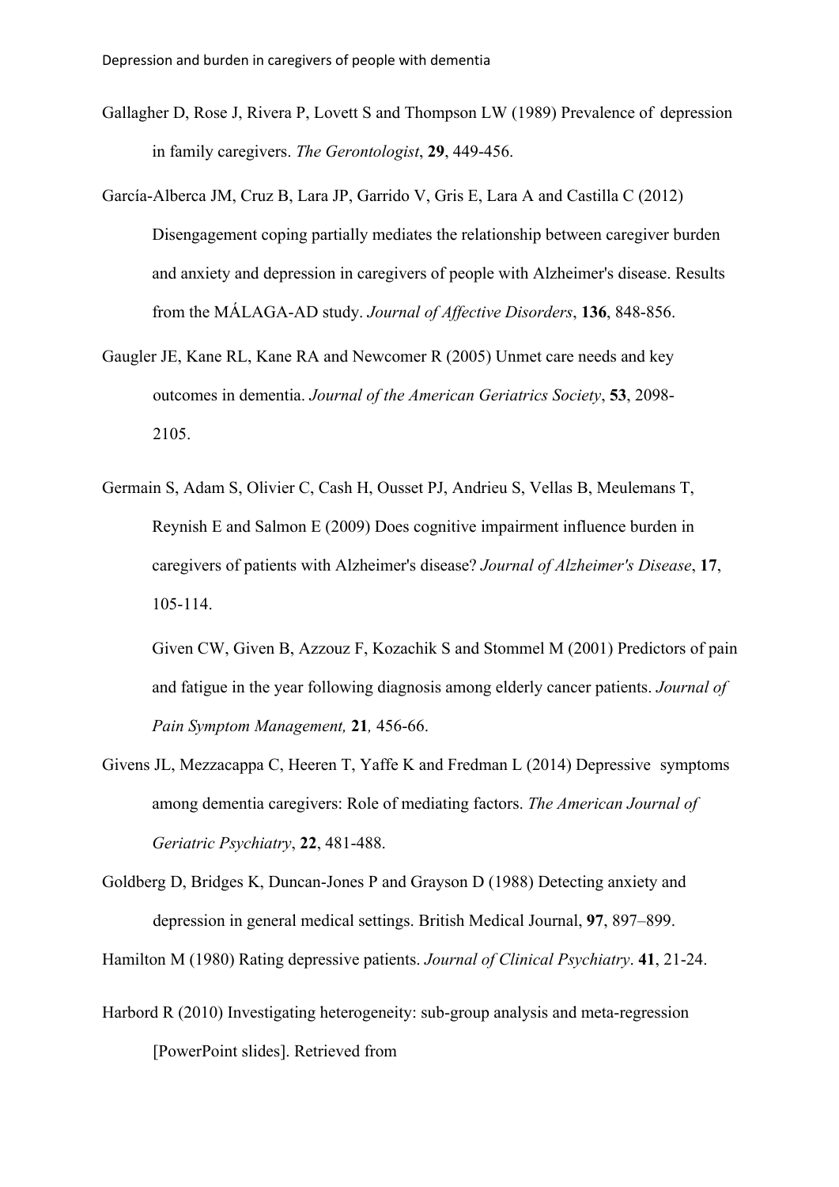Gallagher D, Rose J, Rivera P, Lovett S and Thompson LW (1989) Prevalence of depression in family caregivers. *The Gerontologist*, **29**, 449-456.

García-Alberca JM, Cruz B, Lara JP, Garrido V, Gris E, Lara A and Castilla C (2012) Disengagement coping partially mediates the relationship between caregiver burden and anxiety and depression in caregivers of people with Alzheimer's disease. Results from the MÁLAGA-AD study. *Journal of Affective Disorders*, **136**, 848-856.

Gaugler JE, Kane RL, Kane RA and Newcomer R (2005) Unmet care needs and key outcomes in dementia. *Journal of the American Geriatrics Society*, **53**, 2098-2105.

Germain S, Adam S, Olivier C, Cash H, Ousset PJ, Andrieu S, Vellas B, Meulemans T, Reynish E and Salmon E (2009) Does cognitive impairment influence burden in caregivers of patients with Alzheimer's disease? *Journal of Alzheimer's Disease*, **17**, 105-114.

Given CW, Given B, Azzouz F, Kozachik S and Stommel M (2001) Predictors of pain and fatigue in the year following diagnosis among elderly cancer patients. *Journal of Pain Symptom Management,* **21***,* 456-66.

Givens JL, Mezzacappa C, Heeren T, Yaffe K and Fredman L (2014) Depressive symptoms among dementia caregivers: Role of mediating factors. *The American Journal of Geriatric Psychiatry*, **22**, 481-488.

Goldberg D, Bridges K, Duncan-Jones P and Grayson D (1988) Detecting anxiety and depression in general medical settings. British Medical Journal, **97**, 897–899.

Hamilton M (1980) Rating depressive patients. *Journal of Clinical Psychiatry*. **41**, 21-24.

Harbord R (2010) Investigating heterogeneity: sub-group analysis and meta-regression [PowerPoint slides]. Retrieved from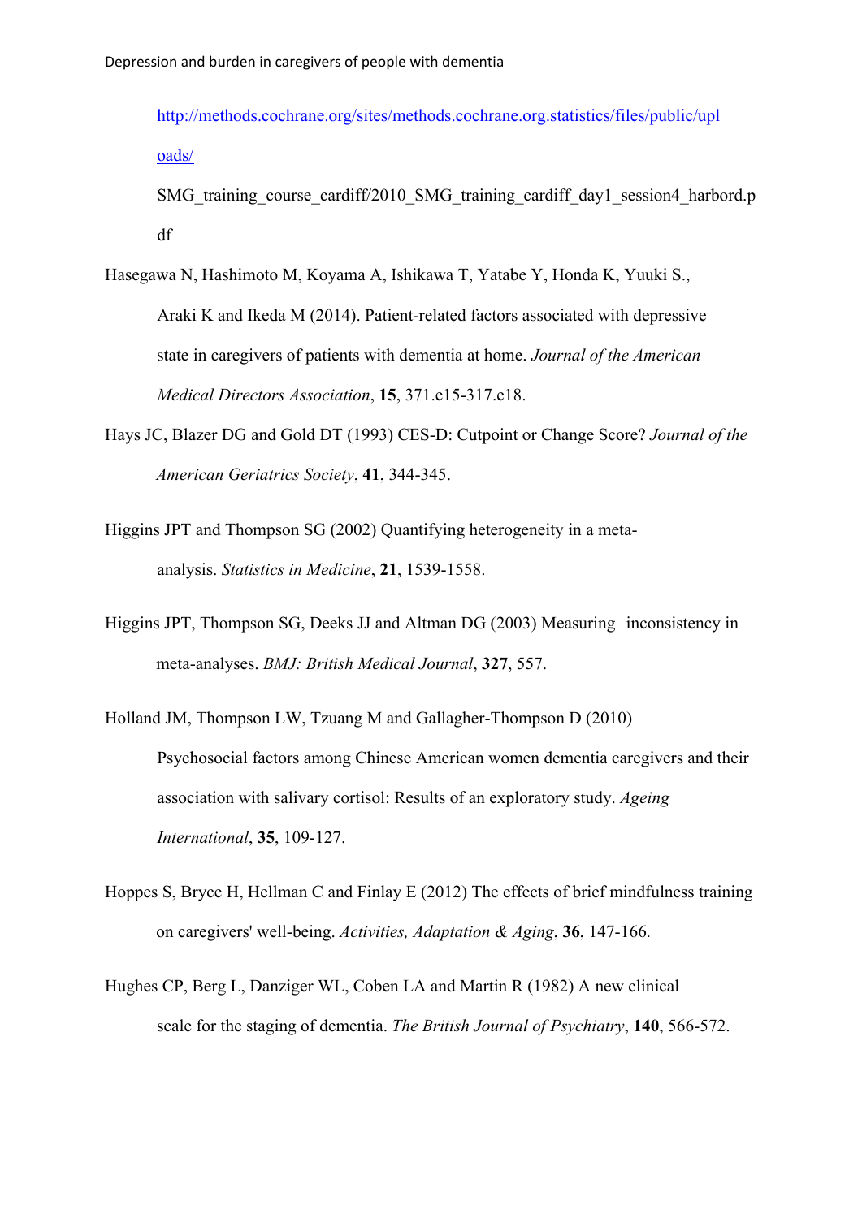http://methods.cochrane.org/sites/methods.cochrane.org.statistics/files/public/uploads/SMG_training_course_cardiff/2010_SMG_training_cardiff_day1_session4_harbord.pdf

Hasegawa N, Hashimoto M, Koyama A, Ishikawa T, Yatabe Y, Honda K, Yuuki S., Araki K and Ikeda M (2014). Patient-related factors associated with depressive state in caregivers of patients with dementia at home. *Journal of the American Medical Directors Association*, **15**, 371.e15-317.e18.

Hays JC, Blazer DG and Gold DT (1993) CES-D: Cutpoint or Change Score? *Journal of the American Geriatrics Society*, **41**, 344-345.

Higgins JPT and Thompson SG (2002) Quantifying heterogeneity in a meta-analysis. *Statistics in Medicine*, **21**, 1539-1558.

Higgins JPT, Thompson SG, Deeks JJ and Altman DG (2003) Measuring inconsistency in meta-analyses. *BMJ: British Medical Journal*, **327**, 557.

Holland JM, Thompson LW, Tzuang M and Gallagher-Thompson D (2010) Psychosocial factors among Chinese American women dementia caregivers and their association with salivary cortisol: Results of an exploratory study. *Ageing International*, **35**, 109-127.

Hoppes S, Bryce H, Hellman C and Finlay E (2012) The effects of brief mindfulness training on caregivers' well-being. *Activities, Adaptation & Aging*, **36**, 147-166.

Hughes CP, Berg L, Danziger WL, Coben LA and Martin R (1982) A new clinical scale for the staging of dementia. *The British Journal of Psychiatry*, **140**, 566-572.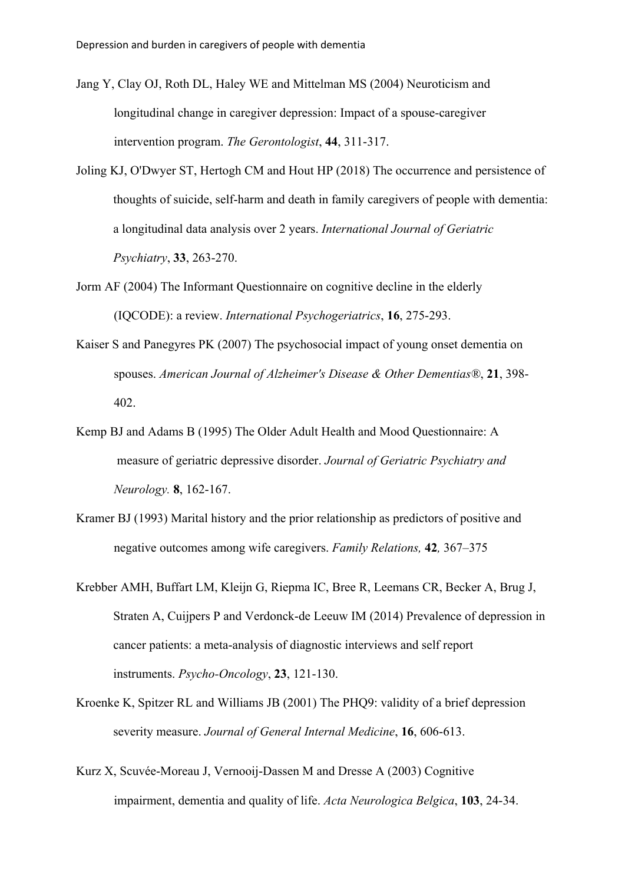Jang Y, Clay OJ, Roth DL, Haley WE and Mittelman MS (2004) Neuroticism and longitudinal change in caregiver depression: Impact of a spouse-caregiver intervention program. *The Gerontologist*, **44**, 311-317.

Joling KJ, O'Dwyer ST, Hertogh CM and Hout HP (2018) The occurrence and persistence of thoughts of suicide, self-harm and death in family caregivers of people with dementia: a longitudinal data analysis over 2 years. *International Journal of Geriatric Psychiatry*, **33**, 263-270.

Jorm AF (2004) The Informant Questionnaire on cognitive decline in the elderly (IQCODE): a review. *International Psychogeriatrics*, **16**, 275-293.

Kaiser S and Panegyres PK (2007) The psychosocial impact of young onset dementia on spouses. *American Journal of Alzheimer's Disease & Other Dementias®*, **21**, 398-402.

Kemp BJ and Adams B (1995) The Older Adult Health and Mood Questionnaire: A measure of geriatric depressive disorder. *Journal of Geriatric Psychiatry and Neurology.* **8**, 162-167.

Kramer BJ (1993) Marital history and the prior relationship as predictors of positive and negative outcomes among wife caregivers. *Family Relations,* **42***,* 367–375

Krebber AMH, Buffart LM, Kleijn G, Riepma IC, Bree R, Leemans CR, Becker A, Brug J, Straten A, Cuijpers P and Verdonck-de Leeuw IM (2014) Prevalence of depression in cancer patients: a meta-analysis of diagnostic interviews and self report instruments. *Psycho-Oncology*, **23**, 121-130.

Kroenke K, Spitzer RL and Williams JB (2001) The PHQ9: validity of a brief depression severity measure. *Journal of General Internal Medicine*, **16**, 606-613.

Kurz X, Scuvée-Moreau J, Vernooij-Dassen M and Dresse A (2003) Cognitive impairment, dementia and quality of life. *Acta Neurologica Belgica*, **103**, 24-34.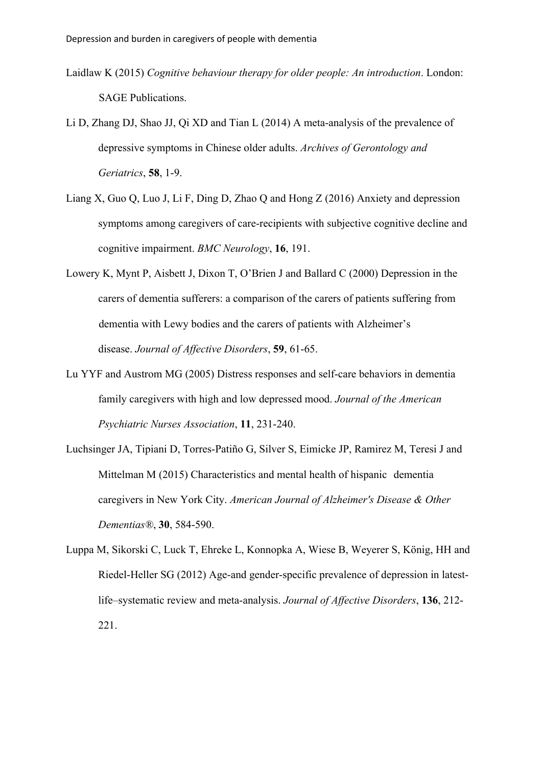Laidlaw K (2015) *Cognitive behaviour therapy for older people: An introduction*. London: SAGE Publications.

Li D, Zhang DJ, Shao JJ, Qi XD and Tian L (2014) A meta-analysis of the prevalence of depressive symptoms in Chinese older adults. *Archives of Gerontology and Geriatrics*, **58**, 1-9.

Liang X, Guo Q, Luo J, Li F, Ding D, Zhao Q and Hong Z (2016) Anxiety and depression symptoms among caregivers of care-recipients with subjective cognitive decline and cognitive impairment. *BMC Neurology*, **16**, 191.

Lowery K, Mynt P, Aisbett J, Dixon T, O'Brien J and Ballard C (2000) Depression in the carers of dementia sufferers: a comparison of the carers of patients suffering from dementia with Lewy bodies and the carers of patients with Alzheimer's disease. *Journal of Affective Disorders*, **59**, 61-65.

Lu YYF and Austrom MG (2005) Distress responses and self-care behaviors in dementia family caregivers with high and low depressed mood. *Journal of the American Psychiatric Nurses Association*, **11**, 231-240.

Luchsinger JA, Tipiani D, Torres-Patiño G, Silver S, Eimicke JP, Ramirez M, Teresi J and Mittelman M (2015) Characteristics and mental health of hispanic dementia caregivers in New York City. *American Journal of Alzheimer's Disease & Other Dementias®*, **30**, 584-590.

Luppa M, Sikorski C, Luck T, Ehreke L, Konnopka A, Wiese B, Weyerer S, König, HH and Riedel-Heller SG (2012) Age-and gender-specific prevalence of depression in latest-life–systematic review and meta-analysis. *Journal of Affective Disorders*, **136**, 212-221.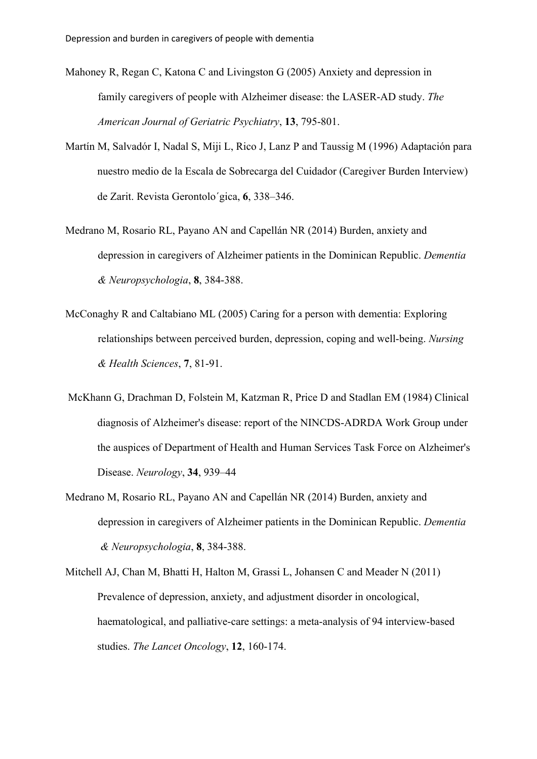Mahoney R, Regan C, Katona C and Livingston G (2005) Anxiety and depression in family caregivers of people with Alzheimer disease: the LASER-AD study. *The American Journal of Geriatric Psychiatry*, **13**, 795-801.

Martín M, Salvadór I, Nadal S, Miji L, Rico J, Lanz P and Taussig M (1996) Adaptación para nuestro medio de la Escala de Sobrecarga del Cuidador (Caregiver Burden Interview) de Zarit. Revista Gerontolo´gica, **6**, 338–346.

Medrano M, Rosario RL, Payano AN and Capellán NR (2014) Burden, anxiety and depression in caregivers of Alzheimer patients in the Dominican Republic. *Dementia & Neuropsychologia*, **8**, 384-388.

McConaghy R and Caltabiano ML (2005) Caring for a person with dementia: Exploring relationships between perceived burden, depression, coping and well-being. *Nursing & Health Sciences*, **7**, 81-91.

McKhann G, Drachman D, Folstein M, Katzman R, Price D and Stadlan EM (1984) Clinical diagnosis of Alzheimer's disease: report of the NINCDS-ADRDA Work Group under the auspices of Department of Health and Human Services Task Force on Alzheimer's Disease. *Neurology*, **34**, 939–44

Medrano M, Rosario RL, Payano AN and Capellán NR (2014) Burden, anxiety and depression in caregivers of Alzheimer patients in the Dominican Republic. *Dementia & Neuropsychologia*, **8**, 384-388.

Mitchell AJ, Chan M, Bhatti H, Halton M, Grassi L, Johansen C and Meader N (2011) Prevalence of depression, anxiety, and adjustment disorder in oncological, haematological, and palliative-care settings: a meta-analysis of 94 interview-based studies. *The Lancet Oncology*, **12**, 160-174.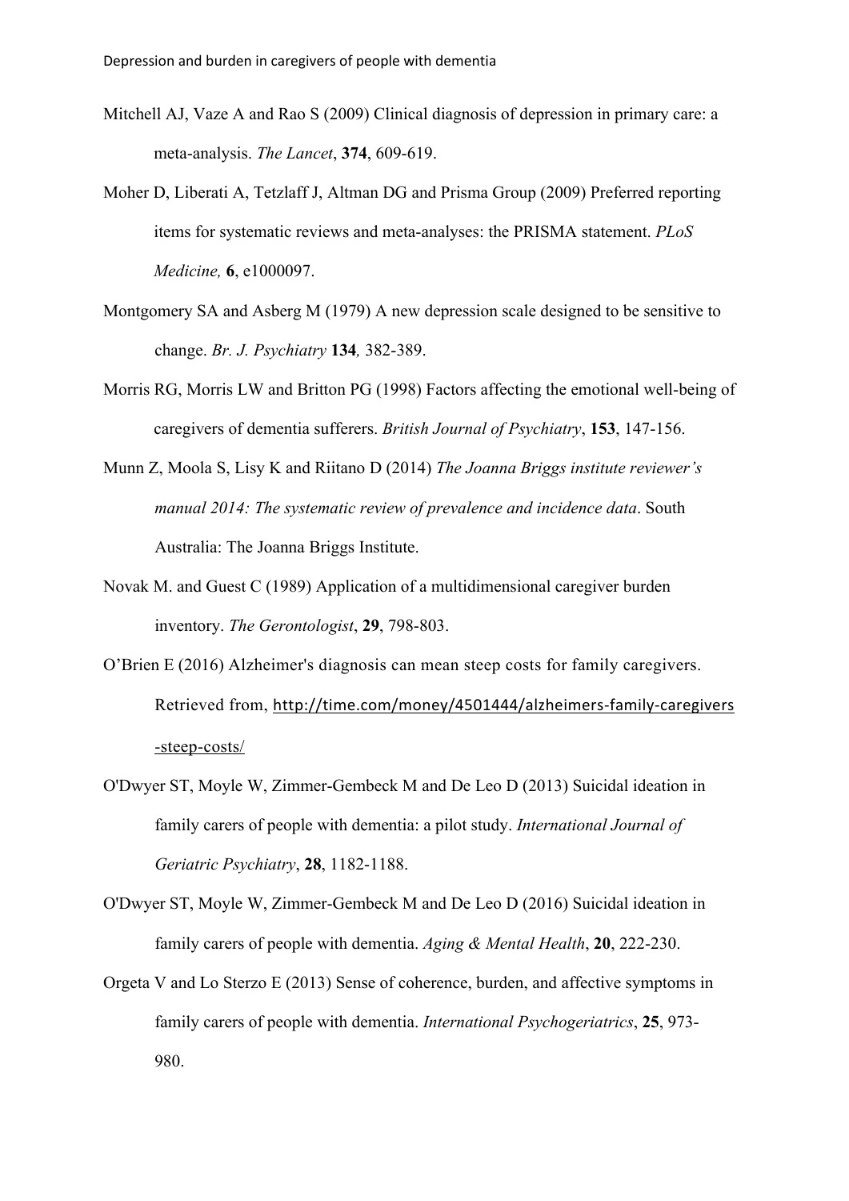Mitchell AJ, Vaze A and Rao S (2009) Clinical diagnosis of depression in primary care: a meta-analysis. *The Lancet*, **374**, 609-619.

Moher D, Liberati A, Tetzlaff J, Altman DG and Prisma Group (2009) Preferred reporting items for systematic reviews and meta-analyses: the PRISMA statement. *PLoS Medicine,* **6**, e1000097.

Montgomery SA and Asberg M (1979) A new depression scale designed to be sensitive to change. *Br. J. Psychiatry* **134***,* 382-389.

Morris RG, Morris LW and Britton PG (1998) Factors affecting the emotional well-being of caregivers of dementia sufferers. *British Journal of Psychiatry*, **153**, 147-156.

Munn Z, Moola S, Lisy K and Riitano D (2014) *The Joanna Briggs institute reviewer's manual 2014: The systematic review of prevalence and incidence data*. South Australia: The Joanna Briggs Institute.

Novak M. and Guest C (1989) Application of a multidimensional caregiver burden inventory. *The Gerontologist*, **29**, 798-803.

O'Brien E (2016) Alzheimer's diagnosis can mean steep costs for family caregivers. Retrieved from, http://time.com/money/4501444/alzheimers-family-caregivers-steep-costs/

O'Dwyer ST, Moyle W, Zimmer-Gembeck M and De Leo D (2013) Suicidal ideation in family carers of people with dementia: a pilot study. *International Journal of Geriatric Psychiatry*, **28**, 1182-1188.

O'Dwyer ST, Moyle W, Zimmer-Gembeck M and De Leo D (2016) Suicidal ideation in family carers of people with dementia. *Aging & Mental Health*, **20**, 222-230.

Orgeta V and Lo Sterzo E (2013) Sense of coherence, burden, and affective symptoms in family carers of people with dementia. *International Psychogeriatrics*, **25**, 973-980.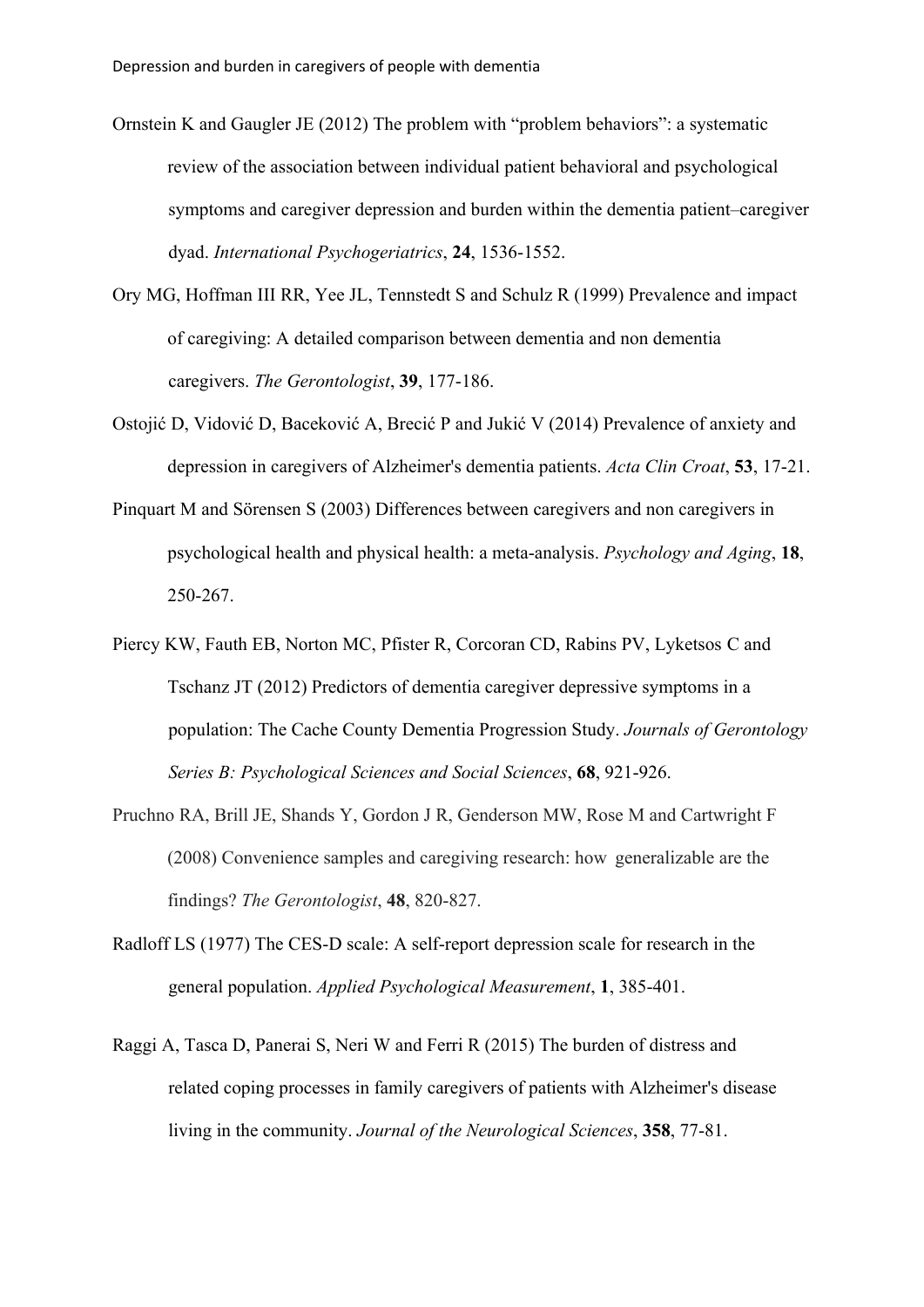Ornstein K and Gaugler JE (2012) The problem with "problem behaviors": a systematic review of the association between individual patient behavioral and psychological symptoms and caregiver depression and burden within the dementia patient–caregiver dyad. *International Psychogeriatrics*, **24**, 1536-1552.

Ory MG, Hoffman III RR, Yee JL, Tennstedt S and Schulz R (1999) Prevalence and impact of caregiving: A detailed comparison between dementia and non dementia caregivers. *The Gerontologist*, **39**, 177-186.

Ostojić D, Vidović D, Baceković A, Brecić P and Jukić V (2014) Prevalence of anxiety and depression in caregivers of Alzheimer's dementia patients. *Acta Clin Croat*, **53**, 17-21.

Pinquart M and Sörensen S (2003) Differences between caregivers and non caregivers in psychological health and physical health: a meta-analysis. *Psychology and Aging*, **18**, 250-267.

Piercy KW, Fauth EB, Norton MC, Pfister R, Corcoran CD, Rabins PV, Lyketsos C and Tschanz JT (2012) Predictors of dementia caregiver depressive symptoms in a population: The Cache County Dementia Progression Study. *Journals of Gerontology Series B: Psychological Sciences and Social Sciences*, **68**, 921-926.

Pruchno RA, Brill JE, Shands Y, Gordon J R, Genderson MW, Rose M and Cartwright F (2008) Convenience samples and caregiving research: how generalizable are the findings? *The Gerontologist*, **48**, 820-827.

Radloff LS (1977) The CES-D scale: A self-report depression scale for research in the general population. *Applied Psychological Measurement*, **1**, 385-401.

Raggi A, Tasca D, Panerai S, Neri W and Ferri R (2015) The burden of distress and related coping processes in family caregivers of patients with Alzheimer's disease living in the community. *Journal of the Neurological Sciences*, **358**, 77-81.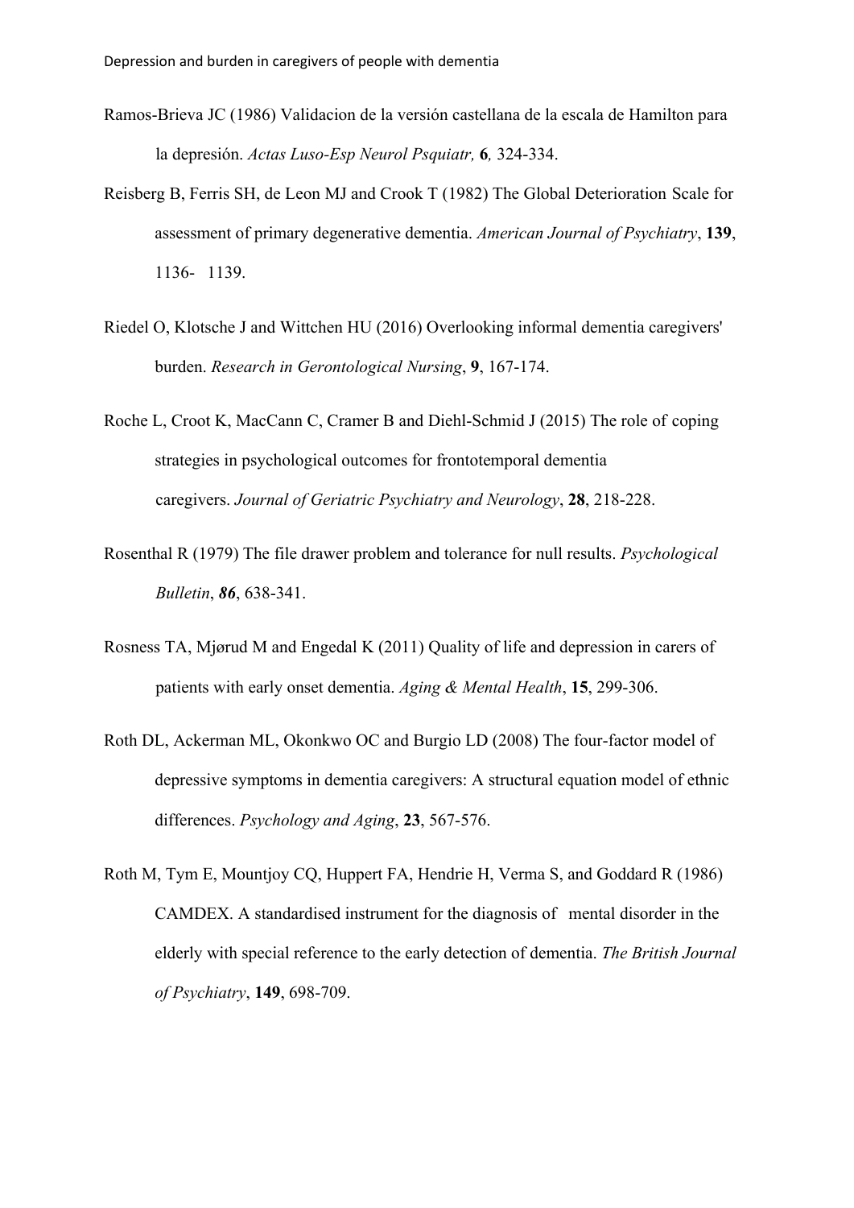Ramos-Brieva JC (1986) Validacion de la versión castellana de la escala de Hamilton para la depresión. *Actas Luso-Esp Neurol Psquiatr,* **6***,* 324-334.

Reisberg B, Ferris SH, de Leon MJ and Crook T (1982) The Global Deterioration Scale for assessment of primary degenerative dementia. *American Journal of Psychiatry*, **139**, 1136- 1139.

Riedel O, Klotsche J and Wittchen HU (2016) Overlooking informal dementia caregivers' burden. *Research in Gerontological Nursing*, **9**, 167-174.

Roche L, Croot K, MacCann C, Cramer B and Diehl-Schmid J (2015) The role of coping strategies in psychological outcomes for frontotemporal dementia caregivers. *Journal of Geriatric Psychiatry and Neurology*, **28**, 218-228.

Rosenthal R (1979) The file drawer problem and tolerance for null results. *Psychological Bulletin*, ***86***, 638-341.

Rosness TA, Mjørud M and Engedal K (2011) Quality of life and depression in carers of patients with early onset dementia. *Aging & Mental Health*, **15**, 299-306.

Roth DL, Ackerman ML, Okonkwo OC and Burgio LD (2008) The four-factor model of depressive symptoms in dementia caregivers: A structural equation model of ethnic differences. *Psychology and Aging*, **23**, 567-576.

Roth M, Tym E, Mountjoy CQ, Huppert FA, Hendrie H, Verma S, and Goddard R (1986) CAMDEX. A standardised instrument for the diagnosis of mental disorder in the elderly with special reference to the early detection of dementia. *The British Journal of Psychiatry*, **149**, 698-709.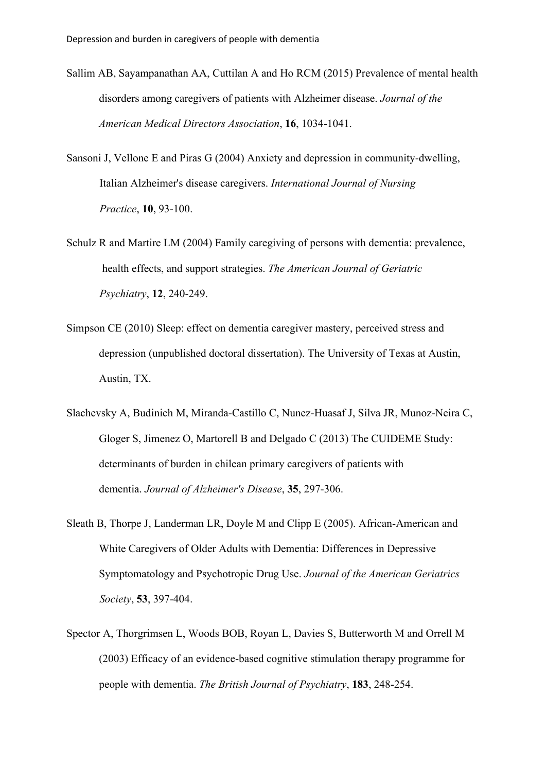Sallim AB, Sayampanathan AA, Cuttilan A and Ho RCM (2015) Prevalence of mental health disorders among caregivers of patients with Alzheimer disease. *Journal of the American Medical Directors Association*, **16**, 1034-1041.

Sansoni J, Vellone E and Piras G (2004) Anxiety and depression in community-dwelling, Italian Alzheimer's disease caregivers. *International Journal of Nursing Practice*, **10**, 93-100.

Schulz R and Martire LM (2004) Family caregiving of persons with dementia: prevalence, health effects, and support strategies. *The American Journal of Geriatric Psychiatry*, **12**, 240-249.

Simpson CE (2010) Sleep: effect on dementia caregiver mastery, perceived stress and depression (unpublished doctoral dissertation). The University of Texas at Austin, Austin, TX.

Slachevsky A, Budinich M, Miranda-Castillo C, Nunez-Huasaf J, Silva JR, Munoz-Neira C, Gloger S, Jimenez O, Martorell B and Delgado C (2013) The CUIDEME Study: determinants of burden in chilean primary caregivers of patients with dementia. *Journal of Alzheimer's Disease*, **35**, 297-306.

Sleath B, Thorpe J, Landerman LR, Doyle M and Clipp E (2005). African-American and White Caregivers of Older Adults with Dementia: Differences in Depressive Symptomatology and Psychotropic Drug Use. *Journal of the American Geriatrics Society*, **53**, 397-404.

Spector A, Thorgrimsen L, Woods BOB, Royan L, Davies S, Butterworth M and Orrell M (2003) Efficacy of an evidence-based cognitive stimulation therapy programme for people with dementia. *The British Journal of Psychiatry*, **183**, 248-254.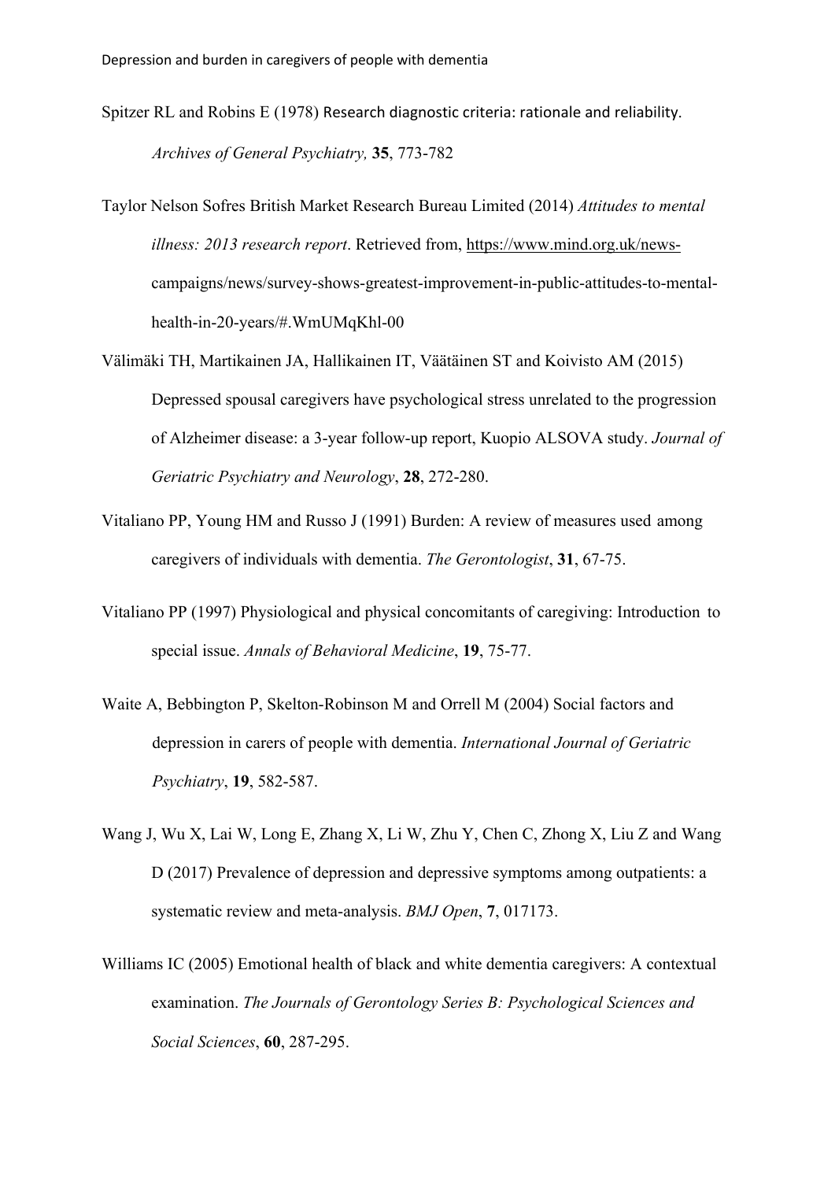Spitzer RL and Robins E (1978) Research diagnostic criteria: rationale and reliability. *Archives of General Psychiatry,* **35**, 773-782

Taylor Nelson Sofres British Market Research Bureau Limited (2014) *Attitudes to mental illness: 2013 research report*. Retrieved from, https://www.mind.org.uk/news-campaigns/news/survey-shows-greatest-improvement-in-public-attitudes-to-mental-health-in-20-years/#.WmUMqKhl-00

Välimäki TH, Martikainen JA, Hallikainen IT, Väätäinen ST and Koivisto AM (2015) Depressed spousal caregivers have psychological stress unrelated to the progression of Alzheimer disease: a 3-year follow-up report, Kuopio ALSOVA study. *Journal of Geriatric Psychiatry and Neurology*, **28**, 272-280.

Vitaliano PP, Young HM and Russo J (1991) Burden: A review of measures used among caregivers of individuals with dementia. *The Gerontologist*, **31**, 67-75.

Vitaliano PP (1997) Physiological and physical concomitants of caregiving: Introduction to special issue. *Annals of Behavioral Medicine*, **19**, 75-77.

Waite A, Bebbington P, Skelton-Robinson M and Orrell M (2004) Social factors and depression in carers of people with dementia. *International Journal of Geriatric Psychiatry*, **19**, 582-587.

Wang J, Wu X, Lai W, Long E, Zhang X, Li W, Zhu Y, Chen C, Zhong X, Liu Z and Wang D (2017) Prevalence of depression and depressive symptoms among outpatients: a systematic review and meta-analysis. *BMJ Open*, **7**, 017173.

Williams IC (2005) Emotional health of black and white dementia caregivers: A contextual examination. *The Journals of Gerontology Series B: Psychological Sciences and Social Sciences*, **60**, 287-295.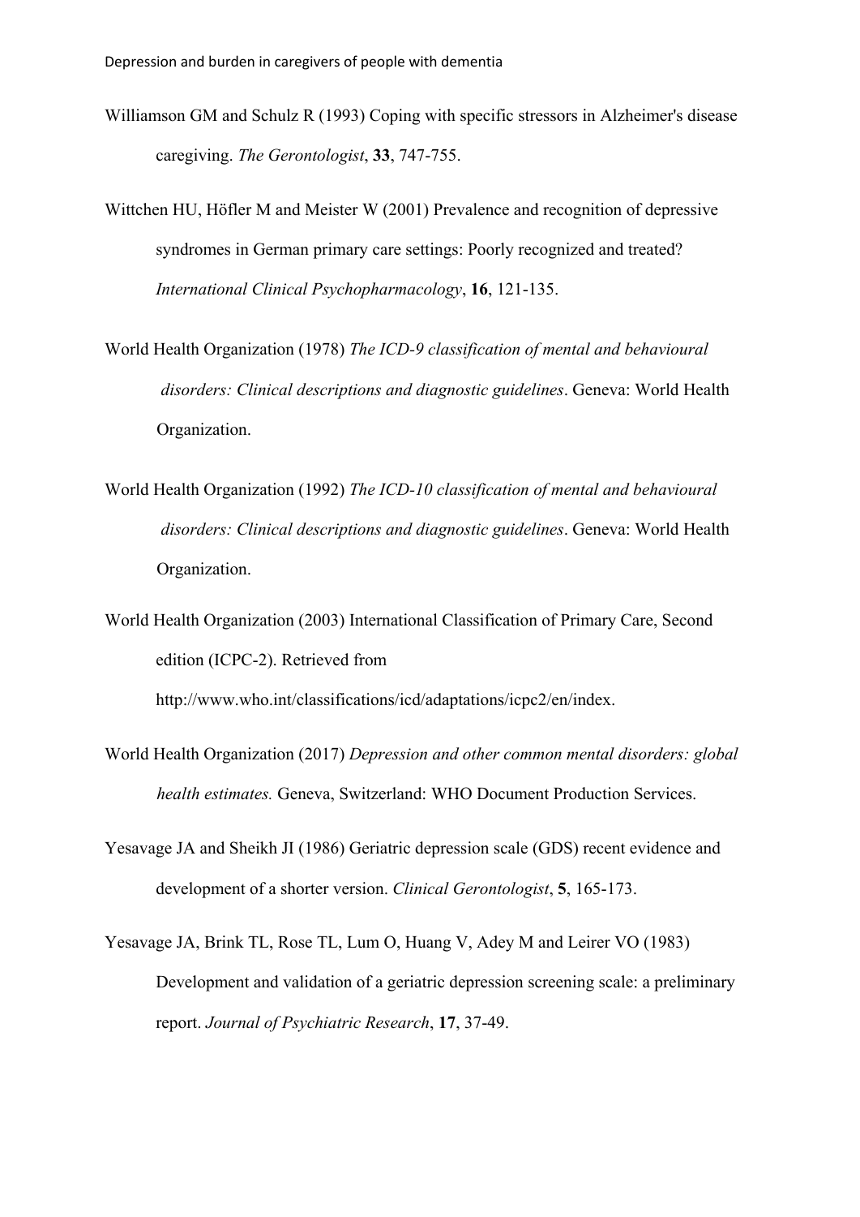Williamson GM and Schulz R (1993) Coping with specific stressors in Alzheimer's disease caregiving. *The Gerontologist*, **33**, 747-755.

Wittchen HU, Höfler M and Meister W (2001) Prevalence and recognition of depressive syndromes in German primary care settings: Poorly recognized and treated? *International Clinical Psychopharmacology*, **16**, 121-135.

World Health Organization (1978) *The ICD-9 classification of mental and behavioural disorders: Clinical descriptions and diagnostic guidelines*. Geneva: World Health Organization.

World Health Organization (1992) *The ICD-10 classification of mental and behavioural disorders: Clinical descriptions and diagnostic guidelines*. Geneva: World Health Organization.

World Health Organization (2003) International Classification of Primary Care, Second edition (ICPC-2). Retrieved from http://www.who.int/classifications/icd/adaptations/icpc2/en/index.

World Health Organization (2017) *Depression and other common mental disorders: global health estimates.* Geneva, Switzerland: WHO Document Production Services.

Yesavage JA and Sheikh JI (1986) Geriatric depression scale (GDS) recent evidence and development of a shorter version. *Clinical Gerontologist*, **5**, 165-173.

Yesavage JA, Brink TL, Rose TL, Lum O, Huang V, Adey M and Leirer VO (1983) Development and validation of a geriatric depression screening scale: a preliminary report. *Journal of Psychiatric Research*, **17**, 37-49.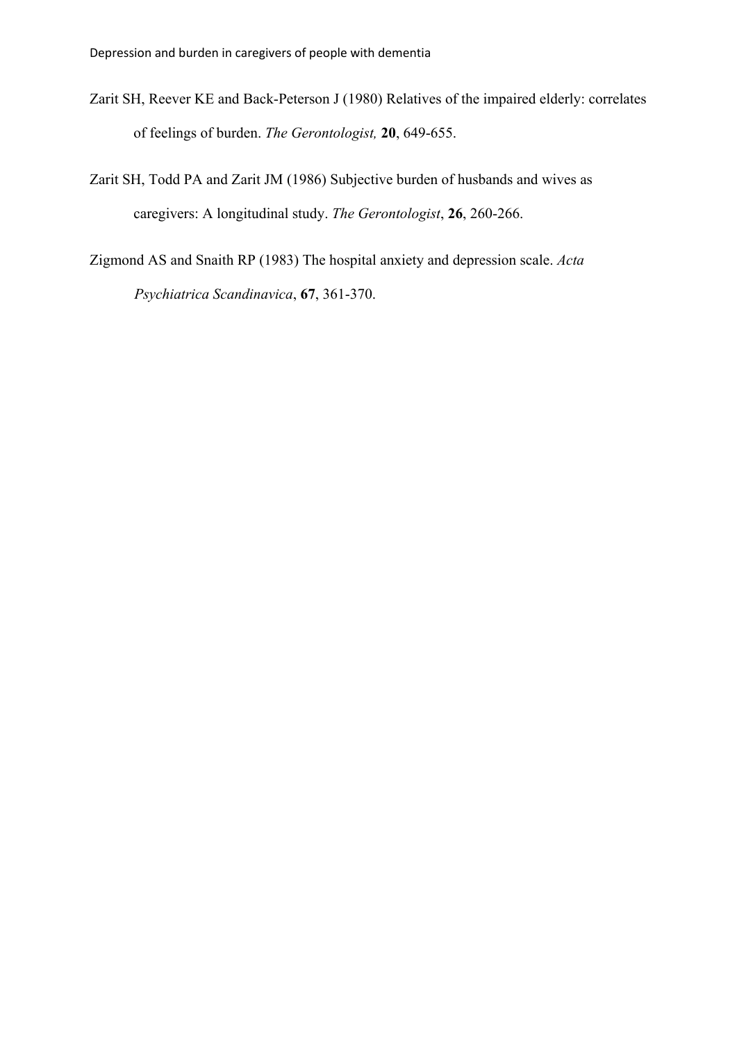Zarit SH, Reever KE and Back-Peterson J (1980) Relatives of the impaired elderly: correlates of feelings of burden. *The Gerontologist,* **20**, 649-655.

Zarit SH, Todd PA and Zarit JM (1986) Subjective burden of husbands and wives as caregivers: A longitudinal study. *The Gerontologist*, **26**, 260-266.

Zigmond AS and Snaith RP (1983) The hospital anxiety and depression scale. *Acta Psychiatrica Scandinavica*, **67**, 361-370.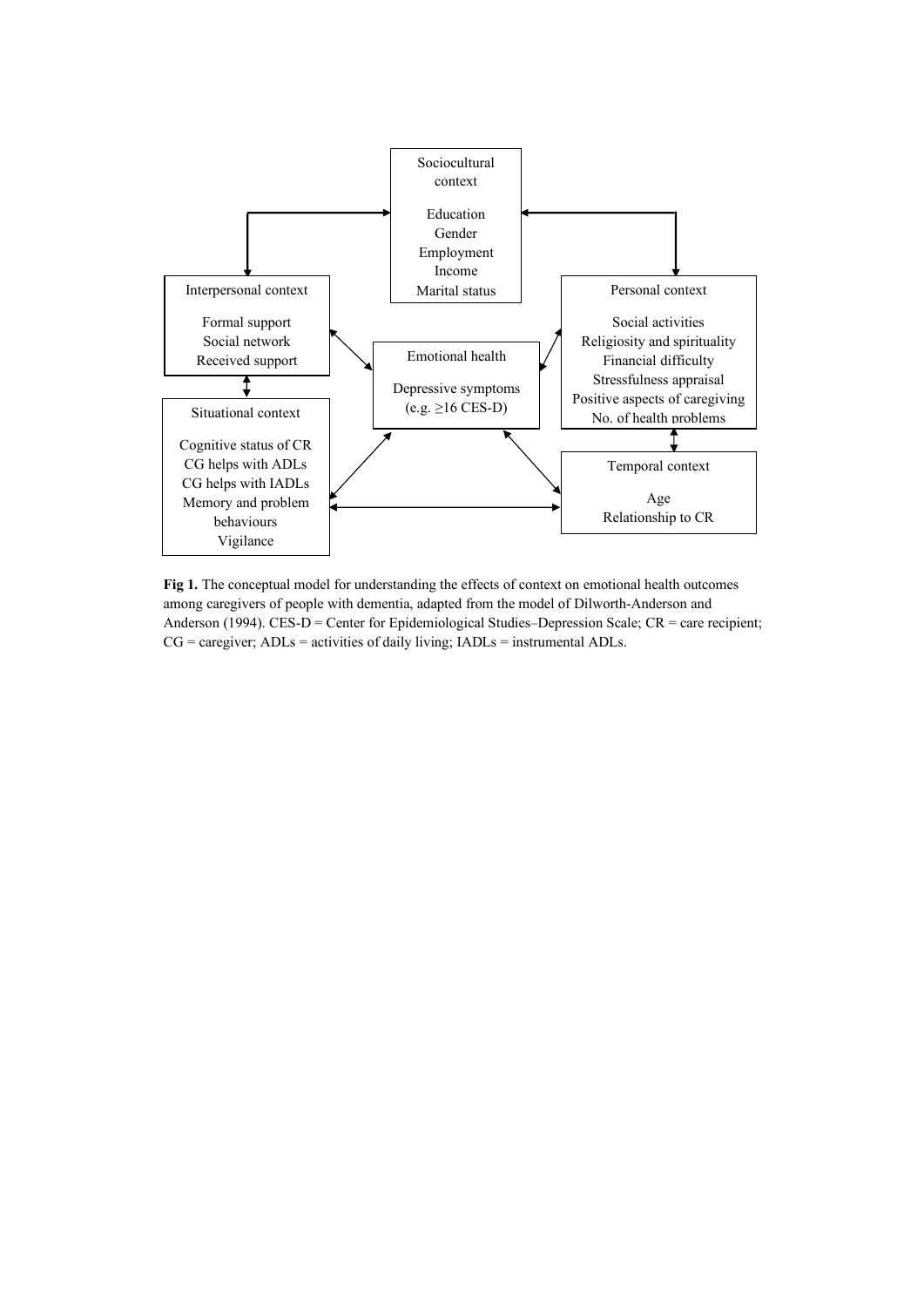Sociocultural context

Education
Gender
Employment
Income
Marital status

Interpersonal context

Formal support
Social network
Received support

Emotional health

Depressive symptoms
(e.g. ≥16 CES-D)

Personal context

Social activities
Religiosity and spirituality
Financial difficulty
Stressfulness appraisal
Positive aspects of caregiving
No. of health problems

Situational context

Cognitive status of CR
CG helps with ADLs
CG helps with IADLs
Memory and problem behaviours
Vigilance

Temporal context

Age
Relationship to CR

**Fig 1.** The conceptual model for understanding the effects of context on emotional health outcomes among caregivers of people with dementia, adapted from the model of Dilworth-Anderson and Anderson (1994). CES-D = Center for Epidemiological Studies–Depression Scale; CR = care recipient; CG = caregiver; ADLs = activities of daily living; IADLs = instrumental ADLs.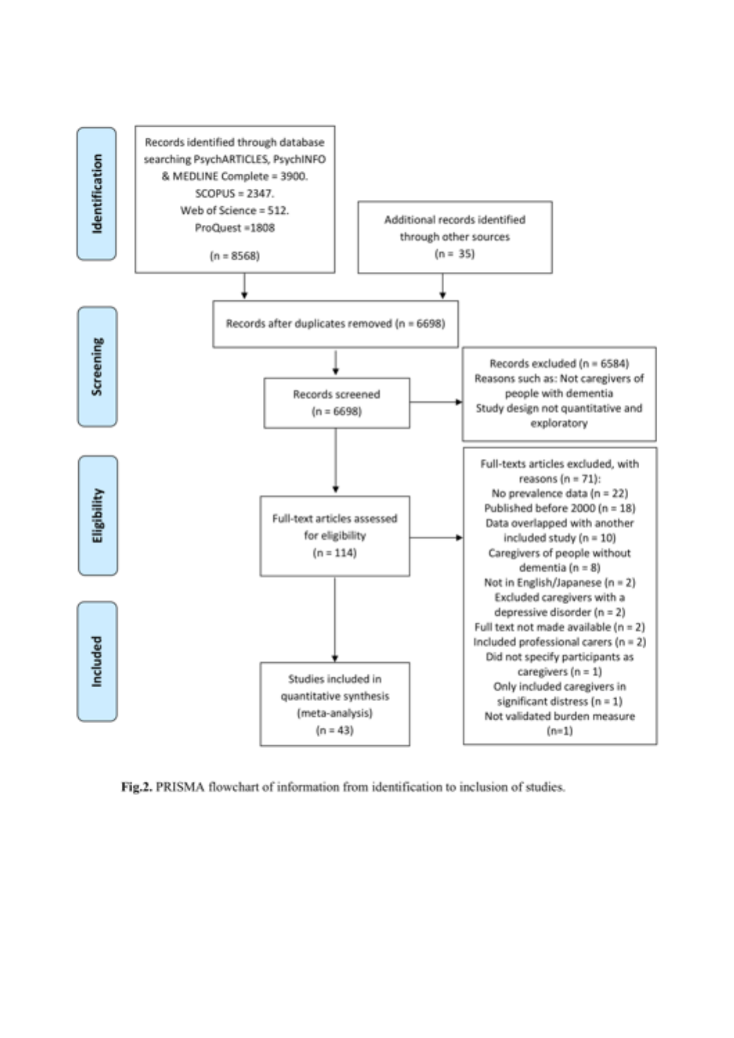**Identification**

Records identified through database searching PsychARTICLES, PsychINFO & MEDLINE Complete = 3900. SCOPUS = 2347. Web of Science = 512. ProQuest =1808

(n = 8568)

Additional records identified through other sources (n = 35)

**Screening**

Records after duplicates removed (n = 6698)

Records screened (n = 6698)

Records excluded (n = 6584)
Reasons such as: Not caregivers of people with dementia
Study design not quantitative and exploratory

**Eligibility**

Full-text articles assessed for eligibility (n = 114)

Full-texts articles excluded, with reasons (n = 71):
No prevalence data (n = 22)
Published before 2000 (n = 18)
Data overlapped with another included study (n = 10)
Caregivers of people without dementia (n = 8)
Not in English/Japanese (n = 2)
Excluded caregivers with a depressive disorder (n = 2)
Full text not made available (n = 2)
Included professional carers (n = 2)
Did not specify participants as caregivers (n = 1)
Only included caregivers in significant distress (n = 1)
Not validated burden measure (n=1)

**Included**

Studies included in quantitative synthesis (meta-analysis) (n = 43)

**Fig.2.** PRISMA flowchart of information from identification to inclusion of studies.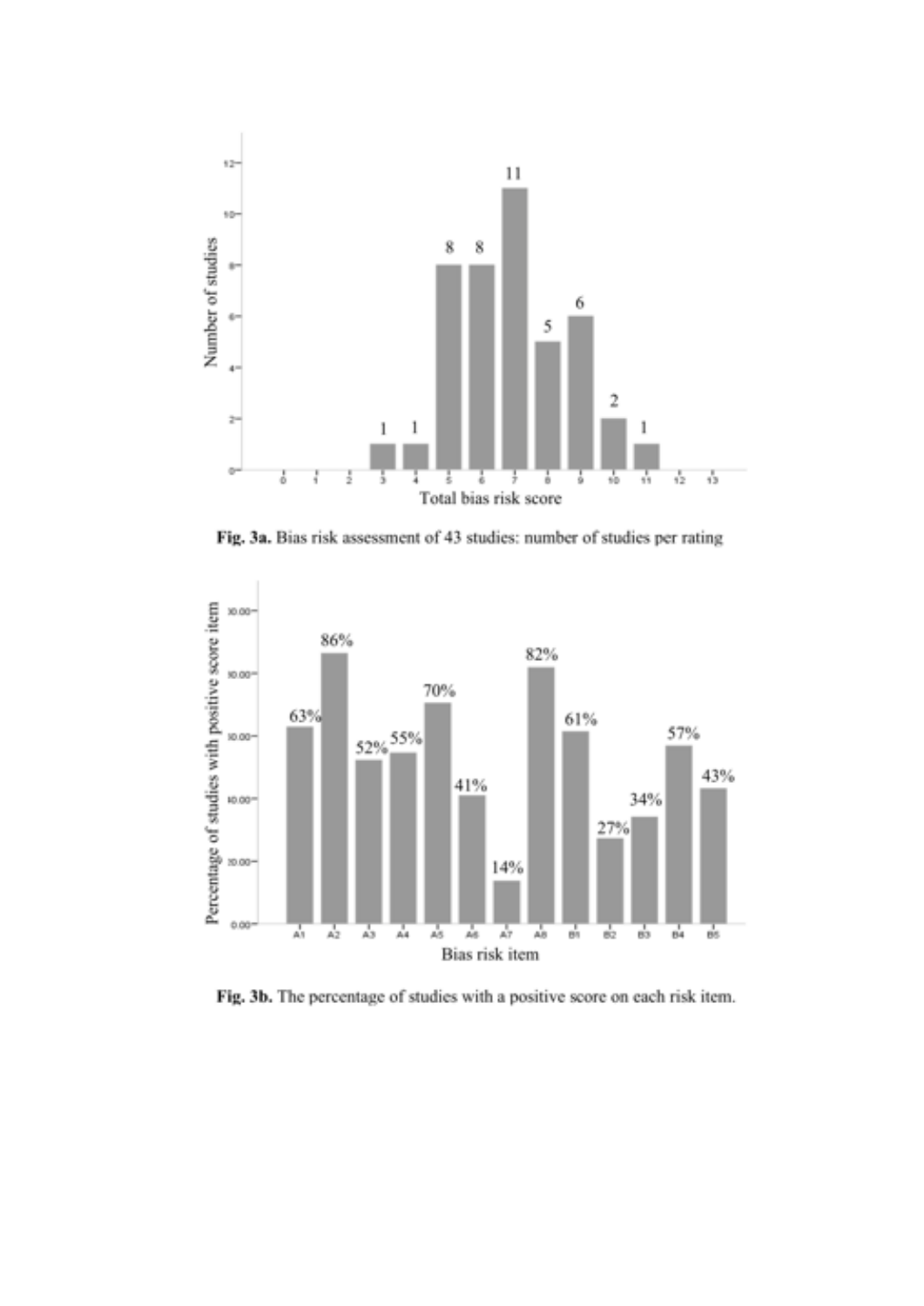**Fig. 3a.** Bias risk assessment of 43 studies: number of studies per rating

**Fig. 3b.** The percentage of studies with a positive score on each risk item.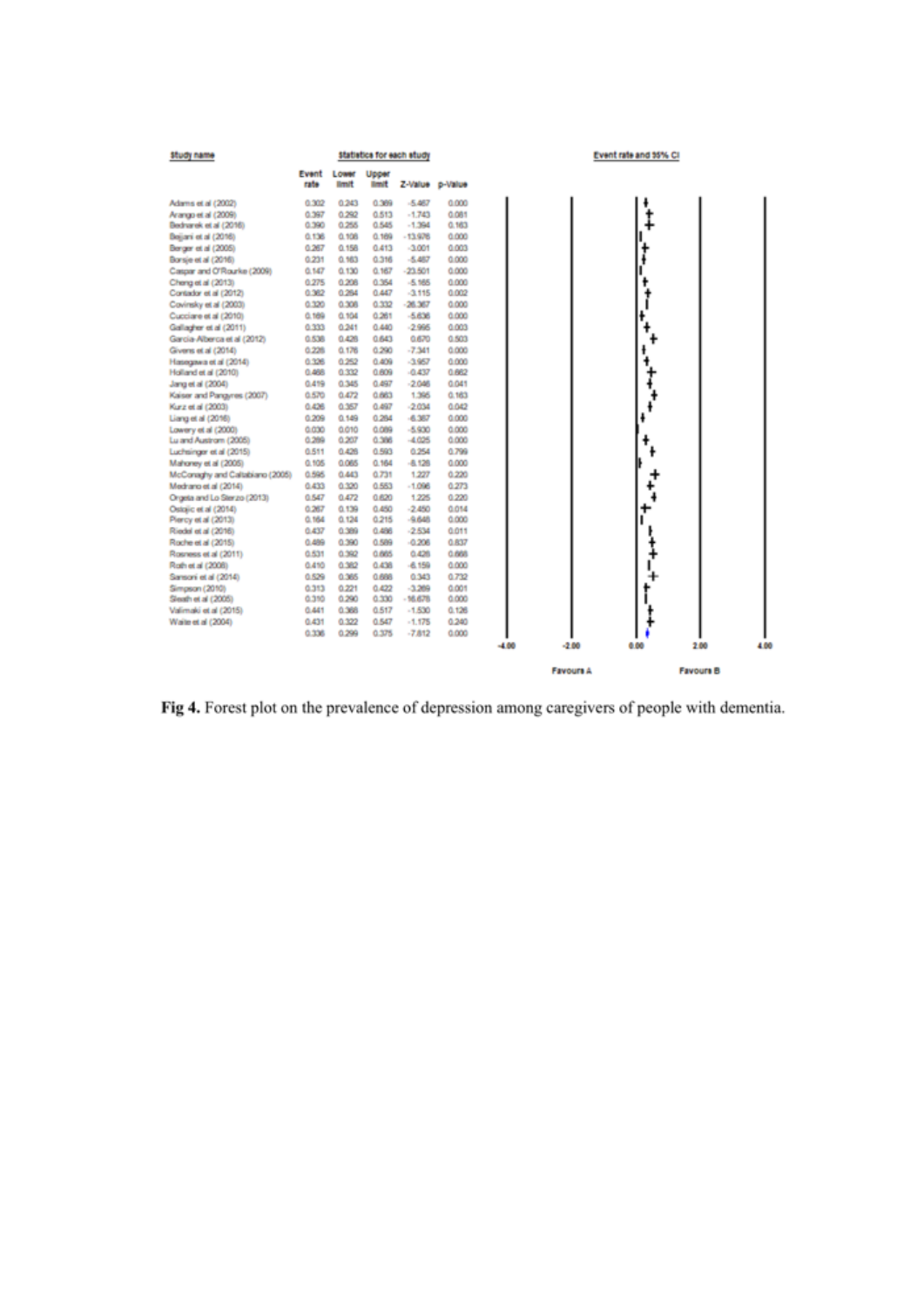| Study name | Event rate | Lower limit | Upper limit | Z-Value | p-Value |
|---|---|---|---|---|---|
| Adams et al (2002) | 0.302 | 0.243 | 0.369 | -5.467 | 0.000 |
| Arango et al (2009) | 0.397 | 0.292 | 0.513 | -1.743 | 0.081 |
| Bednarek et al (2016) | 0.390 | 0.255 | 0.545 | -1.394 | 0.163 |
| Bejjani et al (2016) | 0.136 | 0.108 | 0.169 | -13.976 | 0.000 |
| Berger et al (2005) | 0.267 | 0.158 | 0.413 | -3.001 | 0.003 |
| Borsje et al (2016) | 0.231 | 0.163 | 0.316 | -5.467 | 0.000 |
| Caspar and O'Rourke (2009) | 0.147 | 0.130 | 0.167 | -23.501 | 0.000 |
| Cheng et al (2013) | 0.275 | 0.208 | 0.354 | -5.165 | 0.000 |
| Contador et al (2012) | 0.362 | 0.264 | 0.447 | -3.115 | 0.002 |
| Covinsky et al (2003) | 0.320 | 0.308 | 0.332 | -26.367 | 0.000 |
| Cucciare et al (2010) | 0.169 | 0.104 | 0.261 | -5.636 | 0.000 |
| Gallagher et al (2011) | 0.333 | 0.241 | 0.440 | -2.995 | 0.003 |
| Garcia-Alberca et al (2012) | 0.538 | 0.428 | 0.643 | 0.670 | 0.503 |
| Givens et al (2014) | 0.228 | 0.176 | 0.290 | -7.341 | 0.000 |
| Hasegawa et al (2014) | 0.326 | 0.252 | 0.409 | -3.957 | 0.000 |
| Holland et al (2010) | 0.466 | 0.332 | 0.609 | -0.437 | 0.662 |
| Jang et al (2004) | 0.419 | 0.345 | 0.497 | -2.046 | 0.041 |
| Kaiser and Panegyres (2007) | 0.570 | 0.472 | 0.663 | 1.395 | 0.163 |
| Kurz et al (2003) | 0.426 | 0.357 | 0.497 | -2.034 | 0.042 |
| Liang et al (2016) | 0.209 | 0.149 | 0.284 | -6.367 | 0.000 |
| Lowery et al (2000) | 0.030 | 0.010 | 0.089 | -5.930 | 0.000 |
| Lu and Austrom (2005) | 0.269 | 0.207 | 0.386 | -4.025 | 0.000 |
| Luchsinger et al (2015) | 0.511 | 0.428 | 0.593 | 0.254 | 0.799 |
| Mahoney et al (2005) | 0.105 | 0.065 | 0.164 | -8.126 | 0.000 |
| McConaghy and Caltabiano (2005) | 0.595 | 0.443 | 0.731 | 1.227 | 0.220 |
| Medrano et al (2014) | 0.433 | 0.320 | 0.553 | -1.096 | 0.273 |
| Orgeta and Lo Sterzo (2013) | 0.547 | 0.472 | 0.620 | 1.225 | 0.220 |
| Ostojic et al (2014) | 0.267 | 0.139 | 0.450 | -2.450 | 0.014 |
| Piercy et al (2013) | 0.164 | 0.124 | 0.215 | -9.648 | 0.000 |
| Riedel et al (2016) | 0.437 | 0.389 | 0.486 | -2.534 | 0.011 |
| Roche et al (2015) | 0.489 | 0.390 | 0.589 | -0.206 | 0.837 |
| Rosness et al (2011) | 0.531 | 0.392 | 0.665 | 0.426 | 0.668 |
| Roth et al (2008) | 0.410 | 0.382 | 0.438 | -6.159 | 0.000 |
| Sansoni et al (2014) | 0.529 | 0.365 | 0.686 | 0.343 | 0.732 |
| Simpson (2010) | 0.313 | 0.221 | 0.422 | -3.269 | 0.001 |
| Sleath et al (2005) | 0.310 | 0.290 | 0.330 | -16.676 | 0.000 |
| Valimaki et al (2015) | 0.441 | 0.368 | 0.517 | -1.530 | 0.126 |
| Waite et al (2004) | 0.431 | 0.322 | 0.547 | -1.175 | 0.240 |
| | 0.336 | 0.299 | 0.375 | -7.812 | 0.000 |

Fig 4. Forest plot on the prevalence of depression among caregivers of people with dementia.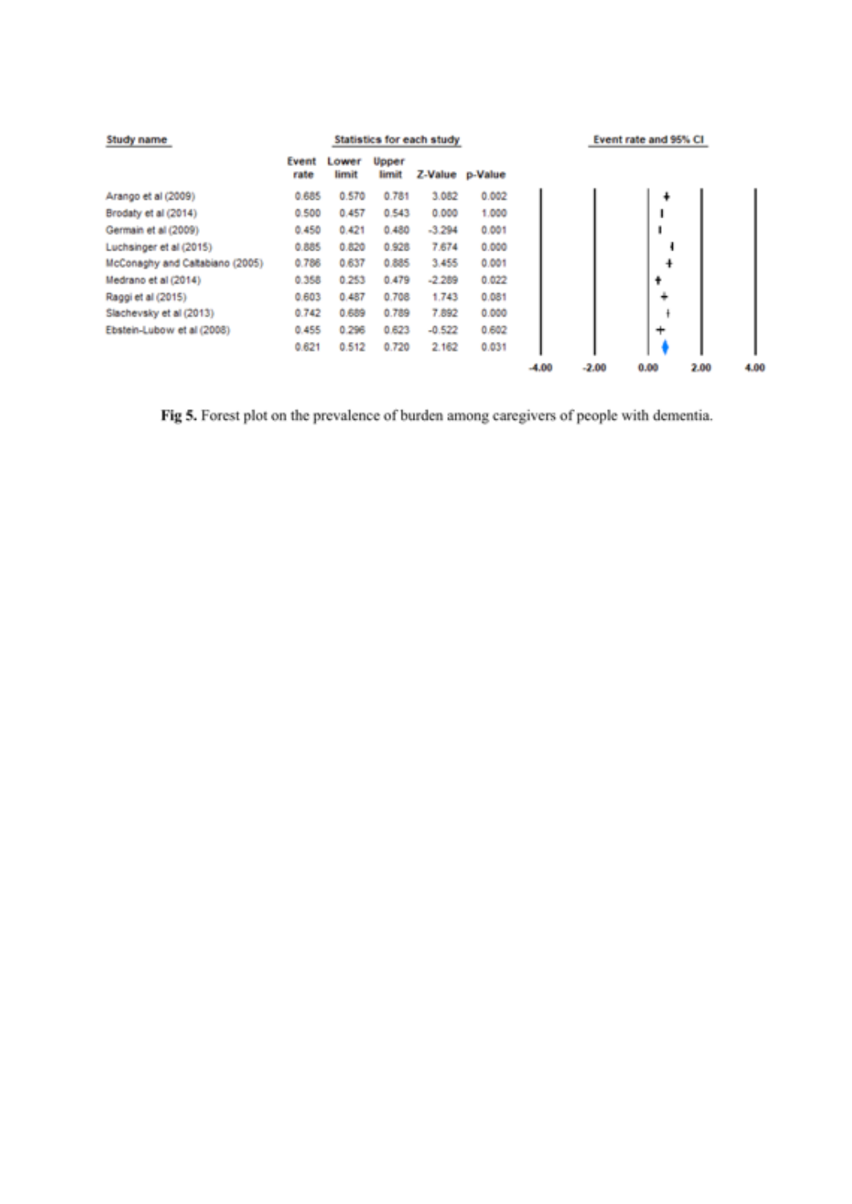| Study name | Event rate | Lower limit | Upper limit | Z-Value | p-Value |
|---|---|---|---|---|---|
| Arango et al (2009) | 0.685 | 0.570 | 0.781 | 3.082 | 0.002 |
| Brodaty et al (2014) | 0.500 | 0.457 | 0.543 | 0.000 | 1.000 |
| Germain et al (2009) | 0.450 | 0.421 | 0.480 | -3.294 | 0.001 |
| Luchsinger et al (2015) | 0.885 | 0.820 | 0.928 | 7.674 | 0.000 |
| McConaghy and Caltabiano (2005) | 0.786 | 0.637 | 0.885 | 3.455 | 0.001 |
| Medrano et al (2014) | 0.358 | 0.253 | 0.479 | -2.289 | 0.022 |
| Raggi et al (2015) | 0.603 | 0.487 | 0.708 | 1.743 | 0.081 |
| Slachevsky et al (2013) | 0.742 | 0.689 | 0.789 | 7.892 | 0.000 |
| Ebstein-Lubow et al (2008) | 0.455 | 0.296 | 0.623 | -0.522 | 0.602 |
| | 0.621 | 0.512 | 0.720 | 2.162 | 0.031 |

Event rate and 95% CI

-4.00 -2.00 0.00 2.00 4.00

**Fig 5.** Forest plot on the prevalence of burden among caregivers of people with dementia.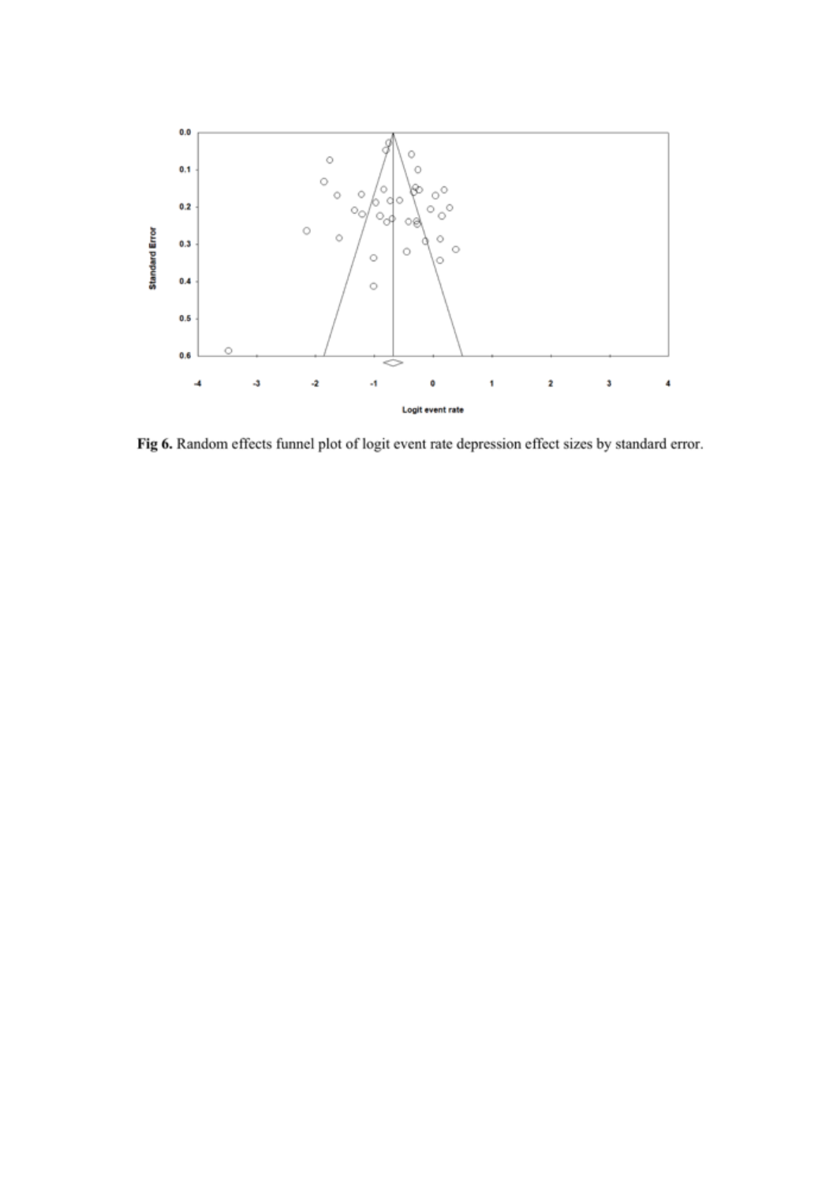**Fig 6.** Random effects funnel plot of logit event rate depression effect sizes by standard error.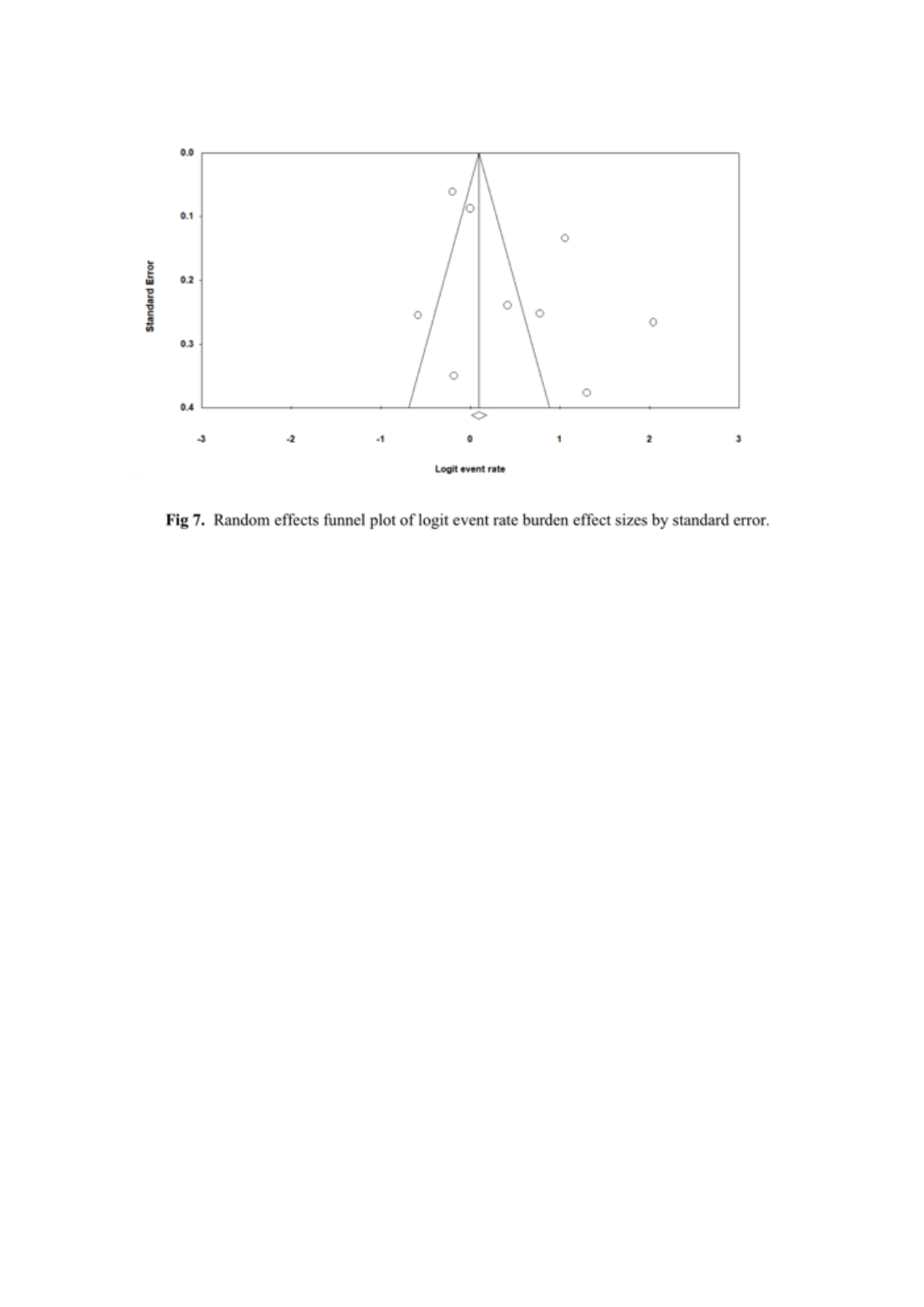**Fig 7.** Random effects funnel plot of logit event rate burden effect sizes by standard error.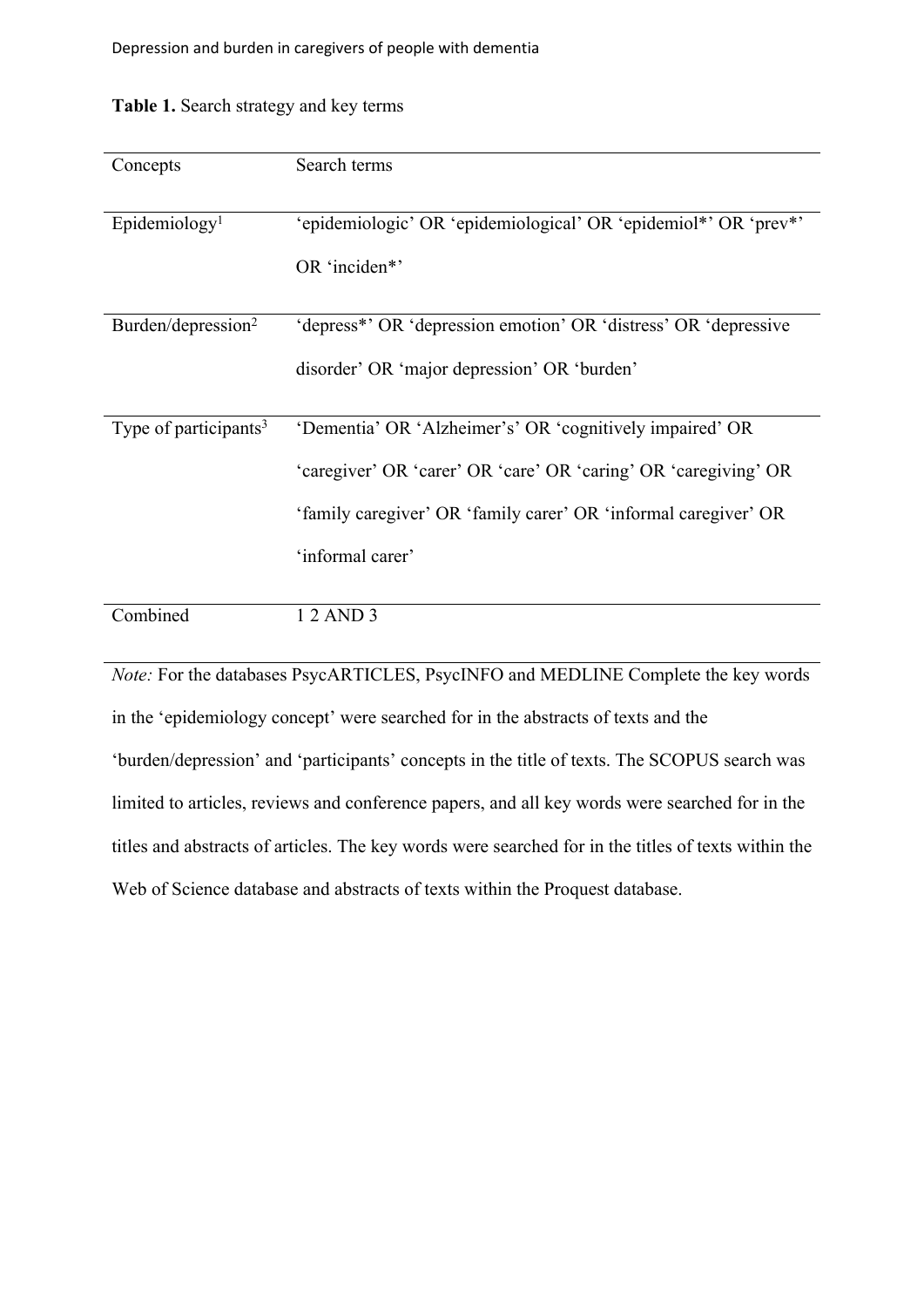**Table 1.** Search strategy and key terms

| Concepts | Search terms |
|---|---|
| Epidemiology[1] | 'epidemiologic' OR 'epidemiological' OR 'epidemiol*' OR 'prev*' OR 'inciden*' |
| Burden/depression[2] | 'depress*' OR 'depression emotion' OR 'distress' OR 'depressive disorder' OR 'major depression' OR 'burden' |
| Type of participants[3] | 'Dementia' OR 'Alzheimer's' OR 'cognitively impaired' OR 'caregiver' OR 'carer' OR 'care' OR 'caring' OR 'caregiving' OR 'family caregiver' OR 'family carer' OR 'informal caregiver' OR 'informal carer' |
| Combined | 1 2 AND 3 |

*Note:* For the databases PsycARTICLES, PsycINFO and MEDLINE Complete the key words in the 'epidemiology concept' were searched for in the abstracts of texts and the 'burden/depression' and 'participants' concepts in the title of texts. The SCOPUS search was limited to articles, reviews and conference papers, and all key words were searched for in the titles and abstracts of articles. The key words were searched for in the titles of texts within the Web of Science database and abstracts of texts within the Proquest database.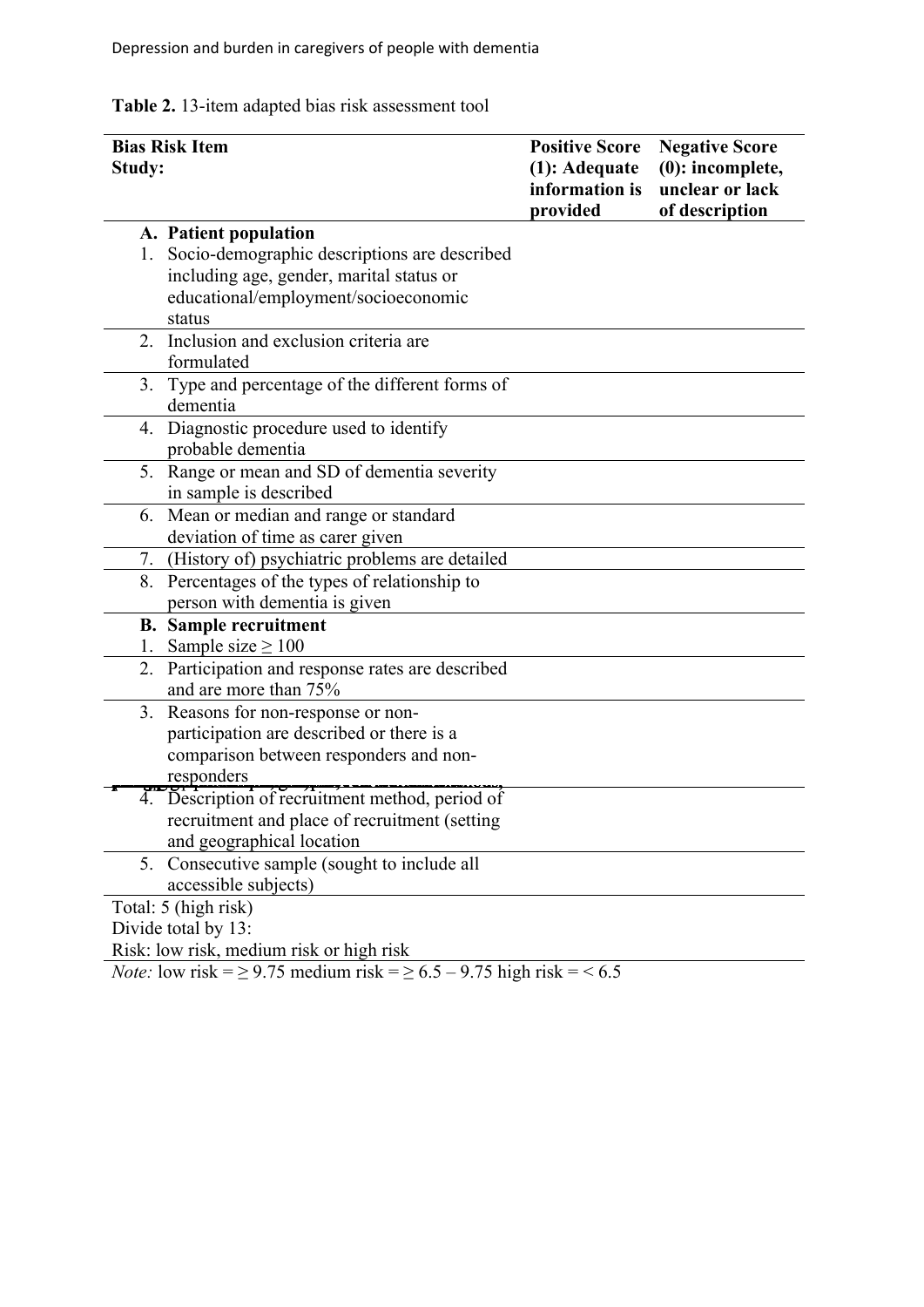**Table 2.** 13-item adapted bias risk assessment tool

| Bias Risk Item<br>Study: | Positive Score (1): Adequate information is provided | Negative Score (0): incomplete, unclear or lack of description |
|---|---|---|
| **A. Patient population**<br>1. Socio-demographic descriptions are described including age, gender, marital status or educational/employment/socioeconomic status | | |
| 2. Inclusion and exclusion criteria are formulated | | |
| 3. Type and percentage of the different forms of dementia | | |
| 4. Diagnostic procedure used to identify probable dementia | | |
| 5. Range or mean and SD of dementia severity in sample is described | | |
| 6. Mean or median and range or standard deviation of time as carer given | | |
| 7. (History of) psychiatric problems are detailed | | |
| 8. Percentages of the types of relationship to person with dementia is given | | |
| **B. Sample recruitment**<br>1. Sample size ≥ 100 | | |
| 2. Participation and response rates are described and are more than 75% | | |
| 3. Reasons for non-response or non-participation are described or there is a comparison between responders and non-responders | | |
| 4. Description of recruitment method, period of recruitment and place of recruitment (setting and geographical location | | |
| 5. Consecutive sample (sought to include all accessible subjects) | | |
| Total: 5 (high risk)<br>Divide total by 13:<br>Risk: low risk, medium risk or high risk | | |

*Note:* low risk = ≥ 9.75 medium risk = ≥ 6.5 – 9.75 high risk = < 6.5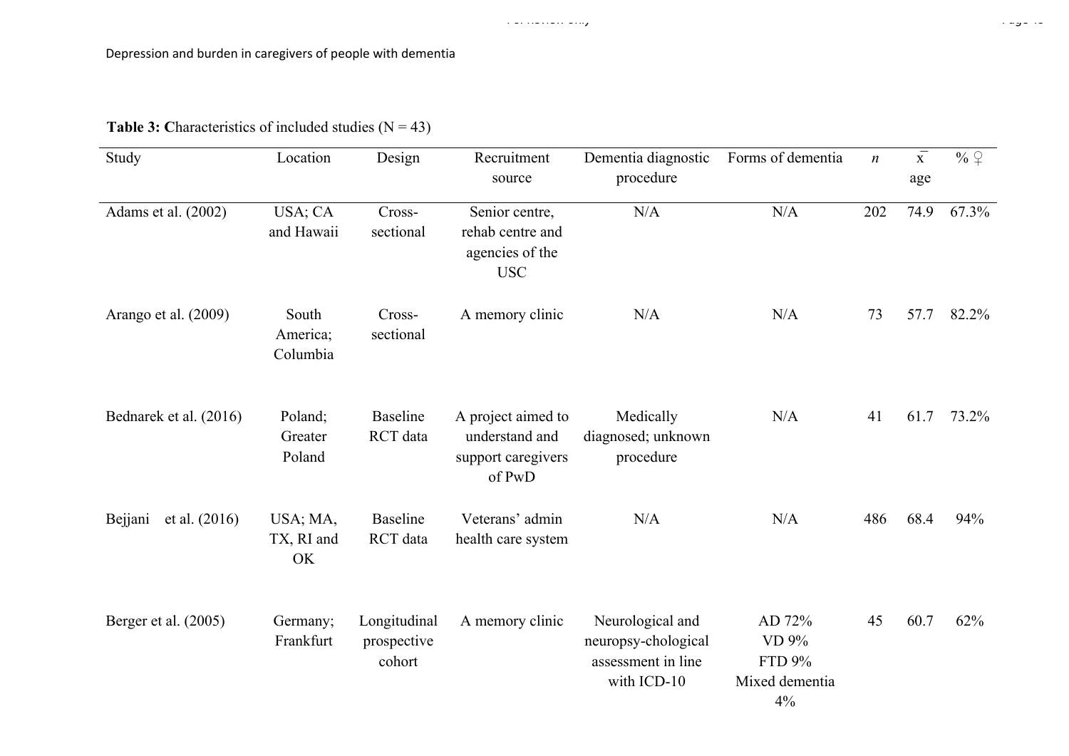**Table 3: C**haracteristics of included studies (N = 43)

| Study | Location | Design | Recruitment source | Dementia diagnostic procedure | Forms of dementia | *n* | x̄ age | % ♀ |
|---|---|---|---|---|---|---|---|---|
| Adams et al. (2002) | USA; CA and Hawaii | Cross-sectional | Senior centre, rehab centre and agencies of the USC | N/A | N/A | 202 | 74.9 | 67.3% |
| Arango et al. (2009) | South America; Columbia | Cross-sectional | A memory clinic | N/A | N/A | 73 | 57.7 | 82.2% |
| Bednarek et al. (2016) | Poland; Greater Poland | Baseline RCT data | A project aimed to understand and support caregivers of PwD | Medically diagnosed; unknown procedure | N/A | 41 | 61.7 | 73.2% |
| Bejjani et al. (2016) | USA; MA, TX, RI and OK | Baseline RCT data | Veterans' admin health care system | N/A | N/A | 486 | 68.4 | 94% |
| Berger et al. (2005) | Germany; Frankfurt | Longitudinal prospective cohort | A memory clinic | Neurological and neuropsy-chological assessment in line with ICD-10 | AD 72% VD 9% FTD 9% Mixed dementia 4% | 45 | 60.7 | 62% |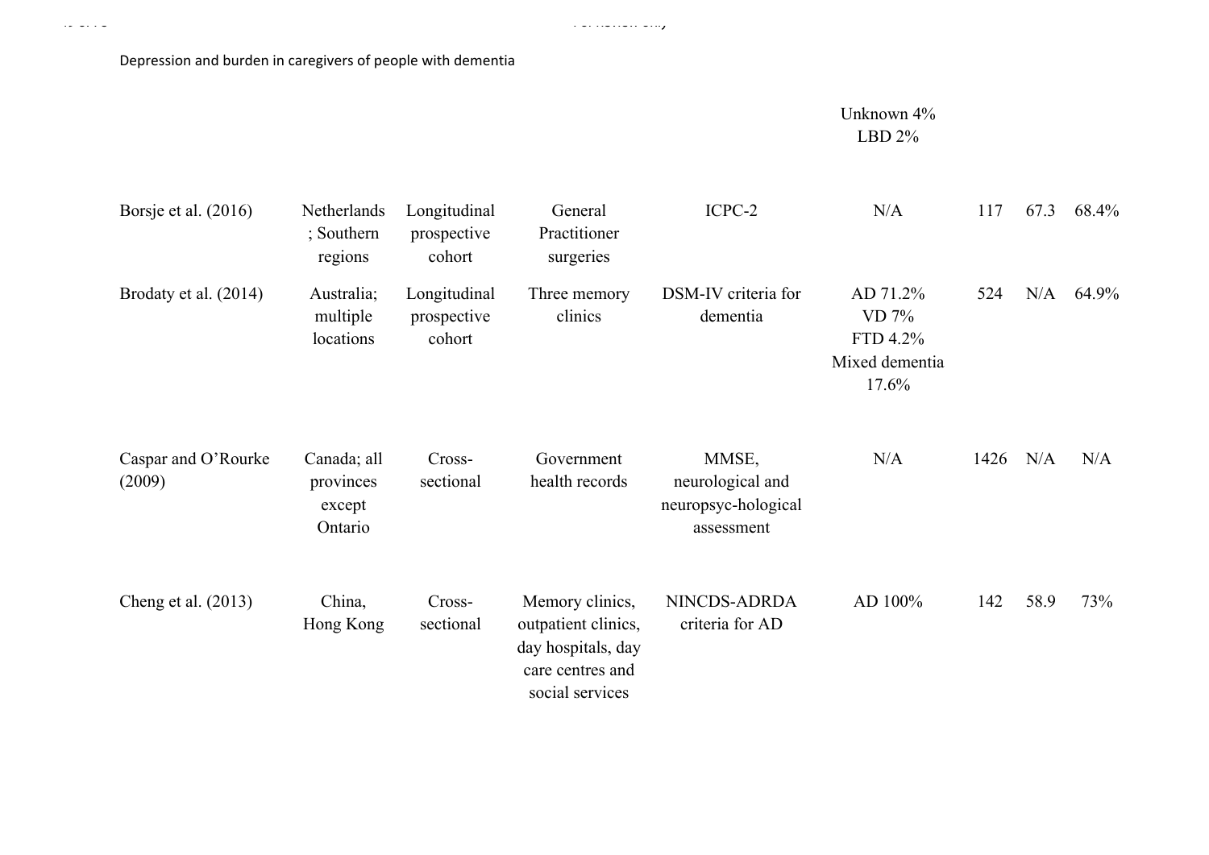Depression and burden in caregivers of people with dementia

| | | | | | | | | |
|---|---|---|---|---|---|---|---|---|
| | | | | | Unknown 4%<br>LBD 2% | | | |
| Borsje et al. (2016) | Netherlands; Southern regions | Longitudinal prospective cohort | General Practitioner surgeries | ICPC-2 | N/A | 117 | 67.3 | 68.4% |
| Brodaty et al. (2014) | Australia; multiple locations | Longitudinal prospective cohort | Three memory clinics | DSM-IV criteria for dementia | AD 71.2%<br>VD 7%<br>FTD 4.2%<br>Mixed dementia 17.6% | 524 | N/A | 64.9% |
| Caspar and O'Rourke (2009) | Canada; all provinces except Ontario | Cross-sectional | Government health records | MMSE, neurological and neuropsyc-hological assessment | N/A | 1426 | N/A | N/A |
| Cheng et al. (2013) | China, Hong Kong | Cross-sectional | Memory clinics, outpatient clinics, day hospitals, day care centres and social services | NINCDS-ADRDA criteria for AD | AD 100% | 142 | 58.9 | 73% |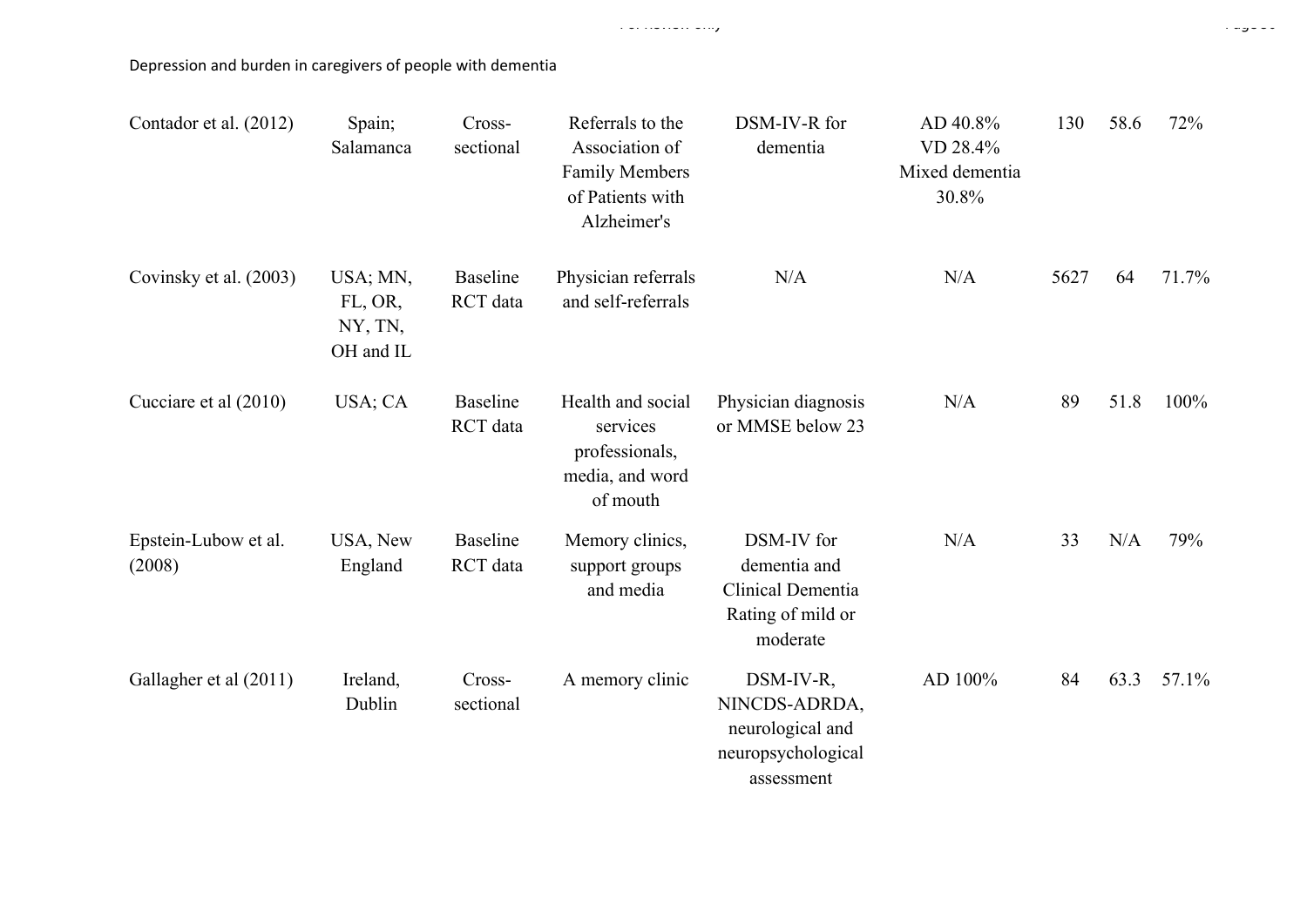Depression and burden in caregivers of people with dementia

| | | | | | | | | |
|---|---|---|---|---|---|---|---|---|
| Contador et al. (2012) | Spain; Salamanca | Cross-sectional | Referrals to the Association of Family Members of Patients with Alzheimer's | DSM-IV-R for dementia | AD 40.8% VD 28.4% Mixed dementia 30.8% | 130 | 58.6 | 72% |
| Covinsky et al. (2003) | USA; MN, FL, OR, NY, TN, OH and IL | Baseline RCT data | Physician referrals and self-referrals | N/A | N/A | 5627 | 64 | 71.7% |
| Cucciare et al (2010) | USA; CA | Baseline RCT data | Health and social services professionals, media, and word of mouth | Physician diagnosis or MMSE below 23 | N/A | 89 | 51.8 | 100% |
| Epstein-Lubow et al. (2008) | USA, New England | Baseline RCT data | Memory clinics, support groups and media | DSM-IV for dementia and Clinical Dementia Rating of mild or moderate | N/A | 33 | N/A | 79% |
| Gallagher et al (2011) | Ireland, Dublin | Cross-sectional | A memory clinic | DSM-IV-R, NINCDS-ADRDA, neurological and neuropsychological assessment | AD 100% | 84 | 63.3 | 57.1% |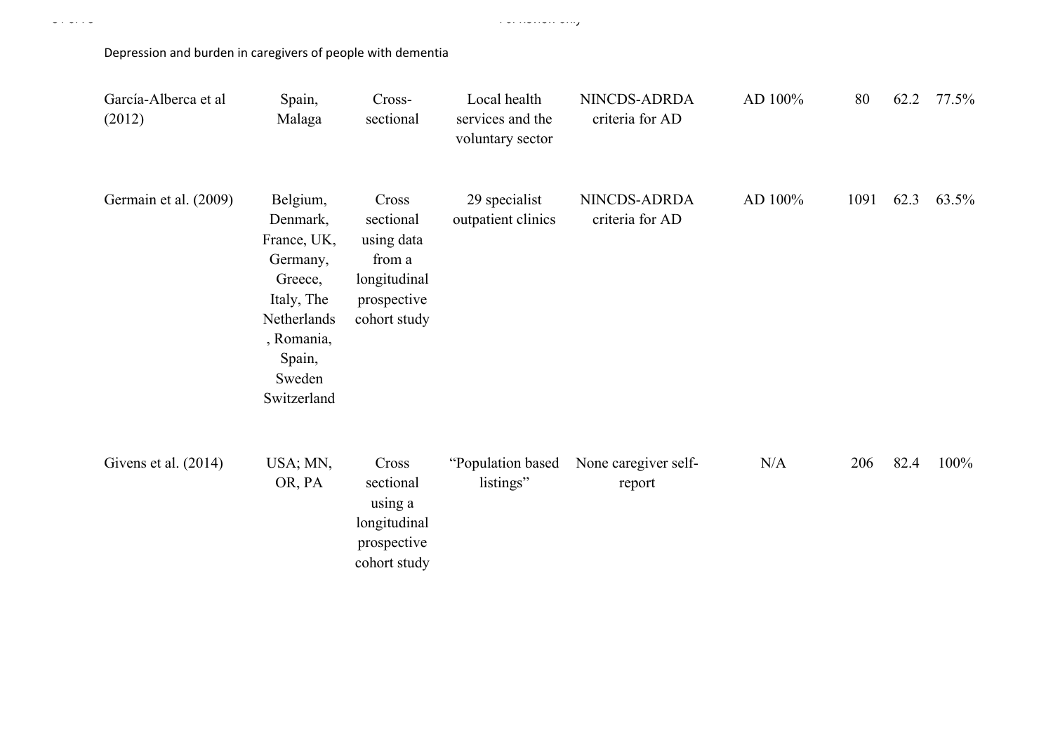| | | | | | | | | |
|---|---|---|---|---|---|---|---|---|
| García-Alberca et al (2012) | Spain, Malaga | Cross-sectional | Local health services and the voluntary sector | NINCDS-ADRDA criteria for AD | AD 100% | 80 | 62.2 | 77.5% |
| Germain et al. (2009) | Belgium, Denmark, France, UK, Germany, Greece, Italy, The Netherlands, Romania, Spain, Sweden Switzerland | Cross sectional using data from a longitudinal prospective cohort study | 29 specialist outpatient clinics | NINCDS-ADRDA criteria for AD | AD 100% | 1091 | 62.3 | 63.5% |
| Givens et al. (2014) | USA; MN, OR, PA | Cross sectional using a longitudinal prospective cohort study | "Population based listings" | None caregiver self-report | N/A | 206 | 82.4 | 100% |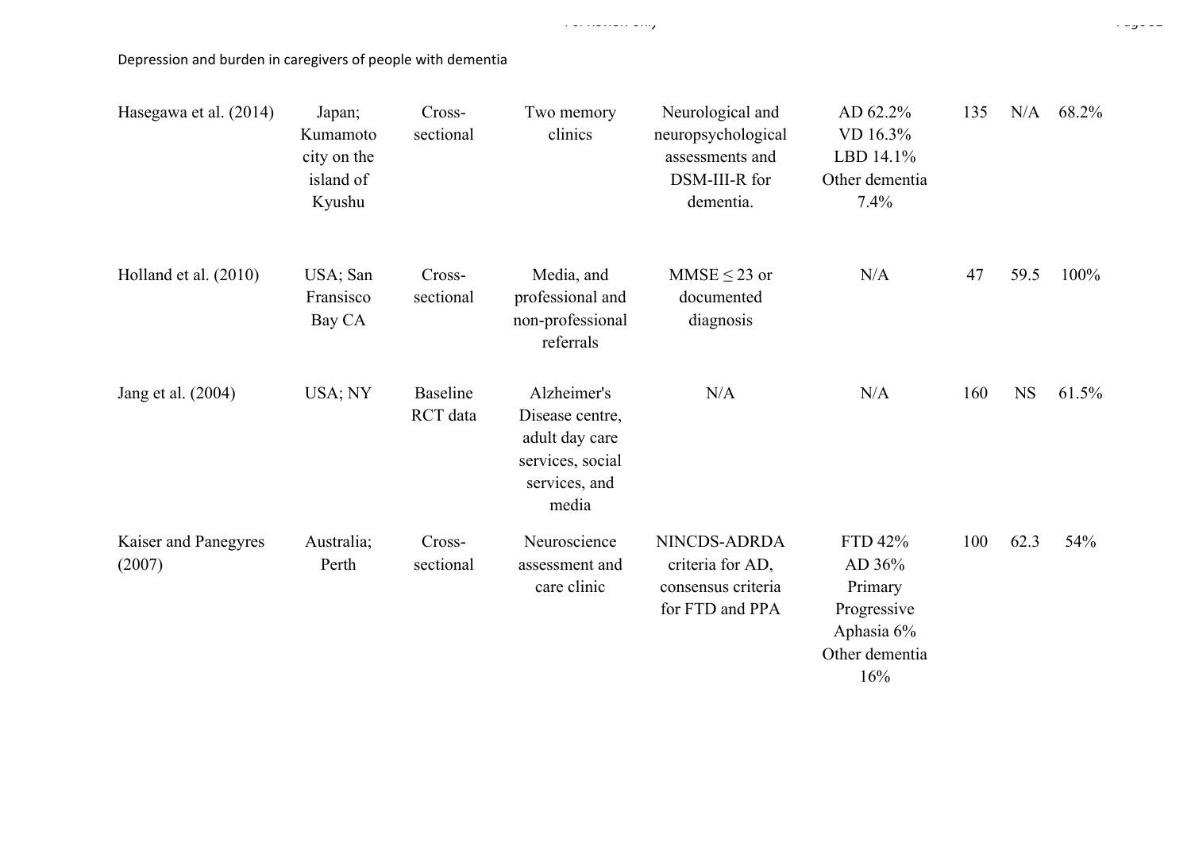| | | | | | | | | |
|---|---|---|---|---|---|---|---|---|
| Hasegawa et al. (2014) | Japan; Kumamoto city on the island of Kyushu | Cross-sectional | Two memory clinics | Neurological and neuropsychological assessments and DSM-III-R for dementia. | AD 62.2% VD 16.3% LBD 14.1% Other dementia 7.4% | 135 | N/A | 68.2% |
| Holland et al. (2010) | USA; San Fransisco Bay CA | Cross-sectional | Media, and professional and non-professional referrals | MMSE ≤ 23 or documented diagnosis | N/A | 47 | 59.5 | 100% |
| Jang et al. (2004) | USA; NY | Baseline RCT data | Alzheimer's Disease centre, adult day care services, social services, and media | N/A | N/A | 160 | NS | 61.5% |
| Kaiser and Panegyres (2007) | Australia; Perth | Cross-sectional | Neuroscience assessment and care clinic | NINCDS-ADRDA criteria for AD, consensus criteria for FTD and PPA | FTD 42% AD 36% Primary Progressive Aphasia 6% Other dementia 16% | 100 | 62.3 | 54% |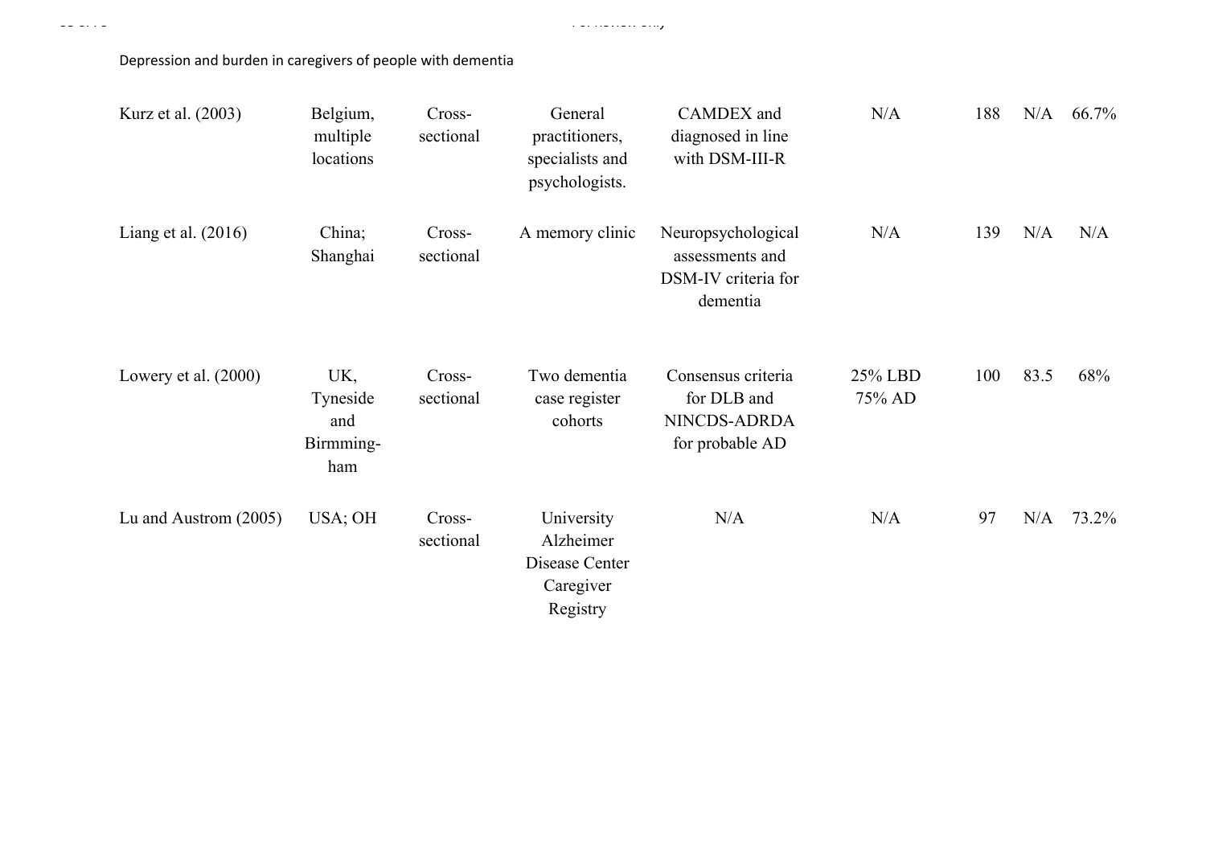| | | | | | | | | |
|---|---|---|---|---|---|---|---|---|
| Kurz et al. (2003) | Belgium, multiple locations | Cross-sectional | General practitioners, specialists and psychologists. | CAMDEX and diagnosed in line with DSM-III-R | N/A | 188 | N/A | 66.7% |
| Liang et al. (2016) | China; Shanghai | Cross-sectional | A memory clinic | Neuropsychological assessments and DSM-IV criteria for dementia | N/A | 139 | N/A | N/A |
| Lowery et al. (2000) | UK, Tyneside and Birmming-ham | Cross-sectional | Two dementia case register cohorts | Consensus criteria for DLB and NINCDS-ADRDA for probable AD | 25% LBD 75% AD | 100 | 83.5 | 68% |
| Lu and Austrom (2005) | USA; OH | Cross-sectional | University Alzheimer Disease Center Caregiver Registry | N/A | N/A | 97 | N/A | 73.2% |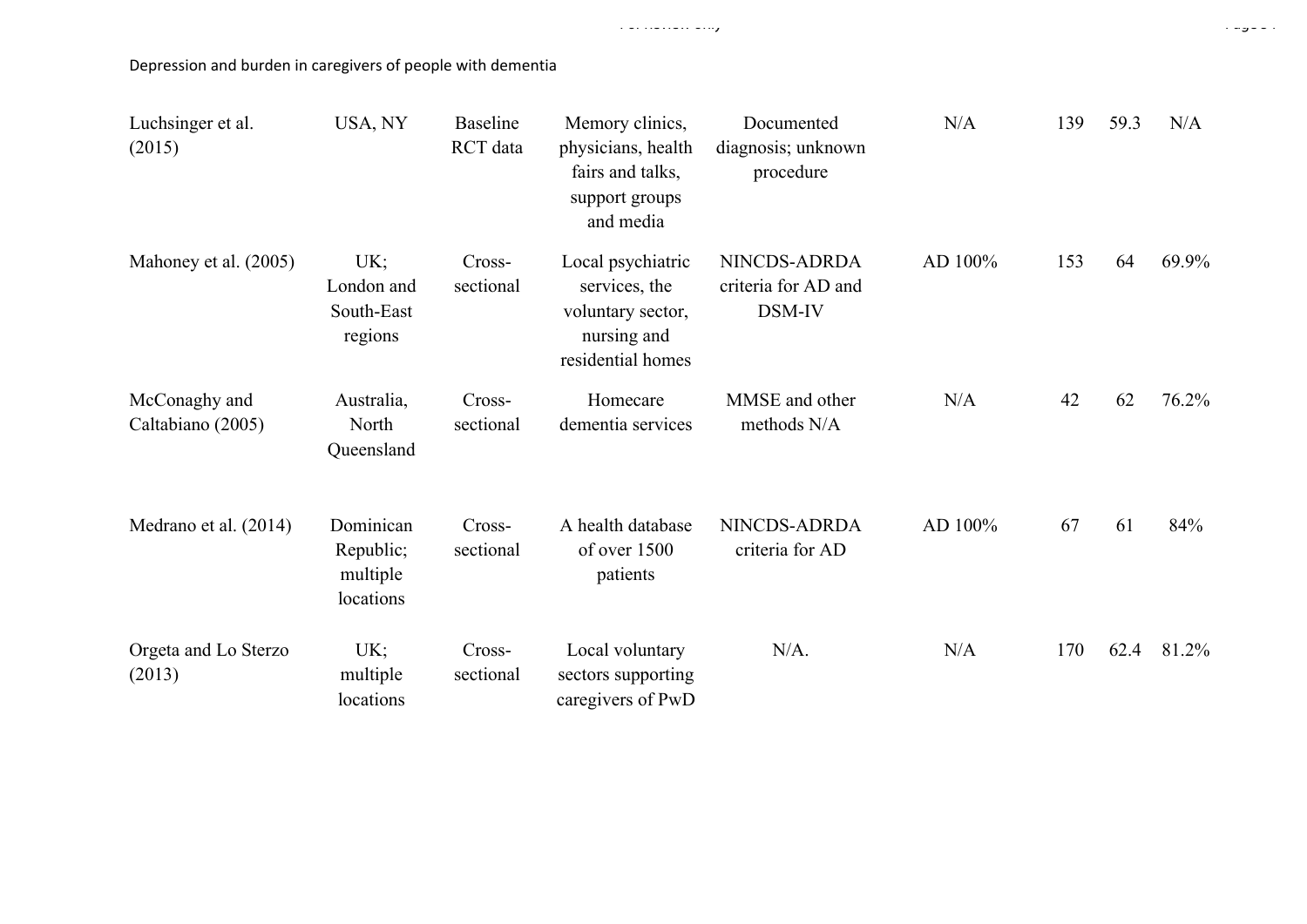| | | | | | | | | |
|---|---|---|---|---|---|---|---|---|
| Luchsinger et al. (2015) | USA, NY | Baseline RCT data | Memory clinics, physicians, health fairs and talks, support groups and media | Documented diagnosis; unknown procedure | N/A | 139 | 59.3 | N/A |
| Mahoney et al. (2005) | UK; London and South-East regions | Cross-sectional | Local psychiatric services, the voluntary sector, nursing and residential homes | NINCDS-ADRDA criteria for AD and DSM-IV | AD 100% | 153 | 64 | 69.9% |
| McConaghy and Caltabiano (2005) | Australia, North Queensland | Cross-sectional | Homecare dementia services | MMSE and other methods N/A | N/A | 42 | 62 | 76.2% |
| Medrano et al. (2014) | Dominican Republic; multiple locations | Cross-sectional | A health database of over 1500 patients | NINCDS-ADRDA criteria for AD | AD 100% | 67 | 61 | 84% |
| Orgeta and Lo Sterzo (2013) | UK; multiple locations | Cross-sectional | Local voluntary sectors supporting caregivers of PwD | N/A. | N/A | 170 | 62.4 | 81.2% |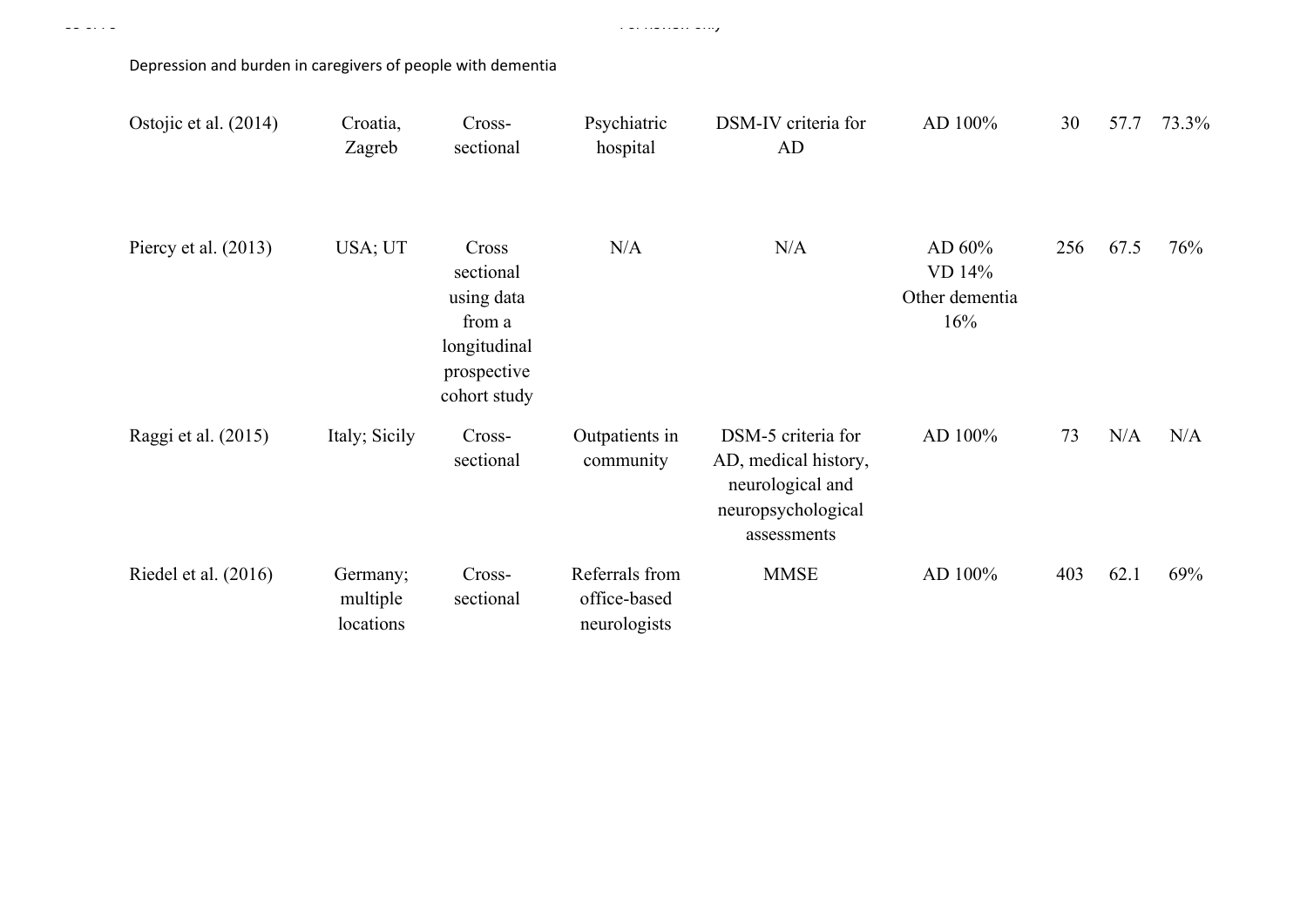| | | | | | | | | |
|---|---|---|---|---|---|---|---|---|
| Ostojic et al. (2014) | Croatia, Zagreb | Cross-sectional | Psychiatric hospital | DSM-IV criteria for AD | AD 100% | 30 | 57.7 | 73.3% |
| Piercy et al. (2013) | USA; UT | Cross sectional using data from a longitudinal prospective cohort study | N/A | N/A | AD 60%<br>VD 14%<br>Other dementia 16% | 256 | 67.5 | 76% |
| Raggi et al. (2015) | Italy; Sicily | Cross-sectional | Outpatients in community | DSM-5 criteria for AD, medical history, neurological and neuropsychological assessments | AD 100% | 73 | N/A | N/A |
| Riedel et al. (2016) | Germany; multiple locations | Cross-sectional | Referrals from office-based neurologists | MMSE | AD 100% | 403 | 62.1 | 69% |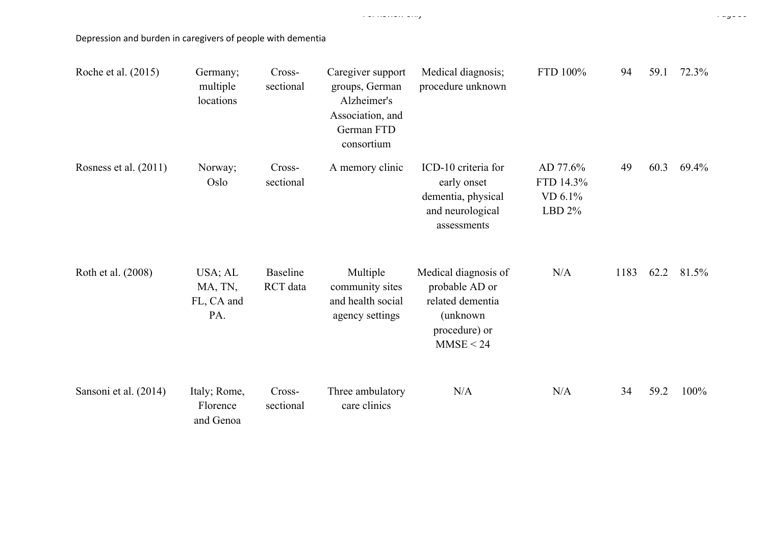Depression and burden in caregivers of people with dementia

| | | | | | | | | |
|---|---|---|---|---|---|---|---|---|
| Roche et al. (2015) | Germany; multiple locations | Cross-sectional | Caregiver support groups, German Alzheimer's Association, and German FTD consortium | Medical diagnosis; procedure unknown | FTD 100% | 94 | 59.1 | 72.3% |
| Rosness et al. (2011) | Norway; Oslo | Cross-sectional | A memory clinic | ICD-10 criteria for early onset dementia, physical and neurological assessments | AD 77.6% FTD 14.3% VD 6.1% LBD 2% | 49 | 60.3 | 69.4% |
| Roth et al. (2008) | USA; AL MA, TN, FL, CA and PA. | Baseline RCT data | Multiple community sites and health social agency settings | Medical diagnosis of probable AD or related dementia (unknown procedure) or MMSE < 24 | N/A | 1183 | 62.2 | 81.5% |
| Sansoni et al. (2014) | Italy; Rome, Florence and Genoa | Cross-sectional | Three ambulatory care clinics | N/A | N/A | 34 | 59.2 | 100% |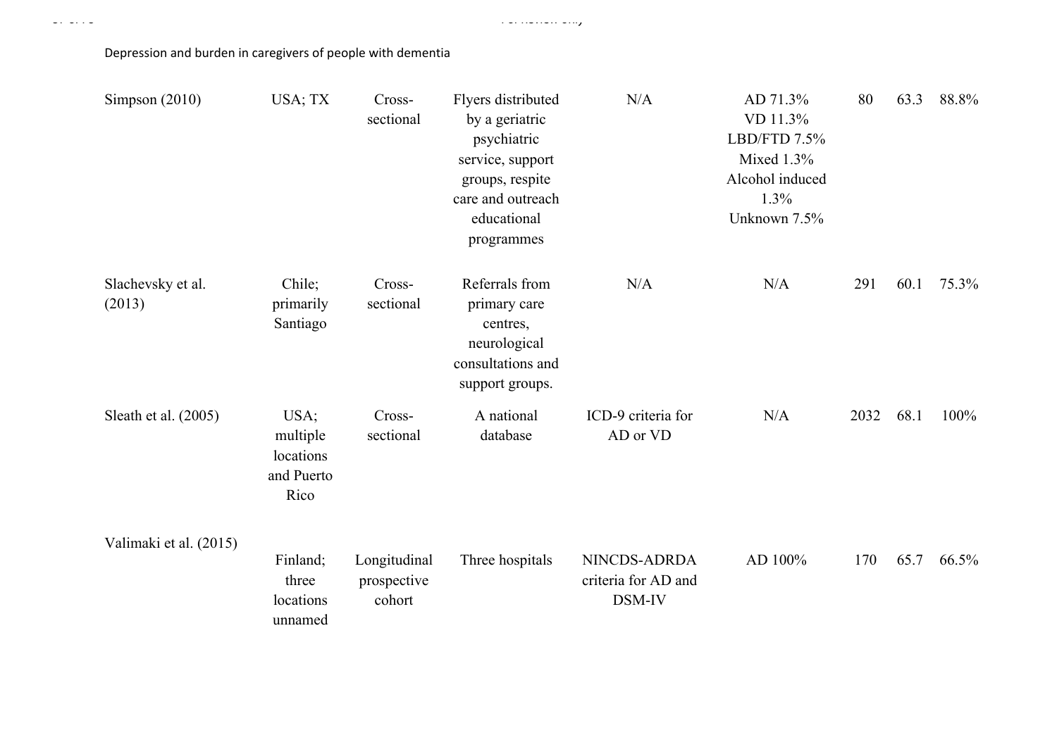Depression and burden in caregivers of people with dementia

| | | | | | | | | |
|---|---|---|---|---|---|---|---|---|
| Simpson (2010) | USA; TX | Cross-sectional | Flyers distributed by a geriatric psychiatric service, support groups, respite care and outreach educational programmes | N/A | AD 71.3%<br>VD 11.3%<br>LBD/FTD 7.5%<br>Mixed 1.3%<br>Alcohol induced 1.3%<br>Unknown 7.5% | 80 | 63.3 | 88.8% |
| Slachevsky et al. (2013) | Chile; primarily Santiago | Cross-sectional | Referrals from primary care centres, neurological consultations and support groups. | N/A | N/A | 291 | 60.1 | 75.3% |
| Sleath et al. (2005) | USA; multiple locations and Puerto Rico | Cross-sectional | A national database | ICD-9 criteria for AD or VD | N/A | 2032 | 68.1 | 100% |
| Valimaki et al. (2015) | Finland; three locations unnamed | Longitudinal prospective cohort | Three hospitals | NINCDS-ADRDA criteria for AD and DSM-IV | AD 100% | 170 | 65.7 | 66.5% |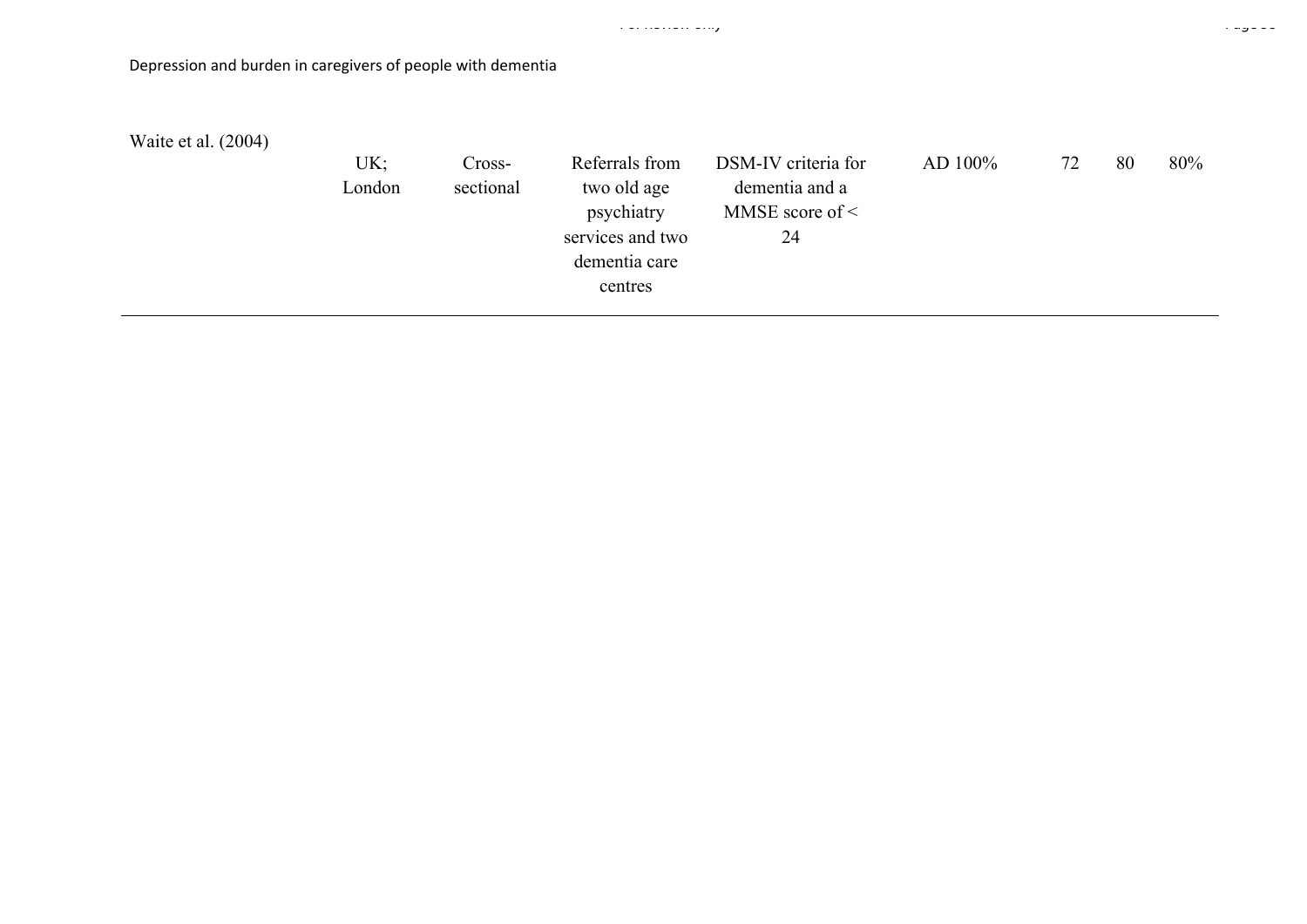| | | | | | | | | |
|---|---|---|---|---|---|---|---|---|
| Waite et al. (2004) | UK; London | Cross-sectional | Referrals from two old age psychiatry services and two dementia care centres | DSM-IV criteria for dementia and a MMSE score of < 24 | AD 100% | 72 | 80 | 80% |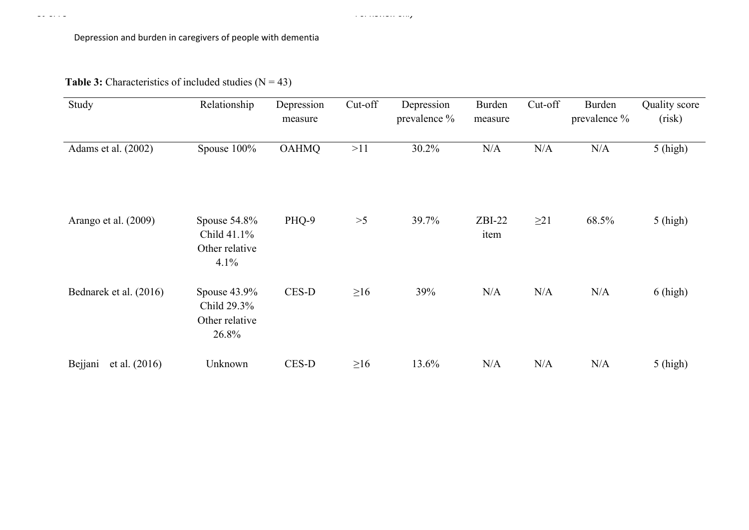**Table 3:** Characteristics of included studies (N = 43)

| Study | Relationship | Depression measure | Cut-off | Depression prevalence % | Burden measure | Cut-off | Burden prevalence % | Quality score (risk) |
|---|---|---|---|---|---|---|---|---|
| Adams et al. (2002) | Spouse 100% | OAHMQ | >11 | 30.2% | N/A | N/A | N/A | 5 (high) |
| Arango et al. (2009) | Spouse 54.8% Child 41.1% Other relative 4.1% | PHQ-9 | >5 | 39.7% | ZBI-22 item | ≥21 | 68.5% | 5 (high) |
| Bednarek et al. (2016) | Spouse 43.9% Child 29.3% Other relative 26.8% | CES-D | ≥16 | 39% | N/A | N/A | N/A | 6 (high) |
| Bejjani et al. (2016) | Unknown | CES-D | ≥16 | 13.6% | N/A | N/A | N/A | 5 (high) |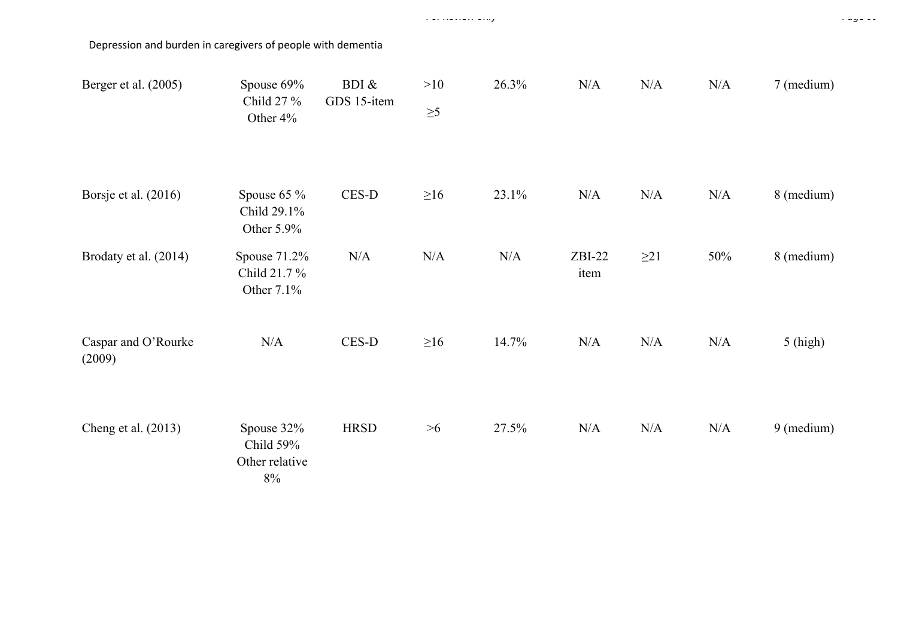Depression and burden in caregivers of people with dementia

| | | | | | | | | |
|---|---|---|---|---|---|---|---|---|
| Berger et al. (2005) | Spouse 69%<br>Child 27 %<br>Other 4% | BDI &<br>GDS 15-item | >10<br>≥5 | 26.3% | N/A | N/A | N/A | 7 (medium) |
| Borsje et al. (2016) | Spouse 65 %<br>Child 29.1%<br>Other 5.9% | CES-D | ≥16 | 23.1% | N/A | N/A | N/A | 8 (medium) |
| Brodaty et al. (2014) | Spouse 71.2%<br>Child 21.7 %<br>Other 7.1% | N/A | N/A | N/A | ZBI-22 item | ≥21 | 50% | 8 (medium) |
| Caspar and O'Rourke (2009) | N/A | CES-D | ≥16 | 14.7% | N/A | N/A | N/A | 5 (high) |
| Cheng et al. (2013) | Spouse 32%<br>Child 59%<br>Other relative 8% | HRSD | >6 | 27.5% | N/A | N/A | N/A | 9 (medium) |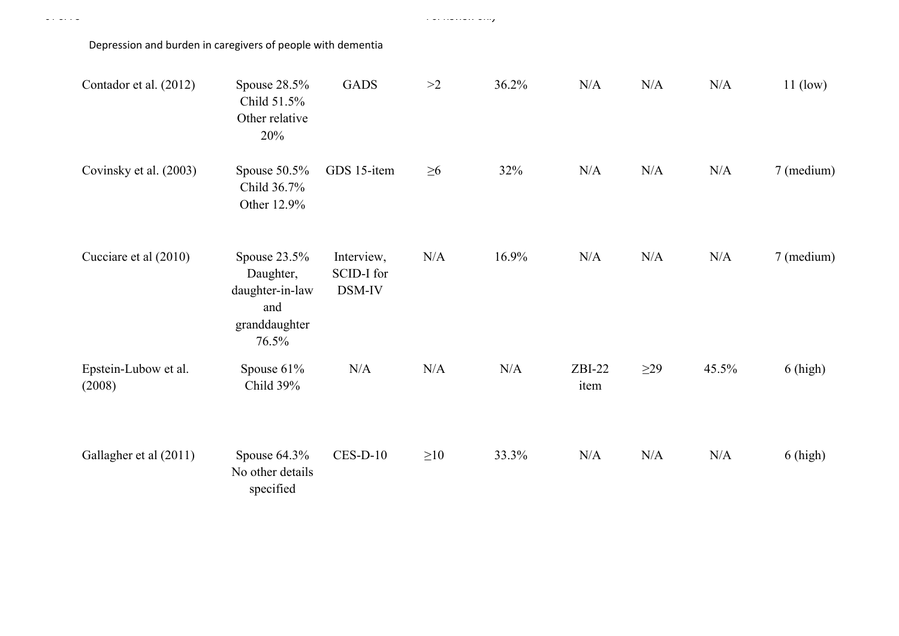| | | | | | | | | |
|---|---|---|---|---|---|---|---|---|
| Contador et al. (2012) | Spouse 28.5% Child 51.5% Other relative 20% | GADS | >2 | 36.2% | N/A | N/A | N/A | 11 (low) |
| Covinsky et al. (2003) | Spouse 50.5% Child 36.7% Other 12.9% | GDS 15-item | ≥6 | 32% | N/A | N/A | N/A | 7 (medium) |
| Cucciare et al (2010) | Spouse 23.5% Daughter, daughter-in-law and granddaughter 76.5% | Interview, SCID-I for DSM-IV | N/A | 16.9% | N/A | N/A | N/A | 7 (medium) |
| Epstein-Lubow et al. (2008) | Spouse 61% Child 39% | N/A | N/A | N/A | ZBI-22 item | ≥29 | 45.5% | 6 (high) |
| Gallagher et al (2011) | Spouse 64.3% No other details specified | CES-D-10 | ≥10 | 33.3% | N/A | N/A | N/A | 6 (high) |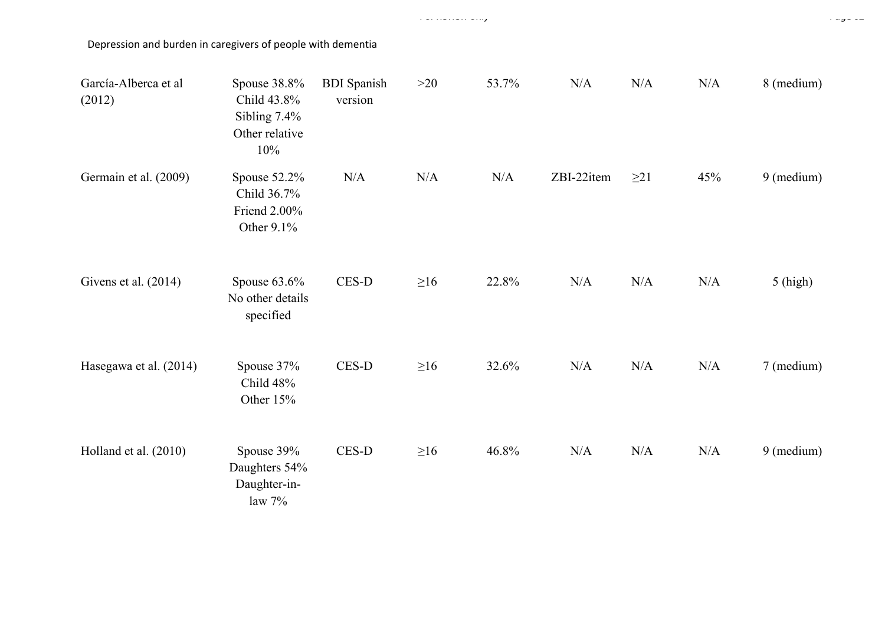Depression and burden in caregivers of people with dementia

| | | | | | | | | |
|---|---|---|---|---|---|---|---|---|
| García-Alberca et al (2012) | Spouse 38.8% Child 43.8% Sibling 7.4% Other relative 10% | BDI Spanish version | >20 | 53.7% | N/A | N/A | N/A | 8 (medium) |
| Germain et al. (2009) | Spouse 52.2% Child 36.7% Friend 2.00% Other 9.1% | N/A | N/A | N/A | ZBI-22item | ≥21 | 45% | 9 (medium) |
| Givens et al. (2014) | Spouse 63.6% No other details specified | CES-D | ≥16 | 22.8% | N/A | N/A | N/A | 5 (high) |
| Hasegawa et al. (2014) | Spouse 37% Child 48% Other 15% | CES-D | ≥16 | 32.6% | N/A | N/A | N/A | 7 (medium) |
| Holland et al. (2010) | Spouse 39% Daughters 54% Daughter-in-law 7% | CES-D | ≥16 | 46.8% | N/A | N/A | N/A | 9 (medium) |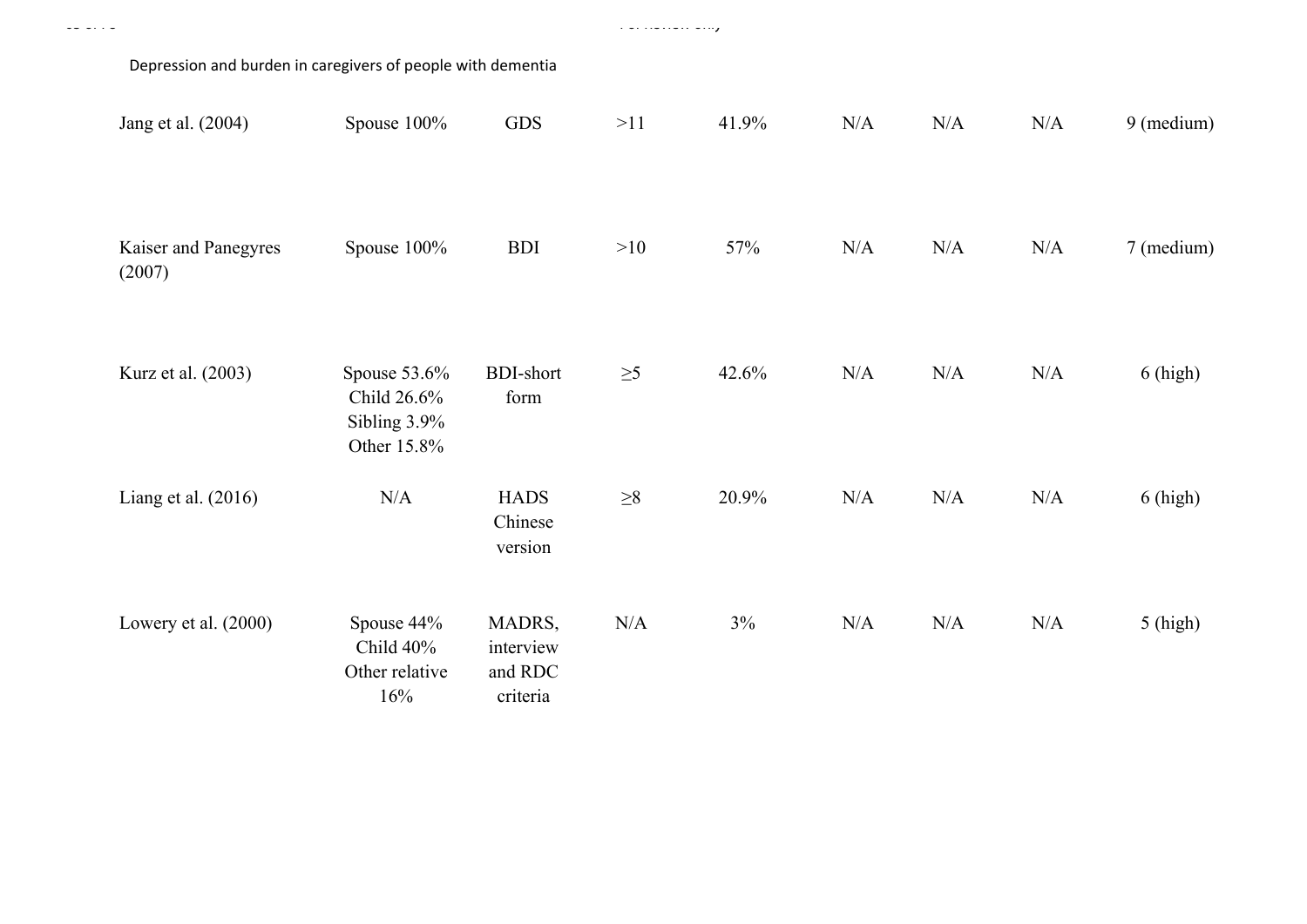| | | | | | | | | |
|---|---|---|---|---|---|---|---|---|
| Jang et al. (2004) | Spouse 100% | GDS | >11 | 41.9% | N/A | N/A | N/A | 9 (medium) |
| Kaiser and Panegyres (2007) | Spouse 100% | BDI | >10 | 57% | N/A | N/A | N/A | 7 (medium) |
| Kurz et al. (2003) | Spouse 53.6%<br>Child 26.6%<br>Sibling 3.9%<br>Other 15.8% | BDI-short form | ≥5 | 42.6% | N/A | N/A | N/A | 6 (high) |
| Liang et al. (2016) | N/A | HADS Chinese version | ≥8 | 20.9% | N/A | N/A | N/A | 6 (high) |
| Lowery et al. (2000) | Spouse 44%<br>Child 40%<br>Other relative 16% | MADRS, interview and RDC criteria | N/A | 3% | N/A | N/A | N/A | 5 (high) |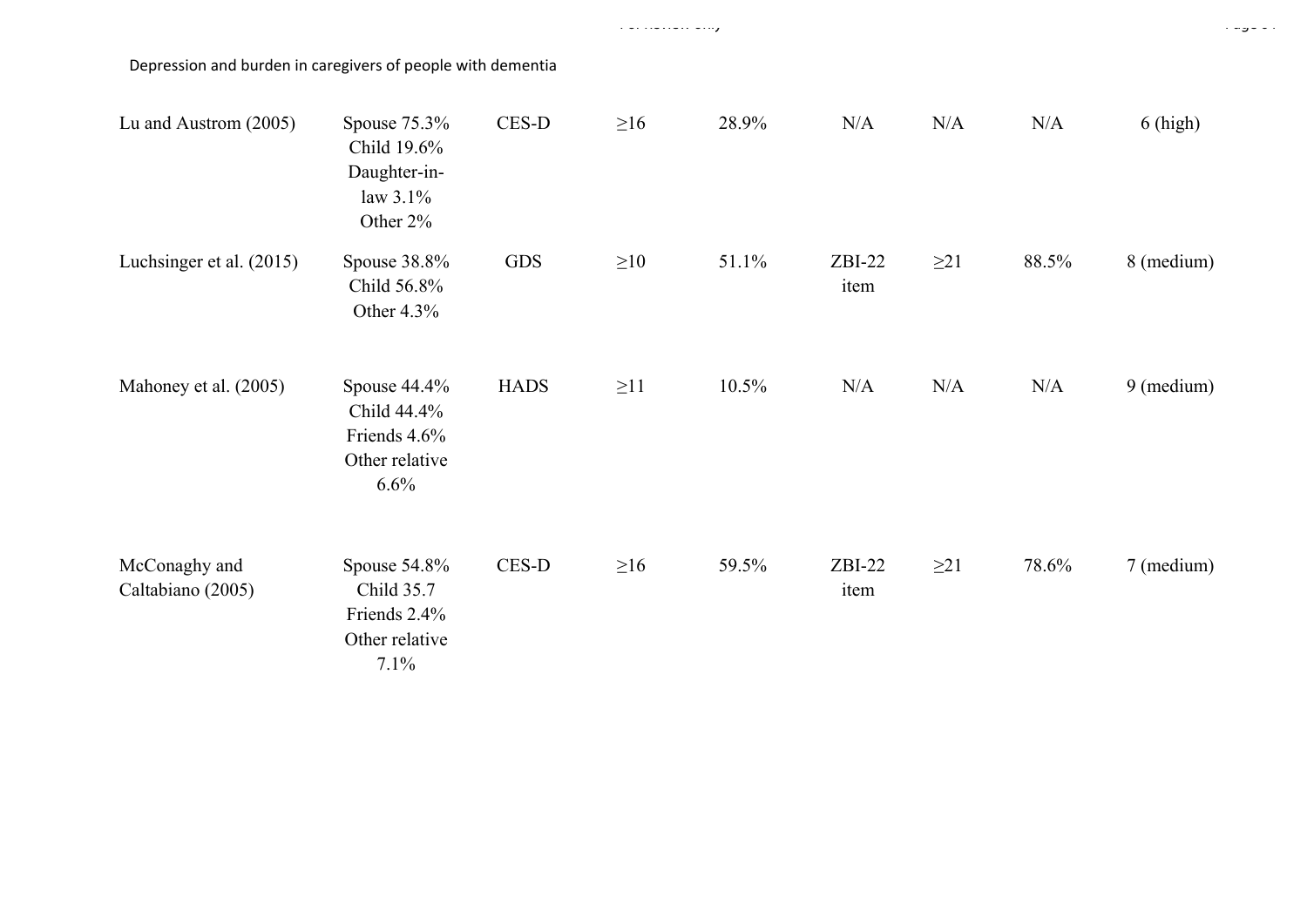Depression and burden in caregivers of people with dementia

| | | | | | | | | |
|---|---|---|---|---|---|---|---|---|
| Lu and Austrom (2005) | Spouse 75.3% Child 19.6% Daughter-in-law 3.1% Other 2% | CES-D | ≥16 | 28.9% | N/A | N/A | N/A | 6 (high) |
| Luchsinger et al. (2015) | Spouse 38.8% Child 56.8% Other 4.3% | GDS | ≥10 | 51.1% | ZBI-22 item | ≥21 | 88.5% | 8 (medium) |
| Mahoney et al. (2005) | Spouse 44.4% Child 44.4% Friends 4.6% Other relative 6.6% | HADS | ≥11 | 10.5% | N/A | N/A | N/A | 9 (medium) |
| McConaghy and Caltabiano (2005) | Spouse 54.8% Child 35.7 Friends 2.4% Other relative 7.1% | CES-D | ≥16 | 59.5% | ZBI-22 item | ≥21 | 78.6% | 7 (medium) |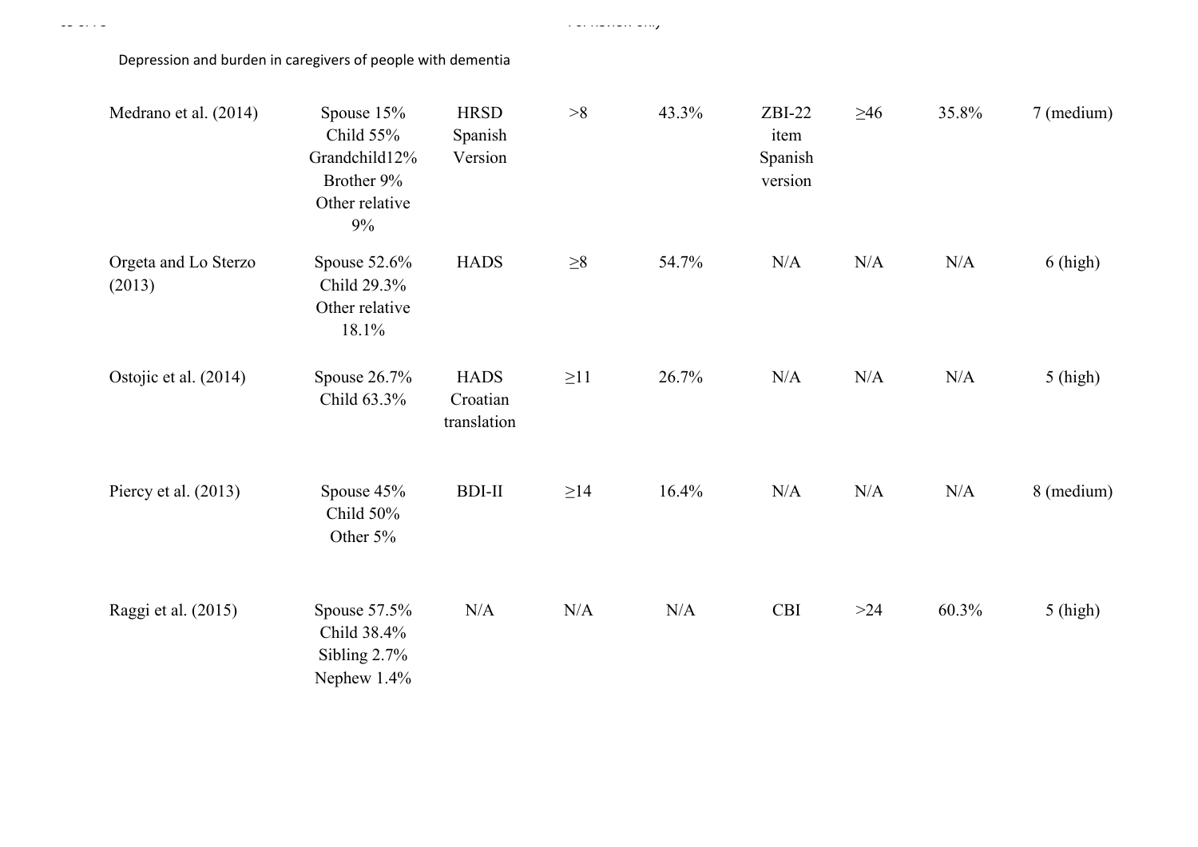| | | | | | | | | |
|---|---|---|---|---|---|---|---|---|
| Medrano et al. (2014) | Spouse 15%<br>Child 55%<br>Grandchild12%<br>Brother 9%<br>Other relative 9% | HRSD Spanish Version | >8 | 43.3% | ZBI-22 item Spanish version | ≥46 | 35.8% | 7 (medium) |
| Orgeta and Lo Sterzo (2013) | Spouse 52.6%<br>Child 29.3%<br>Other relative 18.1% | HADS | ≥8 | 54.7% | N/A | N/A | N/A | 6 (high) |
| Ostojic et al. (2014) | Spouse 26.7%<br>Child 63.3% | HADS Croatian translation | ≥11 | 26.7% | N/A | N/A | N/A | 5 (high) |
| Piercy et al. (2013) | Spouse 45%<br>Child 50%<br>Other 5% | BDI-II | ≥14 | 16.4% | N/A | N/A | N/A | 8 (medium) |
| Raggi et al. (2015) | Spouse 57.5%<br>Child 38.4%<br>Sibling 2.7%<br>Nephew 1.4% | N/A | N/A | N/A | CBI | >24 | 60.3% | 5 (high) |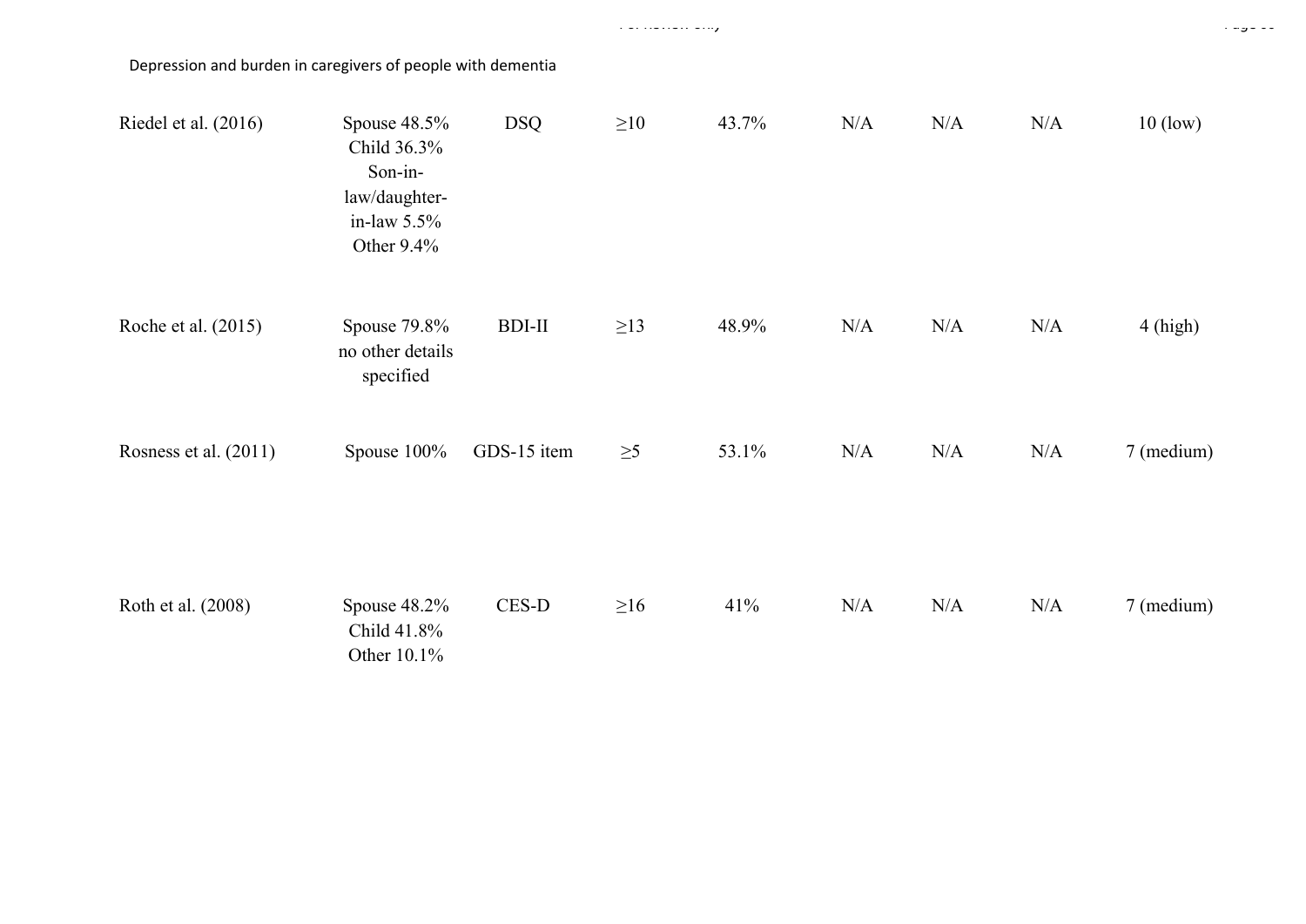| | | | | | | | | |
|---|---|---|---|---|---|---|---|---|
| Riedel et al. (2016) | Spouse 48.5% Child 36.3% Son-in-law/daughter-in-law 5.5% Other 9.4% | DSQ | ≥10 | 43.7% | N/A | N/A | N/A | 10 (low) |
| Roche et al. (2015) | Spouse 79.8% no other details specified | BDI-II | ≥13 | 48.9% | N/A | N/A | N/A | 4 (high) |
| Rosness et al. (2011) | Spouse 100% | GDS-15 item | ≥5 | 53.1% | N/A | N/A | N/A | 7 (medium) |
| Roth et al. (2008) | Spouse 48.2% Child 41.8% Other 10.1% | CES-D | ≥16 | 41% | N/A | N/A | N/A | 7 (medium) |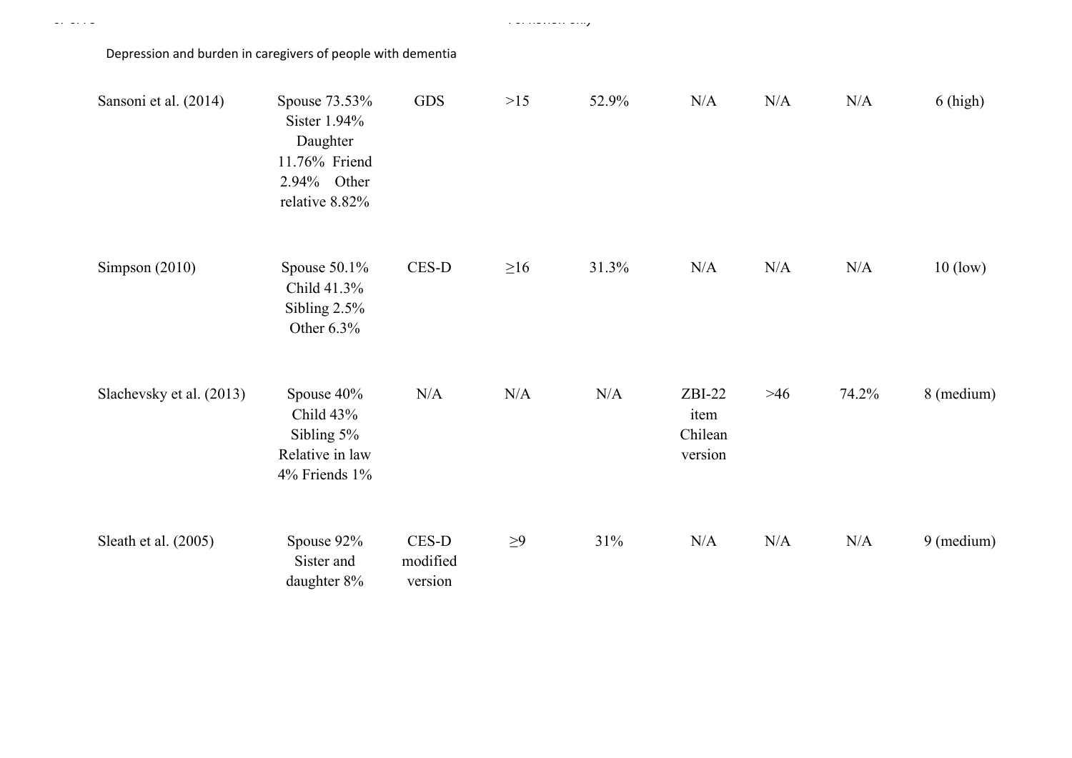| | | | | | | | | |
|---|---|---|---|---|---|---|---|---|
| Sansoni et al. (2014) | Spouse 73.53% Sister 1.94% Daughter 11.76% Friend 2.94% Other relative 8.82% | GDS | >15 | 52.9% | N/A | N/A | N/A | 6 (high) |
| Simpson (2010) | Spouse 50.1% Child 41.3% Sibling 2.5% Other 6.3% | CES-D | ≥16 | 31.3% | N/A | N/A | N/A | 10 (low) |
| Slachevsky et al. (2013) | Spouse 40% Child 43% Sibling 5% Relative in law 4% Friends 1% | N/A | N/A | N/A | ZBI-22 item Chilean version | >46 | 74.2% | 8 (medium) |
| Sleath et al. (2005) | Spouse 92% Sister and daughter 8% | CES-D modified version | ≥9 | 31% | N/A | N/A | N/A | 9 (medium) |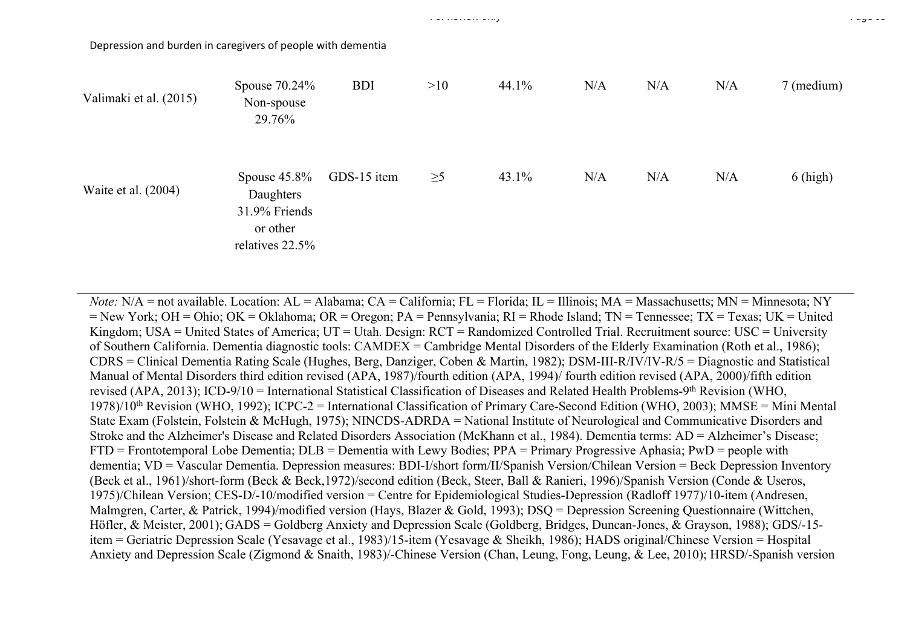| | | | | | | | | |
|---|---|---|---|---|---|---|---|---|
| Valimaki et al. (2015) | Spouse 70.24% Non-spouse 29.76% | BDI | >10 | 44.1% | N/A | N/A | N/A | 7 (medium) |
| Waite et al. (2004) | Spouse 45.8% Daughters 31.9% Friends or other relatives 22.5% | GDS-15 item | ≥5 | 43.1% | N/A | N/A | N/A | 6 (high) |

*Note:* N/A = not available. Location: AL = Alabama; CA = California; FL = Florida; IL = Illinois; MA = Massachusetts; MN = Minnesota; NY = New York; OH = Ohio; OK = Oklahoma; OR = Oregon; PA = Pennsylvania; RI = Rhode Island; TN = Tennessee; TX = Texas; UK = United Kingdom; USA = United States of America; UT = Utah. Design: RCT = Randomized Controlled Trial. Recruitment source: USC = University of Southern California. Dementia diagnostic tools: CAMDEX = Cambridge Mental Disorders of the Elderly Examination (Roth et al., 1986); CDRS = Clinical Dementia Rating Scale (Hughes, Berg, Danziger, Coben & Martin, 1982); DSM-III-R/IV/IV-R/5 = Diagnostic and Statistical Manual of Mental Disorders third edition revised (APA, 1987)/fourth edition (APA, 1994)/ fourth edition revised (APA, 2000)/fifth edition revised (APA, 2013); ICD-9/10 = International Statistical Classification of Diseases and Related Health Problems-9th Revision (WHO, 1978)/10th Revision (WHO, 1992); ICPC-2 = International Classification of Primary Care-Second Edition (WHO, 2003); MMSE = Mini Mental State Exam (Folstein, Folstein & McHugh, 1975); NINCDS-ADRDA = National Institute of Neurological and Communicative Disorders and Stroke and the Alzheimer's Disease and Related Disorders Association (McKhann et al., 1984). Dementia terms: AD = Alzheimer's Disease; FTD = Frontotemporal Lobe Dementia; DLB = Dementia with Lewy Bodies; PPA = Primary Progressive Aphasia; PwD = people with dementia; VD = Vascular Dementia. Depression measures: BDI-I/short form/II/Spanish Version/Chilean Version = Beck Depression Inventory (Beck et al., 1961)/short-form (Beck & Beck,1972)/second edition (Beck, Steer, Ball & Ranieri, 1996)/Spanish Version (Conde & Useros, 1975)/Chilean Version; CES-D/-10/modified version = Centre for Epidemiological Studies-Depression (Radloff 1977)/10-item (Andresen, Malmgren, Carter, & Patrick, 1994)/modified version (Hays, Blazer & Gold, 1993); DSQ = Depression Screening Questionnaire (Wittchen, Höfler, & Meister, 2001); GADS = Goldberg Anxiety and Depression Scale (Goldberg, Bridges, Duncan-Jones, & Grayson, 1988); GDS/-15-item = Geriatric Depression Scale (Yesavage et al., 1983)/15-item (Yesavage & Sheikh, 1986); HADS original/Chinese Version = Hospital Anxiety and Depression Scale (Zigmond & Snaith, 1983)/-Chinese Version (Chan, Leung, Fong, Leung, & Lee, 2010); HRSD/-Spanish version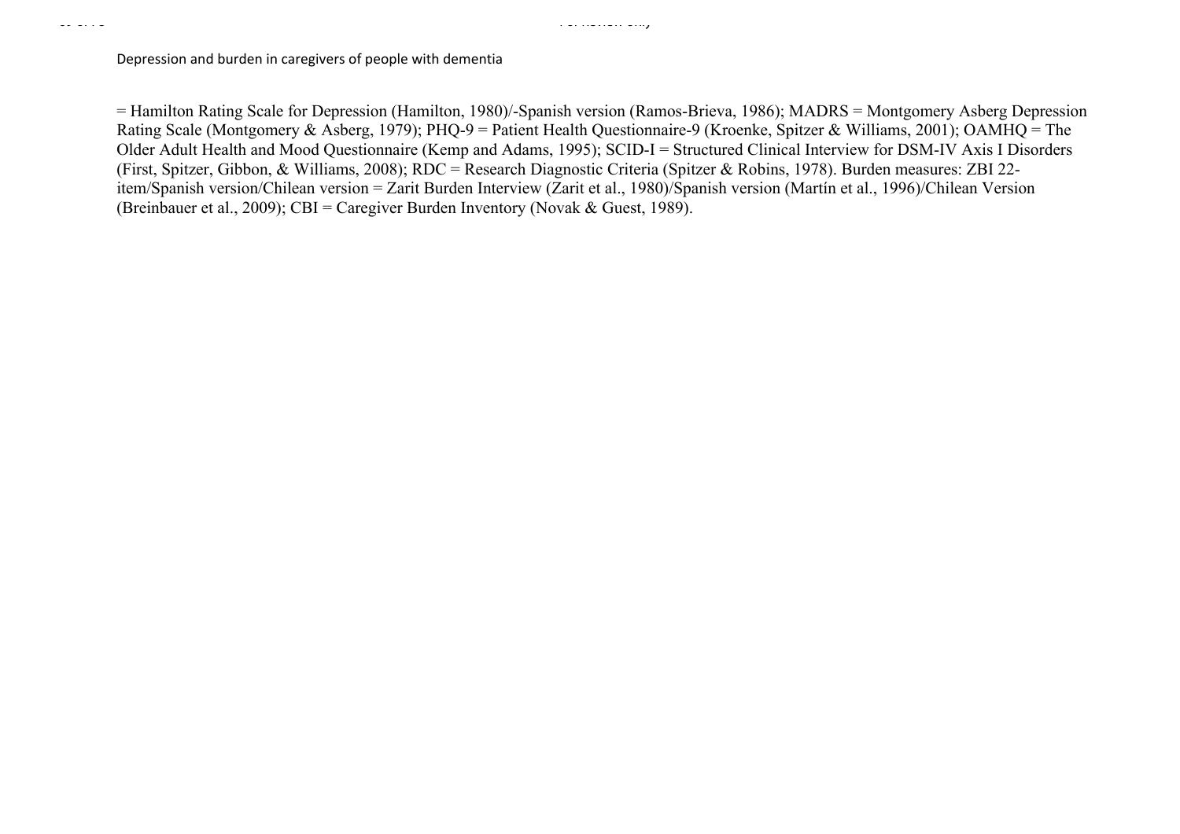= Hamilton Rating Scale for Depression (Hamilton, 1980)/-Spanish version (Ramos-Brieva, 1986); MADRS = Montgomery Asberg Depression Rating Scale (Montgomery & Asberg, 1979); PHQ-9 = Patient Health Questionnaire-9 (Kroenke, Spitzer & Williams, 2001); OAMHQ = The Older Adult Health and Mood Questionnaire (Kemp and Adams, 1995); SCID-I = Structured Clinical Interview for DSM-IV Axis I Disorders (First, Spitzer, Gibbon, & Williams, 2008); RDC = Research Diagnostic Criteria (Spitzer & Robins, 1978). Burden measures: ZBI 22-item/Spanish version/Chilean version = Zarit Burden Interview (Zarit et al., 1980)/Spanish version (Martín et al., 1996)/Chilean Version (Breinbauer et al., 2009); CBI = Caregiver Burden Inventory (Novak & Guest, 1989).